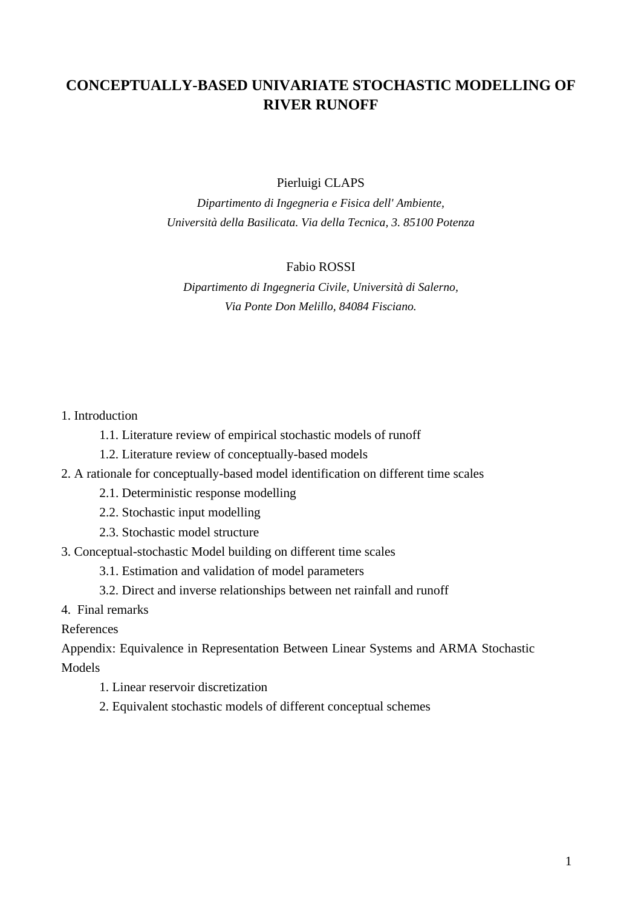# CONCEPTUALLY-BASED UNIVARIATE STOCHASTIC MODELLING OF RIVER RUNOFF

Pierluigi CLAPS

*Dipartimento di Ingegneria e Fisica dell' Ambiente,*
*Università della Basilicata. Via della Tecnica, 3. 85100 Potenza*

Fabio ROSSI

*Dipartimento di Ingegneria Civile, Università di Salerno,*
*Via Ponte Don Melillo, 84084 Fisciano.*

1. Introduction
    - 1.1. Literature review of empirical stochastic models of runoff
    - 1.2. Literature review of conceptually-based models
2. A rationale for conceptually-based model identification on different time scales
    - 2.1. Deterministic response modelling
    - 2.2. Stochastic input modelling
    - 2.3. Stochastic model structure
3. Conceptual-stochastic Model building on different time scales
    - 3.1. Estimation and validation of model parameters
    - 3.2. Direct and inverse relationships between net rainfall and runoff
4. Final remarks

References

Appendix: Equivalence in Representation Between Linear Systems and ARMA Stochastic Models
    - 1. Linear reservoir discretization
    - 2. Equivalent stochastic models of different conceptual schemes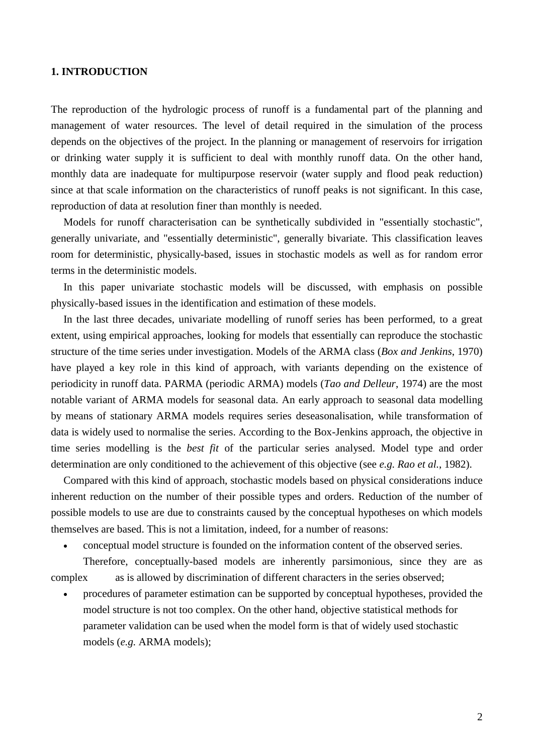## 1. INTRODUCTION

The reproduction of the hydrologic process of runoff is a fundamental part of the planning and management of water resources. The level of detail required in the simulation of the process depends on the objectives of the project. In the planning or management of reservoirs for irrigation or drinking water supply it is sufficient to deal with monthly runoff data. On the other hand, monthly data are inadequate for multipurpose reservoir (water supply and flood peak reduction) since at that scale information on the characteristics of runoff peaks is not significant. In this case, reproduction of data at resolution finer than monthly is needed.

Models for runoff characterisation can be synthetically subdivided in "essentially stochastic", generally univariate, and "essentially deterministic", generally bivariate. This classification leaves room for deterministic, physically-based, issues in stochastic models as well as for random error terms in the deterministic models.

In this paper univariate stochastic models will be discussed, with emphasis on possible physically-based issues in the identification and estimation of these models.

In the last three decades, univariate modelling of runoff series has been performed, to a great extent, using empirical approaches, looking for models that essentially can reproduce the stochastic structure of the time series under investigation. Models of the ARMA class (*Box and Jenkins*, 1970) have played a key role in this kind of approach, with variants depending on the existence of periodicity in runoff data. PARMA (periodic ARMA) models (*Tao and Delleur*, 1974) are the most notable variant of ARMA models for seasonal data. An early approach to seasonal data modelling by means of stationary ARMA models requires series deseasonalisation, while transformation of data is widely used to normalise the series. According to the Box-Jenkins approach, the objective in time series modelling is the *best fit* of the particular series analysed. Model type and order determination are only conditioned to the achievement of this objective (see *e.g. Rao et al.*, 1982).

Compared with this kind of approach, stochastic models based on physical considerations induce inherent reduction on the number of their possible types and orders. Reduction of the number of possible models to use are due to constraints caused by the conceptual hypotheses on which models themselves are based. This is not a limitation, indeed, for a number of reasons:

- conceptual model structure is founded on the information content of the observed series. Therefore, conceptually-based models are inherently parsimonious, since they are as complex as is allowed by discrimination of different characters in the series observed;
- procedures of parameter estimation can be supported by conceptual hypotheses, provided the model structure is not too complex. On the other hand, objective statistical methods for parameter validation can be used when the model form is that of widely used stochastic models (*e.g.* ARMA models);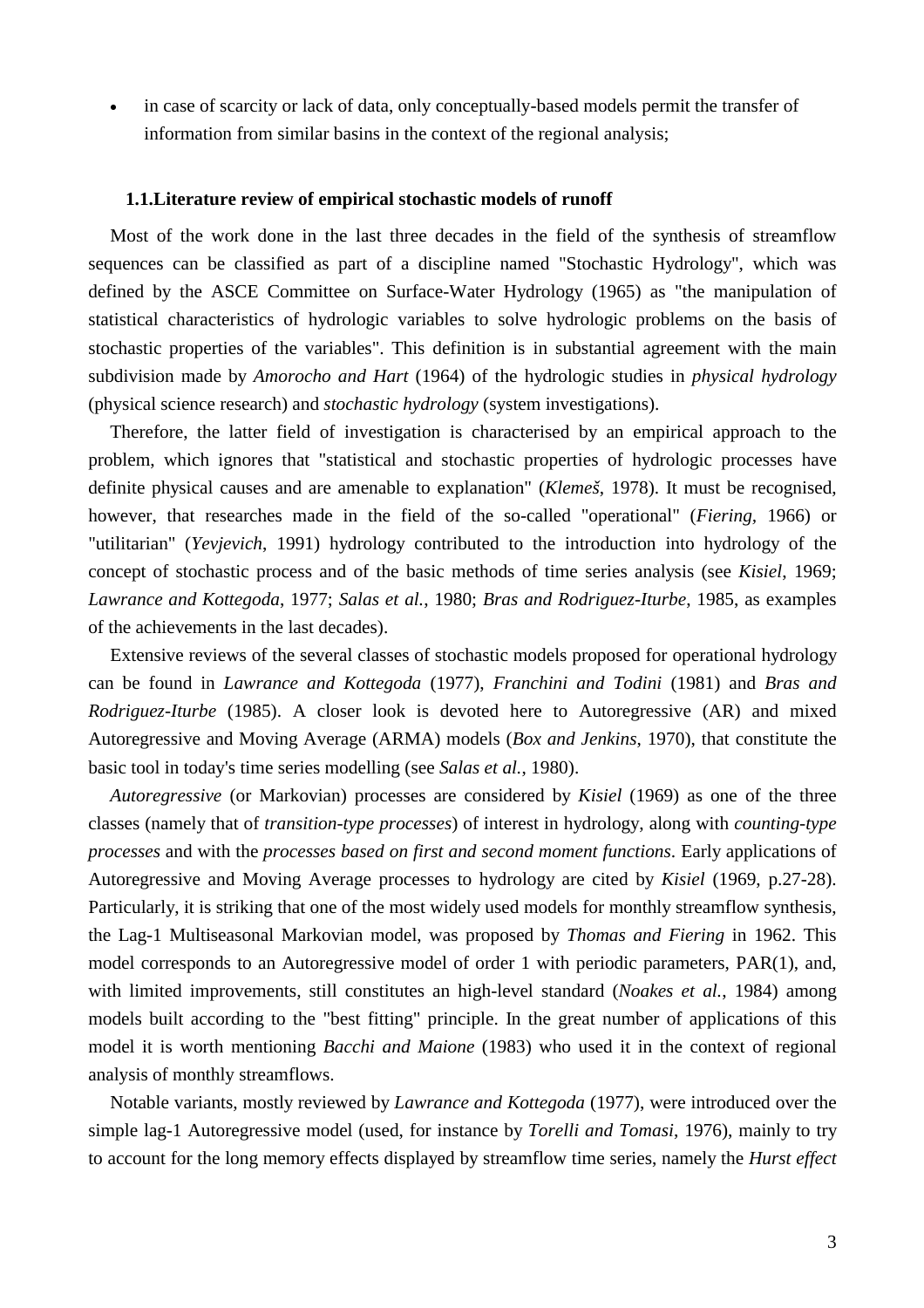- in case of scarcity or lack of data, only conceptually-based models permit the transfer of information from similar basins in the context of the regional analysis;

### 1.1. Literature review of empirical stochastic models of runoff

Most of the work done in the last three decades in the field of the synthesis of streamflow sequences can be classified as part of a discipline named "Stochastic Hydrology", which was defined by the ASCE Committee on Surface-Water Hydrology (1965) as "the manipulation of statistical characteristics of hydrologic variables to solve hydrologic problems on the basis of stochastic properties of the variables". This definition is in substantial agreement with the main subdivision made by *Amorocho and Hart* (1964) of the hydrologic studies in *physical hydrology* (physical science research) and *stochastic hydrology* (system investigations).

Therefore, the latter field of investigation is characterised by an empirical approach to the problem, which ignores that "statistical and stochastic properties of hydrologic processes have definite physical causes and are amenable to explanation" (*Klemeš*, 1978). It must be recognised, however, that researches made in the field of the so-called "operational" (*Fiering*, 1966) or "utilitarian" (*Yevjevich*, 1991) hydrology contributed to the introduction into hydrology of the concept of stochastic process and of the basic methods of time series analysis (see *Kisiel*, 1969; *Lawrance and Kottegoda*, 1977; *Salas et al.*, 1980; *Bras and Rodriguez-Iturbe*, 1985, as examples of the achievements in the last decades).

Extensive reviews of the several classes of stochastic models proposed for operational hydrology can be found in *Lawrance and Kottegoda* (1977), *Franchini and Todini* (1981) and *Bras and Rodriguez-Iturbe* (1985). A closer look is devoted here to Autoregressive (AR) and mixed Autoregressive and Moving Average (ARMA) models (*Box and Jenkins*, 1970), that constitute the basic tool in today's time series modelling (see *Salas et al.*, 1980).

*Autoregressive* (or Markovian) processes are considered by *Kisiel* (1969) as one of the three classes (namely that of *transition-type processes*) of interest in hydrology, along with *counting-type processes* and with the *processes based on first and second moment functions*. Early applications of Autoregressive and Moving Average processes to hydrology are cited by *Kisiel* (1969, p.27-28). Particularly, it is striking that one of the most widely used models for monthly streamflow synthesis, the Lag-1 Multiseasonal Markovian model, was proposed by *Thomas and Fiering* in 1962. This model corresponds to an Autoregressive model of order 1 with periodic parameters, PAR(1), and, with limited improvements, still constitutes an high-level standard (*Noakes et al.*, 1984) among models built according to the "best fitting" principle. In the great number of applications of this model it is worth mentioning *Bacchi and Maione* (1983) who used it in the context of regional analysis of monthly streamflows.

Notable variants, mostly reviewed by *Lawrance and Kottegoda* (1977), were introduced over the simple lag-1 Autoregressive model (used, for instance by *Torelli and Tomasi*, 1976), mainly to try to account for the long memory effects displayed by streamflow time series, namely the *Hurst effect*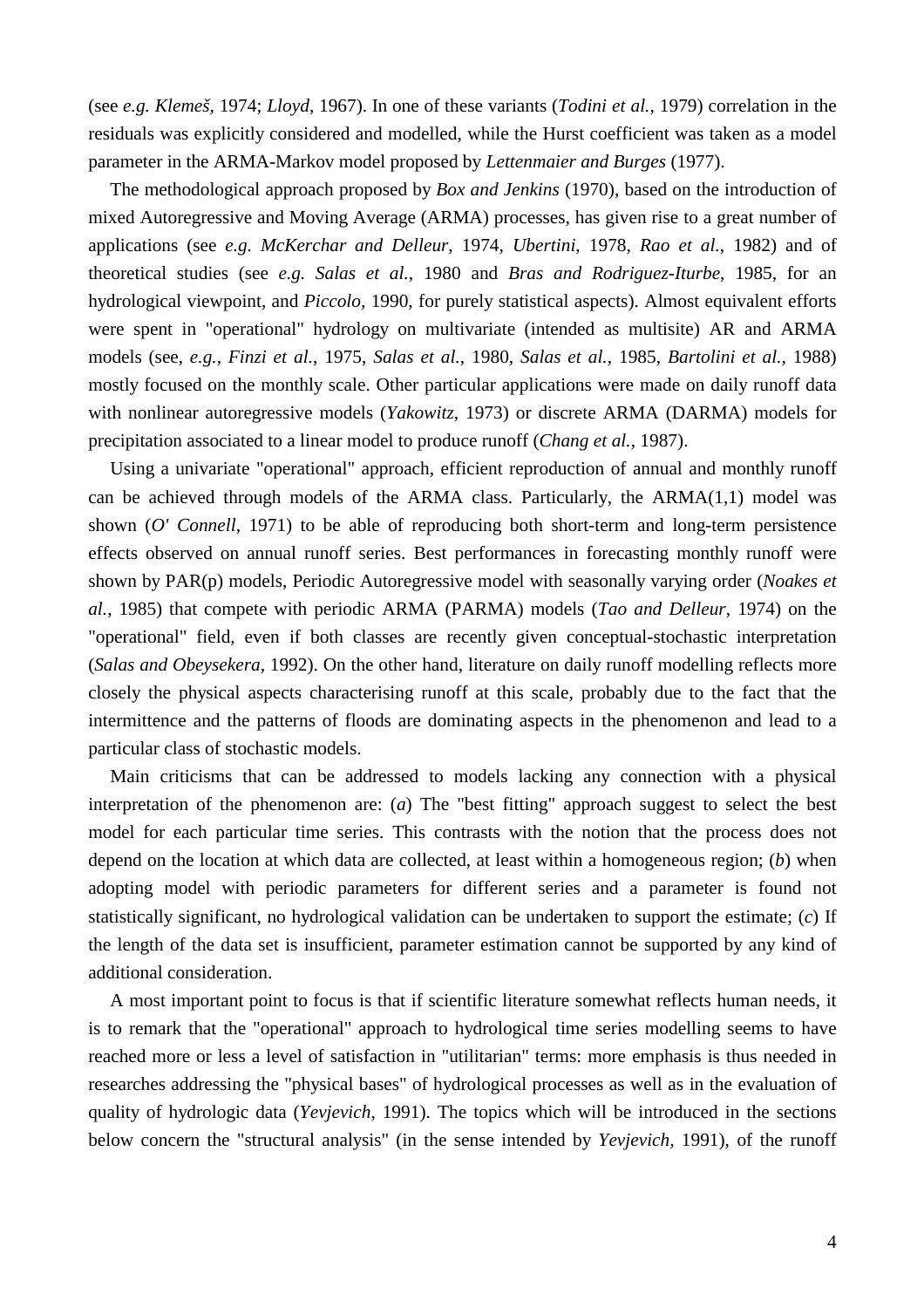(see *e.g. Klemeš*, 1974; *Lloyd*, 1967). In one of these variants (*Todini et al.*, 1979) correlation in the residuals was explicitly considered and modelled, while the Hurst coefficient was taken as a model parameter in the ARMA-Markov model proposed by *Lettenmaier and Burges* (1977).

The methodological approach proposed by *Box and Jenkins* (1970), based on the introduction of mixed Autoregressive and Moving Average (ARMA) processes, has given rise to a great number of applications (see *e.g. McKerchar and Delleur*, 1974, *Ubertini*, 1978, *Rao et al.*, 1982) and of theoretical studies (see *e.g. Salas et al.*, 1980 and *Bras and Rodriguez-Iturbe*, 1985, for an hydrological viewpoint, and *Piccolo*, 1990, for purely statistical aspects). Almost equivalent efforts were spent in "operational" hydrology on multivariate (intended as multisite) AR and ARMA models (see, *e.g.*, *Finzi et al.*, 1975, *Salas et al.*, 1980, *Salas et al.*, 1985, *Bartolini et al.*, 1988) mostly focused on the monthly scale. Other particular applications were made on daily runoff data with nonlinear autoregressive models (*Yakowitz*, 1973) or discrete ARMA (DARMA) models for precipitation associated to a linear model to produce runoff (*Chang et al.*, 1987).

Using a univariate "operational" approach, efficient reproduction of annual and monthly runoff can be achieved through models of the ARMA class. Particularly, the ARMA(1,1) model was shown (*O' Connell*, 1971) to be able of reproducing both short-term and long-term persistence effects observed on annual runoff series. Best performances in forecasting monthly runoff were shown by PAR(p) models, Periodic Autoregressive model with seasonally varying order (*Noakes et al.*, 1985) that compete with periodic ARMA (PARMA) models (*Tao and Delleur*, 1974) on the "operational" field, even if both classes are recently given conceptual-stochastic interpretation (*Salas and Obeysekera*, 1992). On the other hand, literature on daily runoff modelling reflects more closely the physical aspects characterising runoff at this scale, probably due to the fact that the intermittence and the patterns of floods are dominating aspects in the phenomenon and lead to a particular class of stochastic models.

Main criticisms that can be addressed to models lacking any connection with a physical interpretation of the phenomenon are: (*a*) The "best fitting" approach suggest to select the best model for each particular time series. This contrasts with the notion that the process does not depend on the location at which data are collected, at least within a homogeneous region; (*b*) when adopting model with periodic parameters for different series and a parameter is found not statistically significant, no hydrological validation can be undertaken to support the estimate; (*c*) If the length of the data set is insufficient, parameter estimation cannot be supported by any kind of additional consideration.

A most important point to focus is that if scientific literature somewhat reflects human needs, it is to remark that the "operational" approach to hydrological time series modelling seems to have reached more or less a level of satisfaction in "utilitarian" terms: more emphasis is thus needed in researches addressing the "physical bases" of hydrological processes as well as in the evaluation of quality of hydrologic data (*Yevjevich*, 1991). The topics which will be introduced in the sections below concern the "structural analysis" (in the sense intended by *Yevjevich*, 1991), of the runoff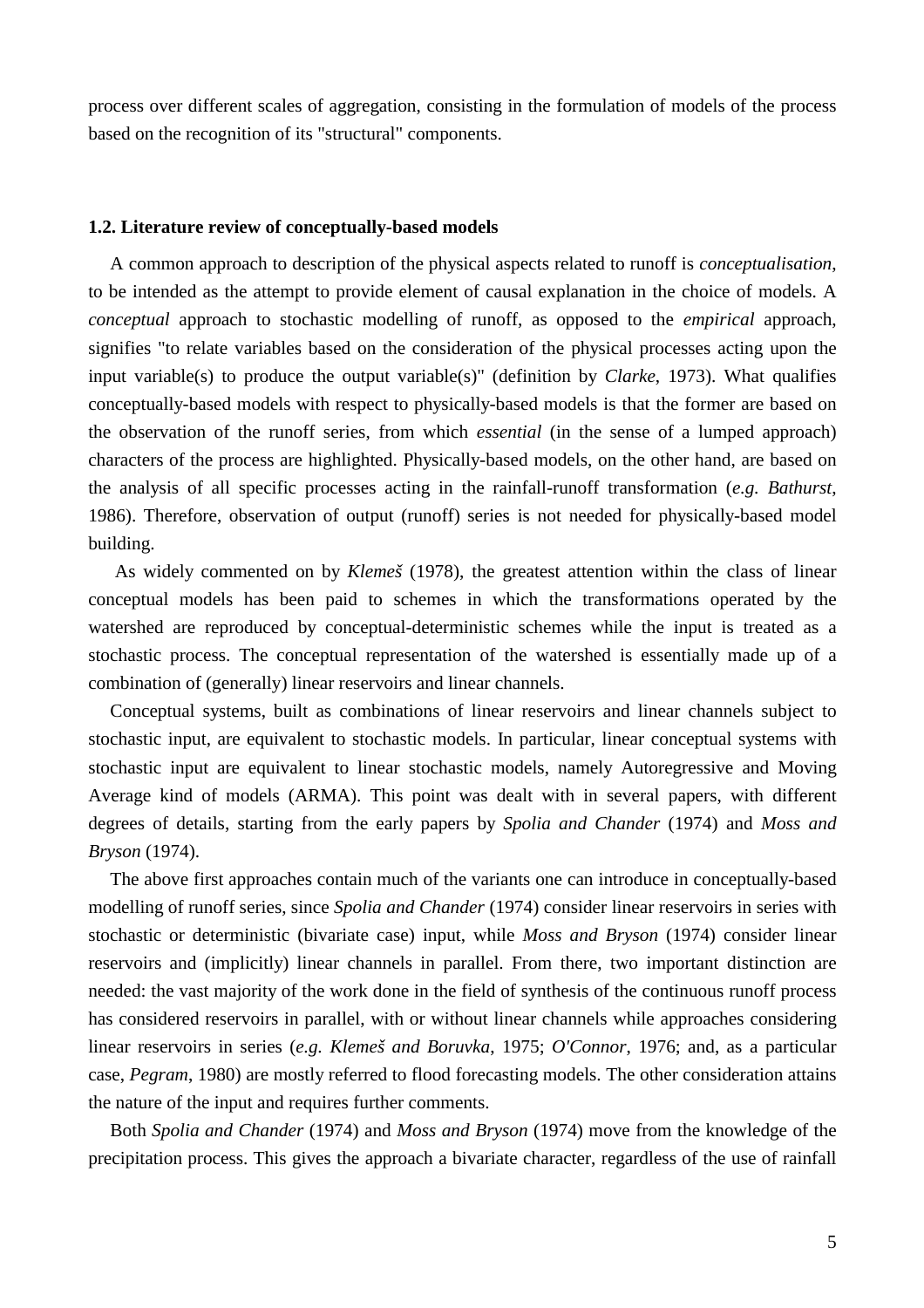process over different scales of aggregation, consisting in the formulation of models of the process based on the recognition of its "structural" components.

### 1.2. Literature review of conceptually-based models

A common approach to description of the physical aspects related to runoff is *conceptualisation*, to be intended as the attempt to provide element of causal explanation in the choice of models. A *conceptual* approach to stochastic modelling of runoff, as opposed to the *empirical* approach, signifies "to relate variables based on the consideration of the physical processes acting upon the input variable(s) to produce the output variable(s)" (definition by *Clarke*, 1973). What qualifies conceptually-based models with respect to physically-based models is that the former are based on the observation of the runoff series, from which *essential* (in the sense of a lumped approach) characters of the process are highlighted. Physically-based models, on the other hand, are based on the analysis of all specific processes acting in the rainfall-runoff transformation (*e.g. Bathurst*, 1986). Therefore, observation of output (runoff) series is not needed for physically-based model building.

As widely commented on by *Klemeš* (1978), the greatest attention within the class of linear conceptual models has been paid to schemes in which the transformations operated by the watershed are reproduced by conceptual-deterministic schemes while the input is treated as a stochastic process. The conceptual representation of the watershed is essentially made up of a combination of (generally) linear reservoirs and linear channels.

Conceptual systems, built as combinations of linear reservoirs and linear channels subject to stochastic input, are equivalent to stochastic models. In particular, linear conceptual systems with stochastic input are equivalent to linear stochastic models, namely Autoregressive and Moving Average kind of models (ARMA). This point was dealt with in several papers, with different degrees of details, starting from the early papers by *Spolia and Chander* (1974) and *Moss and Bryson* (1974).

The above first approaches contain much of the variants one can introduce in conceptually-based modelling of runoff series, since *Spolia and Chander* (1974) consider linear reservoirs in series with stochastic or deterministic (bivariate case) input, while *Moss and Bryson* (1974) consider linear reservoirs and (implicitly) linear channels in parallel. From there, two important distinction are needed: the vast majority of the work done in the field of synthesis of the continuous runoff process has considered reservoirs in parallel, with or without linear channels while approaches considering linear reservoirs in series (*e.g. Klemeš and Boruvka*, 1975; *O'Connor*, 1976; and, as a particular case, *Pegram*, 1980) are mostly referred to flood forecasting models. The other consideration attains the nature of the input and requires further comments.

Both *Spolia and Chander* (1974) and *Moss and Bryson* (1974) move from the knowledge of the precipitation process. This gives the approach a bivariate character, regardless of the use of rainfall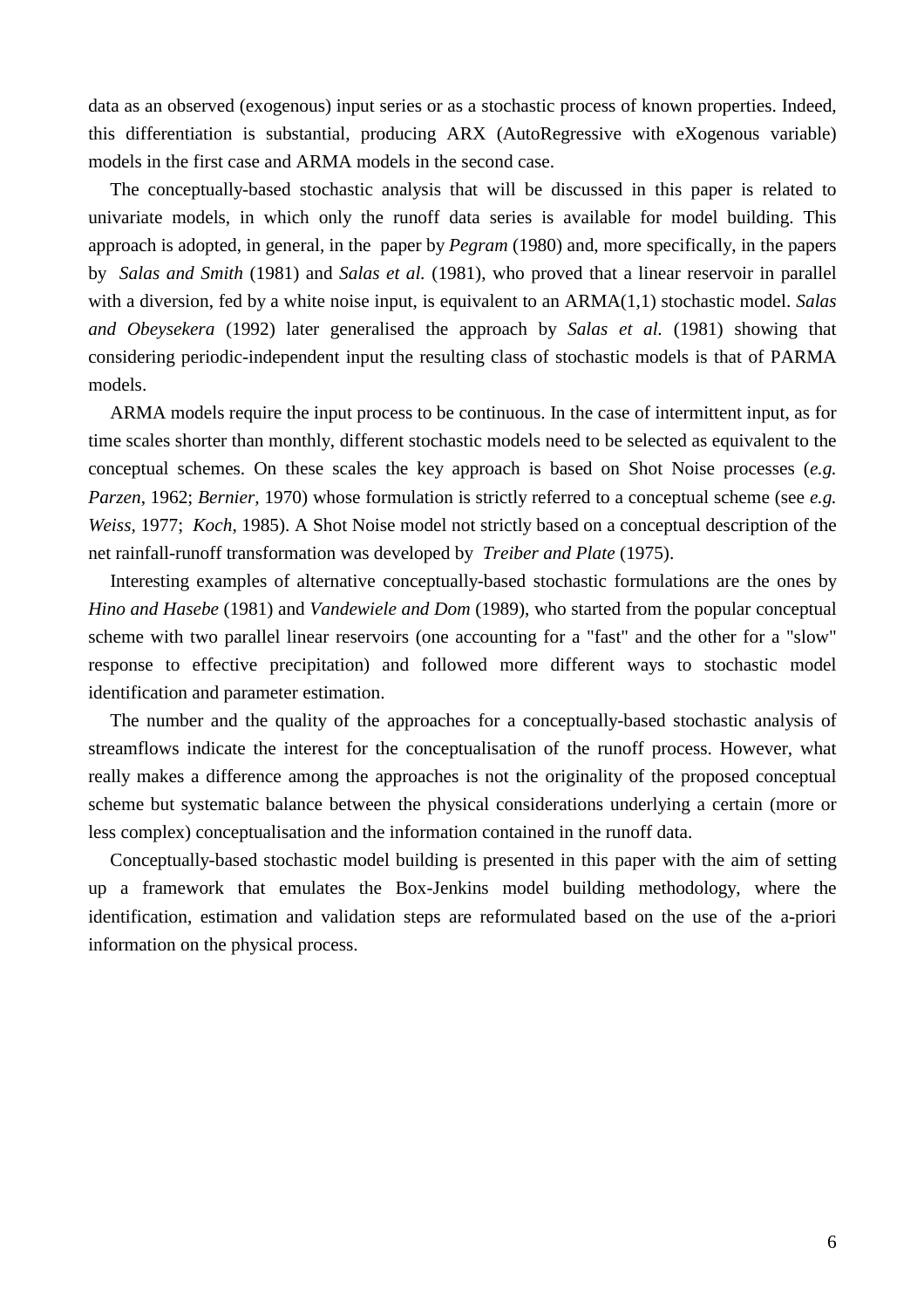data as an observed (exogenous) input series or as a stochastic process of known properties. Indeed, this differentiation is substantial, producing ARX (AutoRegressive with eXogenous variable) models in the first case and ARMA models in the second case.

The conceptually-based stochastic analysis that will be discussed in this paper is related to univariate models, in which only the runoff data series is available for model building. This approach is adopted, in general, in the paper by *Pegram* (1980) and, more specifically, in the papers by *Salas and Smith* (1981) and *Salas et al.* (1981), who proved that a linear reservoir in parallel with a diversion, fed by a white noise input, is equivalent to an ARMA(1,1) stochastic model. *Salas and Obeysekera* (1992) later generalised the approach by *Salas et al.* (1981) showing that considering periodic-independent input the resulting class of stochastic models is that of PARMA models.

ARMA models require the input process to be continuous. In the case of intermittent input, as for time scales shorter than monthly, different stochastic models need to be selected as equivalent to the conceptual schemes. On these scales the key approach is based on Shot Noise processes (*e.g. Parzen*, 1962; *Bernier,* 1970) whose formulation is strictly referred to a conceptual scheme (see *e.g. Weiss,* 1977; *Koch,* 1985). A Shot Noise model not strictly based on a conceptual description of the net rainfall-runoff transformation was developed by *Treiber and Plate* (1975).

Interesting examples of alternative conceptually-based stochastic formulations are the ones by *Hino and Hasebe* (1981) and *Vandewiele and Dom* (1989), who started from the popular conceptual scheme with two parallel linear reservoirs (one accounting for a "fast" and the other for a "slow" response to effective precipitation) and followed more different ways to stochastic model identification and parameter estimation.

The number and the quality of the approaches for a conceptually-based stochastic analysis of streamflows indicate the interest for the conceptualisation of the runoff process. However, what really makes a difference among the approaches is not the originality of the proposed conceptual scheme but systematic balance between the physical considerations underlying a certain (more or less complex) conceptualisation and the information contained in the runoff data.

Conceptually-based stochastic model building is presented in this paper with the aim of setting up a framework that emulates the Box-Jenkins model building methodology, where the identification, estimation and validation steps are reformulated based on the use of the a-priori information on the physical process.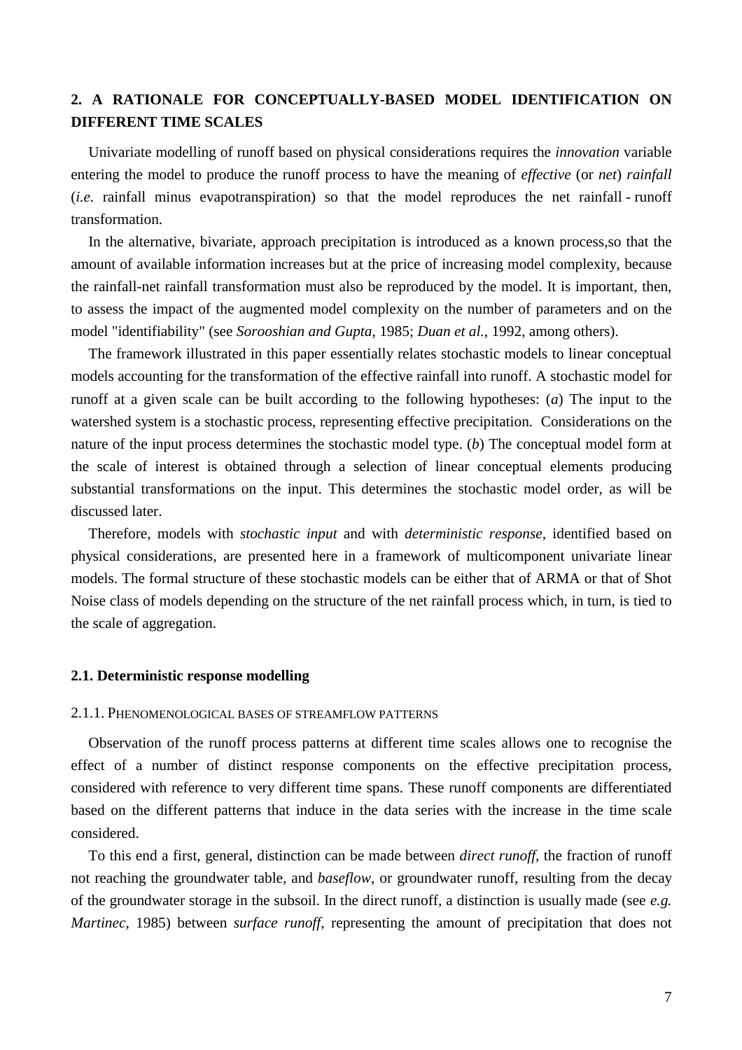## 2. A RATIONALE FOR CONCEPTUALLY-BASED MODEL IDENTIFICATION ON DIFFERENT TIME SCALES

Univariate modelling of runoff based on physical considerations requires the *innovation* variable entering the model to produce the runoff process to have the meaning of *effective* (or *net*) *rainfall* (*i.e.* rainfall minus evapotranspiration) so that the model reproduces the net rainfall - runoff transformation.

In the alternative, bivariate, approach precipitation is introduced as a known process,so that the amount of available information increases but at the price of increasing model complexity, because the rainfall-net rainfall transformation must also be reproduced by the model. It is important, then, to assess the impact of the augmented model complexity on the number of parameters and on the model "identifiability" (see *Sorooshian and Gupta*, 1985; *Duan et al.*, 1992, among others).

The framework illustrated in this paper essentially relates stochastic models to linear conceptual models accounting for the transformation of the effective rainfall into runoff. A stochastic model for runoff at a given scale can be built according to the following hypotheses: (*a*) The input to the watershed system is a stochastic process, representing effective precipitation. Considerations on the nature of the input process determines the stochastic model type. (*b*) The conceptual model form at the scale of interest is obtained through a selection of linear conceptual elements producing substantial transformations on the input. This determines the stochastic model order, as will be discussed later.

Therefore, models with *stochastic input* and with *deterministic response*, identified based on physical considerations, are presented here in a framework of multicomponent univariate linear models. The formal structure of these stochastic models can be either that of ARMA or that of Shot Noise class of models depending on the structure of the net rainfall process which, in turn, is tied to the scale of aggregation.

### 2.1. Deterministic response modelling

#### 2.1.1. Phenomenological bases of streamflow patterns

Observation of the runoff process patterns at different time scales allows one to recognise the effect of a number of distinct response components on the effective precipitation process, considered with reference to very different time spans. These runoff components are differentiated based on the different patterns that induce in the data series with the increase in the time scale considered.

To this end a first, general, distinction can be made between *direct runoff*, the fraction of runoff not reaching the groundwater table, and *baseflow*, or groundwater runoff, resulting from the decay of the groundwater storage in the subsoil. In the direct runoff, a distinction is usually made (see *e.g. Martinec*, 1985) between *surface runoff*, representing the amount of precipitation that does not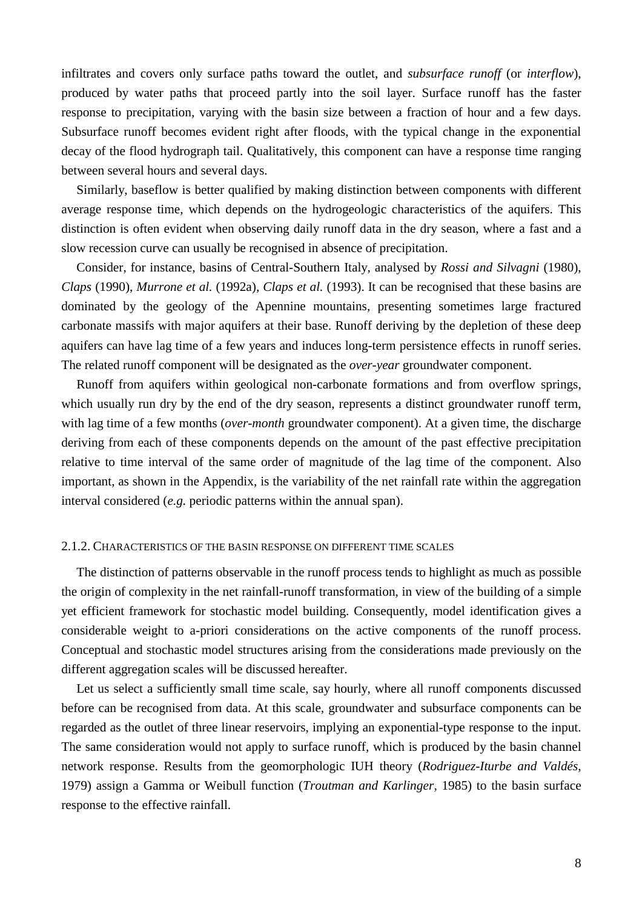infiltrates and covers only surface paths toward the outlet, and *subsurface runoff* (or *interflow*), produced by water paths that proceed partly into the soil layer. Surface runoff has the faster response to precipitation, varying with the basin size between a fraction of hour and a few days. Subsurface runoff becomes evident right after floods, with the typical change in the exponential decay of the flood hydrograph tail. Qualitatively, this component can have a response time ranging between several hours and several days.

Similarly, baseflow is better qualified by making distinction between components with different average response time, which depends on the hydrogeologic characteristics of the aquifers. This distinction is often evident when observing daily runoff data in the dry season, where a fast and a slow recession curve can usually be recognised in absence of precipitation.

Consider, for instance, basins of Central-Southern Italy, analysed by *Rossi and Silvagni* (1980), *Claps* (1990), *Murrone et al.* (1992a), *Claps et al.* (1993). It can be recognised that these basins are dominated by the geology of the Apennine mountains, presenting sometimes large fractured carbonate massifs with major aquifers at their base. Runoff deriving by the depletion of these deep aquifers can have lag time of a few years and induces long-term persistence effects in runoff series. The related runoff component will be designated as the *over-year* groundwater component.

Runoff from aquifers within geological non-carbonate formations and from overflow springs, which usually run dry by the end of the dry season, represents a distinct groundwater runoff term, with lag time of a few months (*over-month* groundwater component). At a given time, the discharge deriving from each of these components depends on the amount of the past effective precipitation relative to time interval of the same order of magnitude of the lag time of the component. Also important, as shown in the Appendix, is the variability of the net rainfall rate within the aggregation interval considered (*e.g.* periodic patterns within the annual span).

### 2.1.2. Characteristics of the basin response on different time scales

The distinction of patterns observable in the runoff process tends to highlight as much as possible the origin of complexity in the net rainfall-runoff transformation, in view of the building of a simple yet efficient framework for stochastic model building. Consequently, model identification gives a considerable weight to a-priori considerations on the active components of the runoff process. Conceptual and stochastic model structures arising from the considerations made previously on the different aggregation scales will be discussed hereafter.

Let us select a sufficiently small time scale, say hourly, where all runoff components discussed before can be recognised from data. At this scale, groundwater and subsurface components can be regarded as the outlet of three linear reservoirs, implying an exponential-type response to the input. The same consideration would not apply to surface runoff, which is produced by the basin channel network response. Results from the geomorphologic IUH theory (*Rodriguez-Iturbe and Valdés*, 1979) assign a Gamma or Weibull function (*Troutman and Karlinger*, 1985) to the basin surface response to the effective rainfall.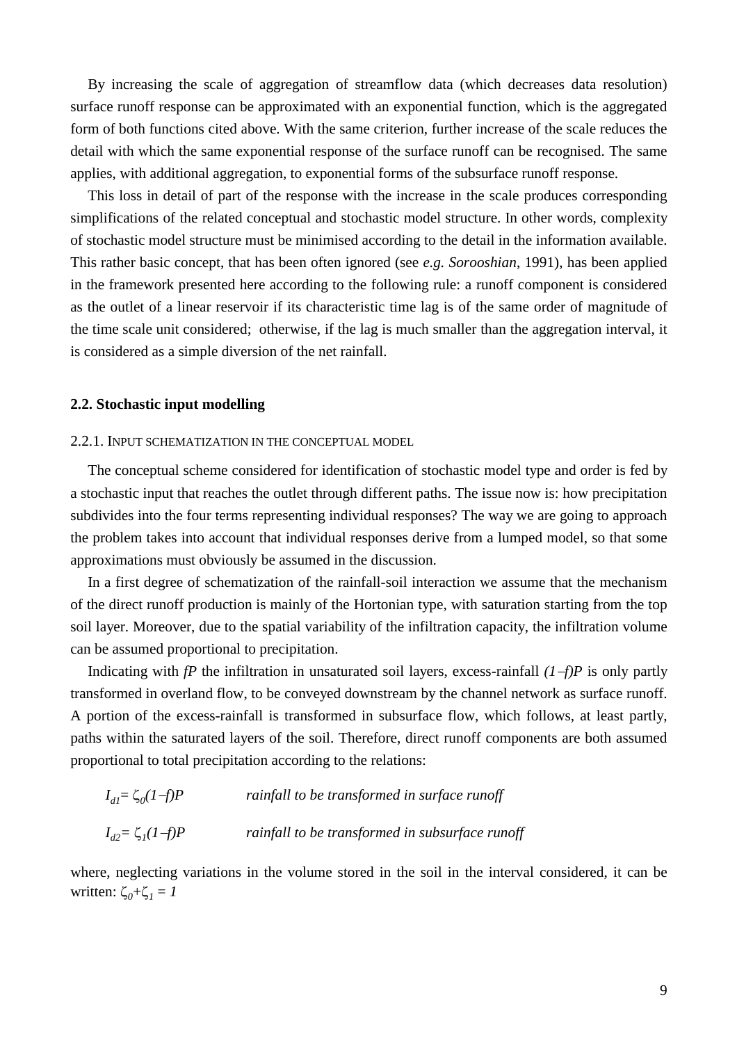By increasing the scale of aggregation of streamflow data (which decreases data resolution) surface runoff response can be approximated with an exponential function, which is the aggregated form of both functions cited above. With the same criterion, further increase of the scale reduces the detail with which the same exponential response of the surface runoff can be recognised. The same applies, with additional aggregation, to exponential forms of the subsurface runoff response.

This loss in detail of part of the response with the increase in the scale produces corresponding simplifications of the related conceptual and stochastic model structure. In other words, complexity of stochastic model structure must be minimised according to the detail in the information available. This rather basic concept, that has been often ignored (see *e.g. Sorooshian*, 1991), has been applied in the framework presented here according to the following rule: a runoff component is considered as the outlet of a linear reservoir if its characteristic time lag is of the same order of magnitude of the time scale unit considered; otherwise, if the lag is much smaller than the aggregation interval, it is considered as a simple diversion of the net rainfall.

## 2.2. Stochastic input modelling

### 2.2.1. Input schematization in the conceptual model

The conceptual scheme considered for identification of stochastic model type and order is fed by a stochastic input that reaches the outlet through different paths. The issue now is: how precipitation subdivides into the four terms representing individual responses? The way we are going to approach the problem takes into account that individual responses derive from a lumped model, so that some approximations must obviously be assumed in the discussion.

In a first degree of schematization of the rainfall-soil interaction we assume that the mechanism of the direct runoff production is mainly of the Hortonian type, with saturation starting from the top soil layer. Moreover, due to the spatial variability of the infiltration capacity, the infiltration volume can be assumed proportional to precipitation.

Indicating with $fP$ the infiltration in unsaturated soil layers, excess-rainfall $(1-f)P$ is only partly transformed in overland flow, to be conveyed downstream by the channel network as surface runoff. A portion of the excess-rainfall is transformed in subsurface flow, which follows, at least partly, paths within the saturated layers of the soil. Therefore, direct runoff components are both assumed proportional to total precipitation according to the relations:

$I_{d1} = \zeta_0(1-f)P$ *rainfall to be transformed in surface runoff*

$I_{d2} = \zeta_1(1-f)P$ *rainfall to be transformed in subsurface runoff*

where, neglecting variations in the volume stored in the soil in the interval considered, it can be written: $\zeta_0 + \zeta_1 = 1$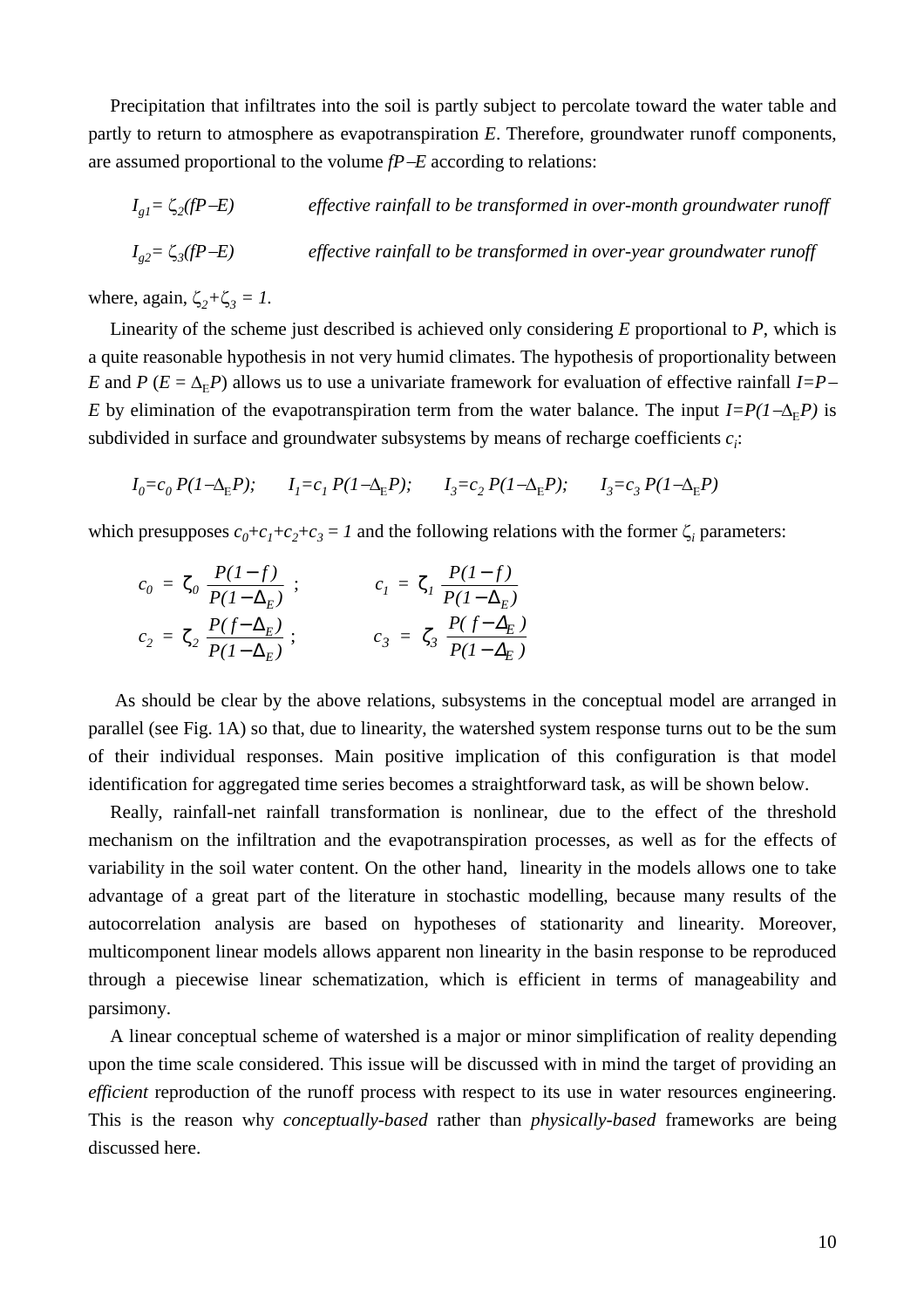Precipitation that infiltrates into the soil is partly subject to percolate toward the water table and partly to return to atmosphere as evapotranspiration $E$. Therefore, groundwater runoff components, are assumed proportional to the volume $fP-E$ according to relations:

$I_{g1} = \zeta_2(fP-E)$ *effective rainfall to be transformed in over-month groundwater runoff*

$I_{g2} = \zeta_3(fP-E)$ *effective rainfall to be transformed in over-year groundwater runoff*

where, again, $\zeta_2+\zeta_3 = 1$.

Linearity of the scheme just described is achieved only considering $E$ proportional to $P$, which is a quite reasonable hypothesis in not very humid climates. The hypothesis of proportionality between $E$ and $P$ ($E = \Delta_E P$) allows us to use a univariate framework for evaluation of effective rainfall $I=P-E$ by elimination of the evapotranspiration term from the water balance. The input $I=P(1-\Delta_E P)$ is subdivided in surface and groundwater subsystems by means of recharge coefficients $c_i$:

$$I_0=c_0\, P(1-\Delta_E P); \qquad I_1=c_1\, P(1-\Delta_E P); \qquad I_3=c_2\, P(1-\Delta_E P); \qquad I_3=c_3\, P(1-\Delta_E P)$$

which presupposes $c_0+c_1+c_2+c_3 = 1$ and the following relations with the former $\zeta_i$ parameters:

$$c_0 = \zeta_0 \frac{P(1-f)}{P(1-\Delta_E)}\ ; \qquad c_1 = \zeta_1 \frac{P(1-f)}{P(1-\Delta_E)}$$

$$c_2 = \zeta_2 \frac{P(f-\Delta_E)}{P(1-\Delta_E)}\ ; \qquad c_3 = \zeta_3 \frac{P(f-\Delta_E)}{P(1-\Delta_E)}$$

As should be clear by the above relations, subsystems in the conceptual model are arranged in parallel (see Fig. 1A) so that, due to linearity, the watershed system response turns out to be the sum of their individual responses. Main positive implication of this configuration is that model identification for aggregated time series becomes a straightforward task, as will be shown below.

Really, rainfall-net rainfall transformation is nonlinear, due to the effect of the threshold mechanism on the infiltration and the evapotranspiration processes, as well as for the effects of variability in the soil water content. On the other hand, linearity in the models allows one to take advantage of a great part of the literature in stochastic modelling, because many results of the autocorrelation analysis are based on hypotheses of stationarity and linearity. Moreover, multicomponent linear models allows apparent non linearity in the basin response to be reproduced through a piecewise linear schematization, which is efficient in terms of manageability and parsimony.

A linear conceptual scheme of watershed is a major or minor simplification of reality depending upon the time scale considered. This issue will be discussed with in mind the target of providing an *efficient* reproduction of the runoff process with respect to its use in water resources engineering. This is the reason why *conceptually-based* rather than *physically-based* frameworks are being discussed here.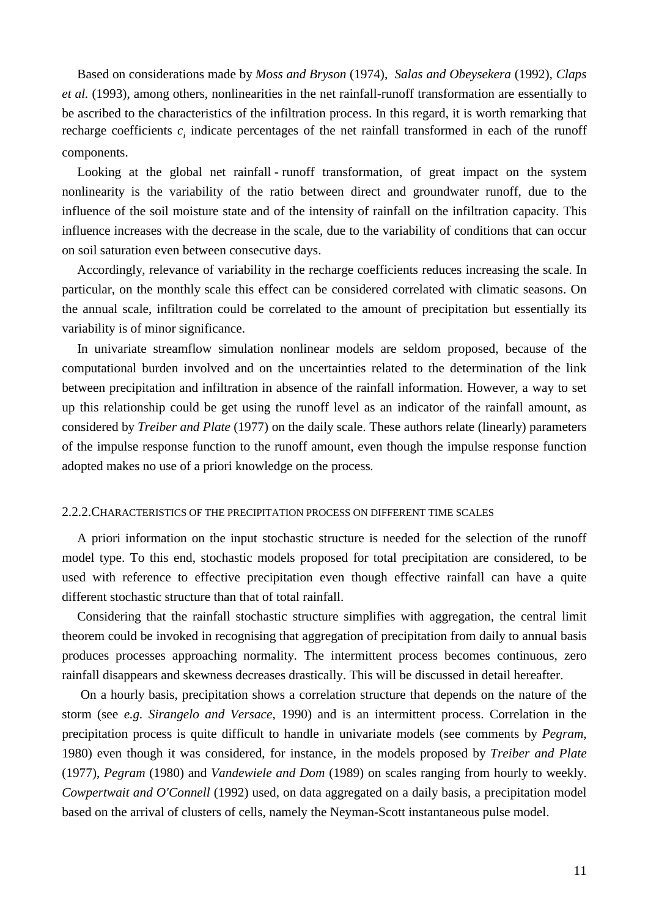Based on considerations made by *Moss and Bryson* (1974), *Salas and Obeysekera* (1992), *Claps et al.* (1993), among others, nonlinearities in the net rainfall-runoff transformation are essentially to be ascribed to the characteristics of the infiltration process. In this regard, it is worth remarking that recharge coefficients $c_i$ indicate percentages of the net rainfall transformed in each of the runoff components.

Looking at the global net rainfall - runoff transformation, of great impact on the system nonlinearity is the variability of the ratio between direct and groundwater runoff, due to the influence of the soil moisture state and of the intensity of rainfall on the infiltration capacity. This influence increases with the decrease in the scale, due to the variability of conditions that can occur on soil saturation even between consecutive days.

Accordingly, relevance of variability in the recharge coefficients reduces increasing the scale. In particular, on the monthly scale this effect can be considered correlated with climatic seasons. On the annual scale, infiltration could be correlated to the amount of precipitation but essentially its variability is of minor significance.

In univariate streamflow simulation nonlinear models are seldom proposed, because of the computational burden involved and on the uncertainties related to the determination of the link between precipitation and infiltration in absence of the rainfall information. However, a way to set up this relationship could be get using the runoff level as an indicator of the rainfall amount, as considered by *Treiber and Plate* (1977) on the daily scale. These authors relate (linearly) parameters of the impulse response function to the runoff amount, even though the impulse response function adopted makes no use of a priori knowledge on the process.

### 2.2.2. Characteristics of the precipitation process on different time scales

A priori information on the input stochastic structure is needed for the selection of the runoff model type. To this end, stochastic models proposed for total precipitation are considered, to be used with reference to effective precipitation even though effective rainfall can have a quite different stochastic structure than that of total rainfall.

Considering that the rainfall stochastic structure simplifies with aggregation, the central limit theorem could be invoked in recognising that aggregation of precipitation from daily to annual basis produces processes approaching normality. The intermittent process becomes continuous, zero rainfall disappears and skewness decreases drastically. This will be discussed in detail hereafter.

On a hourly basis, precipitation shows a correlation structure that depends on the nature of the storm (see *e.g. Sirangelo and Versace*, 1990) and is an intermittent process. Correlation in the precipitation process is quite difficult to handle in univariate models (see comments by *Pegram*, 1980) even though it was considered, for instance, in the models proposed by *Treiber and Plate* (1977), *Pegram* (1980) and *Vandewiele and Dom* (1989) on scales ranging from hourly to weekly. *Cowpertwait and O'Connell* (1992) used, on data aggregated on a daily basis, a precipitation model based on the arrival of clusters of cells, namely the Neyman-Scott instantaneous pulse model.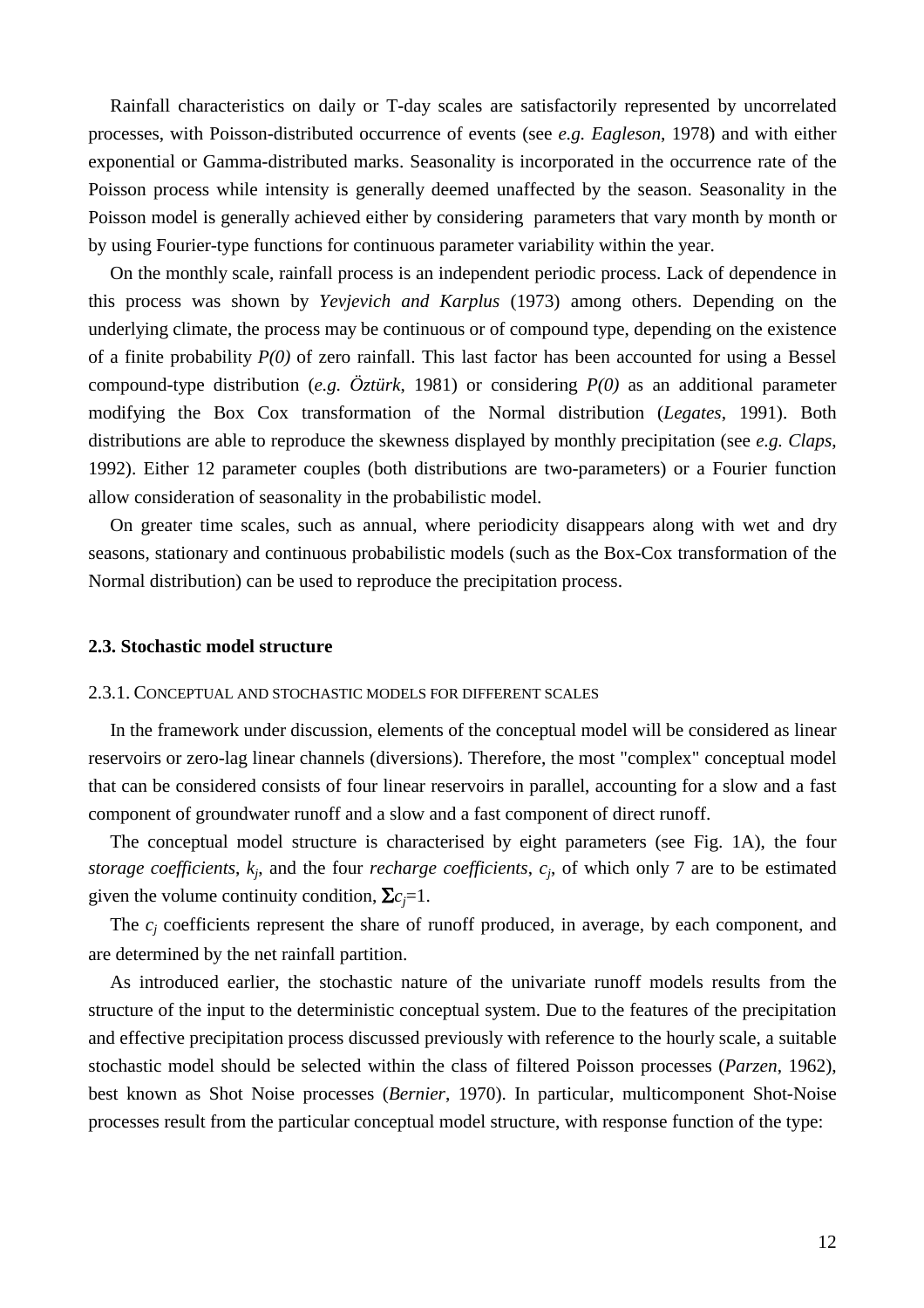Rainfall characteristics on daily or T-day scales are satisfactorily represented by uncorrelated processes, with Poisson-distributed occurrence of events (see *e.g. Eagleson*, 1978) and with either exponential or Gamma-distributed marks. Seasonality is incorporated in the occurrence rate of the Poisson process while intensity is generally deemed unaffected by the season. Seasonality in the Poisson model is generally achieved either by considering parameters that vary month by month or by using Fourier-type functions for continuous parameter variability within the year.

On the monthly scale, rainfall process is an independent periodic process. Lack of dependence in this process was shown by *Yevjevich and Karplus* (1973) among others. Depending on the underlying climate, the process may be continuous or of compound type, depending on the existence of a finite probability $P(0)$ of zero rainfall. This last factor has been accounted for using a Bessel compound-type distribution (*e.g. Öztürk*, 1981) or considering $P(0)$ as an additional parameter modifying the Box Cox transformation of the Normal distribution (*Legates*, 1991). Both distributions are able to reproduce the skewness displayed by monthly precipitation (see *e.g. Claps*, 1992). Either 12 parameter couples (both distributions are two-parameters) or a Fourier function allow consideration of seasonality in the probabilistic model.

On greater time scales, such as annual, where periodicity disappears along with wet and dry seasons, stationary and continuous probabilistic models (such as the Box-Cox transformation of the Normal distribution) can be used to reproduce the precipitation process.

### 2.3. Stochastic model structure

#### 2.3.1. Conceptual and stochastic models for different scales

In the framework under discussion, elements of the conceptual model will be considered as linear reservoirs or zero-lag linear channels (diversions). Therefore, the most "complex" conceptual model that can be considered consists of four linear reservoirs in parallel, accounting for a slow and a fast component of groundwater runoff and a slow and a fast component of direct runoff.

The conceptual model structure is characterised by eight parameters (see Fig. 1A), the four *storage coefficients*, $k_j$, and the four *recharge coefficients*, $c_j$, of which only 7 are to be estimated given the volume continuity condition, $\Sigma c_j=1$.

The $c_j$ coefficients represent the share of runoff produced, in average, by each component, and are determined by the net rainfall partition.

As introduced earlier, the stochastic nature of the univariate runoff models results from the structure of the input to the deterministic conceptual system. Due to the features of the precipitation and effective precipitation process discussed previously with reference to the hourly scale, a suitable stochastic model should be selected within the class of filtered Poisson processes (*Parzen*, 1962), best known as Shot Noise processes (*Bernier*, 1970). In particular, multicomponent Shot-Noise processes result from the particular conceptual model structure, with response function of the type: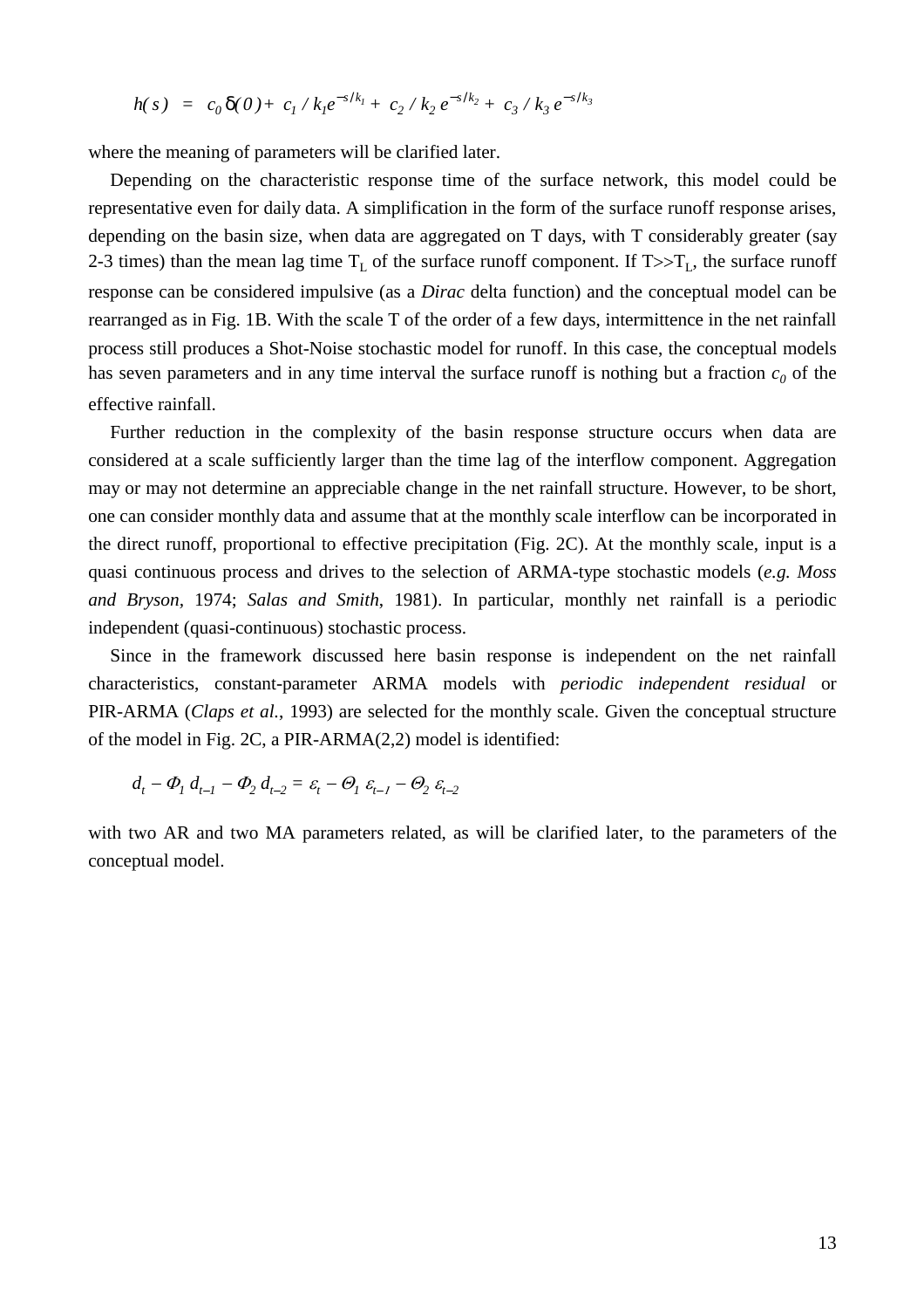$$h(s) \;=\; c_0\,\delta(0) + \; c_1 / k_1 e^{-s/k_1} + \; c_2 / k_2 \, e^{-s/k_2} + \; c_3 / k_3 \, e^{-s/k_3}$$

where the meaning of parameters will be clarified later.

Depending on the characteristic response time of the surface network, this model could be representative even for daily data. A simplification in the form of the surface runoff response arises, depending on the basin size, when data are aggregated on T days, with T considerably greater (say 2-3 times) than the mean lag time $T_L$ of the surface runoff component. If $T >> T_L$, the surface runoff response can be considered impulsive (as a *Dirac* delta function) and the conceptual model can be rearranged as in Fig. 1B. With the scale T of the order of a few days, intermittence in the net rainfall process still produces a Shot-Noise stochastic model for runoff. In this case, the conceptual models has seven parameters and in any time interval the surface runoff is nothing but a fraction $c_0$ of the effective rainfall.

Further reduction in the complexity of the basin response structure occurs when data are considered at a scale sufficiently larger than the time lag of the interflow component. Aggregation may or may not determine an appreciable change in the net rainfall structure. However, to be short, one can consider monthly data and assume that at the monthly scale interflow can be incorporated in the direct runoff, proportional to effective precipitation (Fig. 2C). At the monthly scale, input is a quasi continuous process and drives to the selection of ARMA-type stochastic models (*e.g. Moss and Bryson*, 1974; *Salas and Smith*, 1981). In particular, monthly net rainfall is a periodic independent (quasi-continuous) stochastic process.

Since in the framework discussed here basin response is independent on the net rainfall characteristics, constant-parameter ARMA models with *periodic independent residual* or PIR-ARMA (*Claps et al.*, 1993) are selected for the monthly scale. Given the conceptual structure of the model in Fig. 2C, a PIR-ARMA(2,2) model is identified:

$$d_t - \Phi_1 \, d_{t-1} - \Phi_2 \, d_{t-2} = \varepsilon_t - \Theta_1 \, \varepsilon_{t-1} - \Theta_2 \, \varepsilon_{t-2}$$

with two AR and two MA parameters related, as will be clarified later, to the parameters of the conceptual model.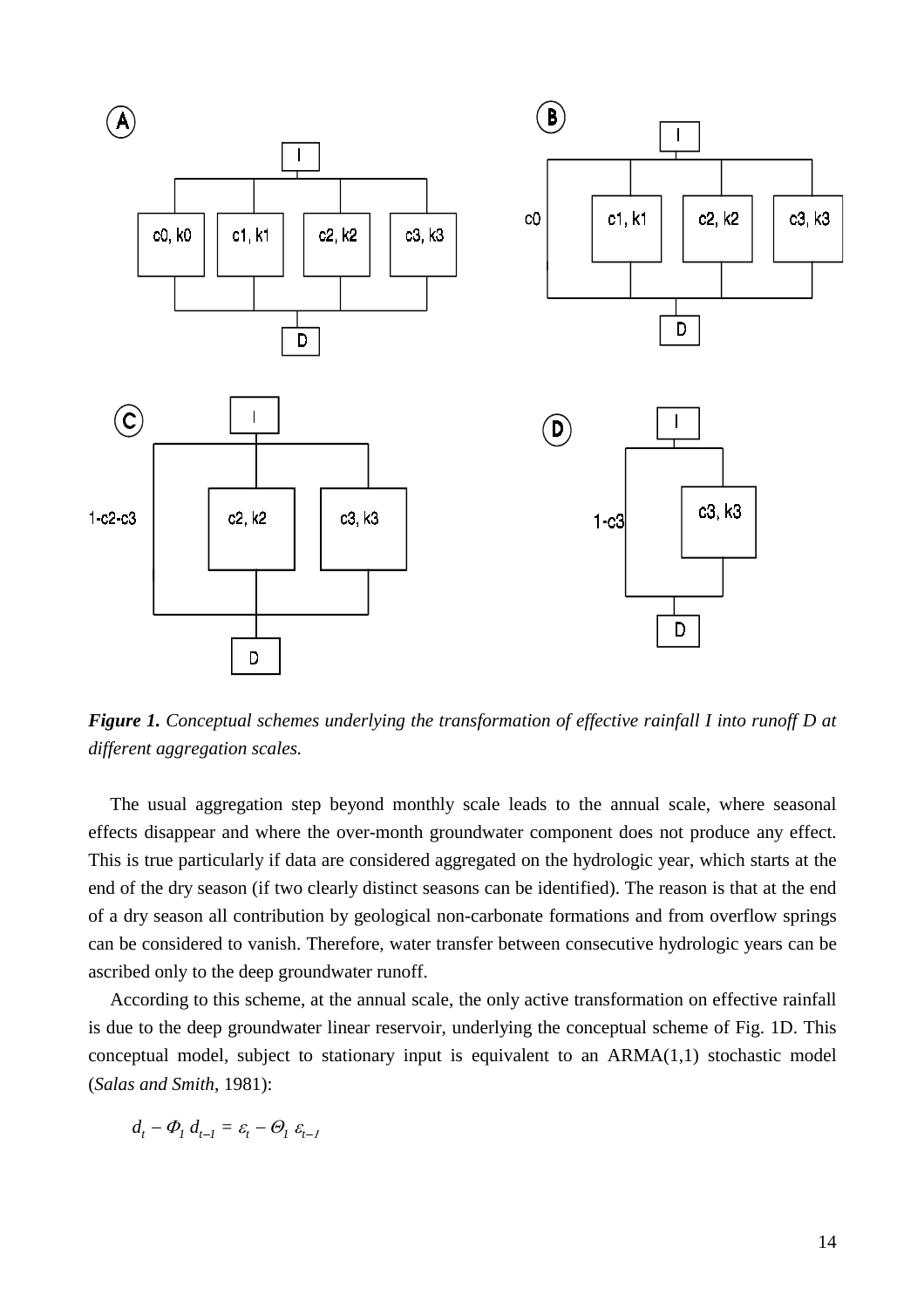**Figure 1.** *Conceptual schemes underlying the transformation of effective rainfall I into runoff D at different aggregation scales.*

The usual aggregation step beyond monthly scale leads to the annual scale, where seasonal effects disappear and where the over-month groundwater component does not produce any effect. This is true particularly if data are considered aggregated on the hydrologic year, which starts at the end of the dry season (if two clearly distinct seasons can be identified). The reason is that at the end of a dry season all contribution by geological non-carbonate formations and from overflow springs can be considered to vanish. Therefore, water transfer between consecutive hydrologic years can be ascribed only to the deep groundwater runoff.

According to this scheme, at the annual scale, the only active transformation on effective rainfall is due to the deep groundwater linear reservoir, underlying the conceptual scheme of Fig. 1D. This conceptual model, subject to stationary input is equivalent to an ARMA(1,1) stochastic model (*Salas and Smith*, 1981):

$$d_t - \Phi_1 \, d_{t-1} = \varepsilon_t - \Theta_1 \, \varepsilon_{t-1}$$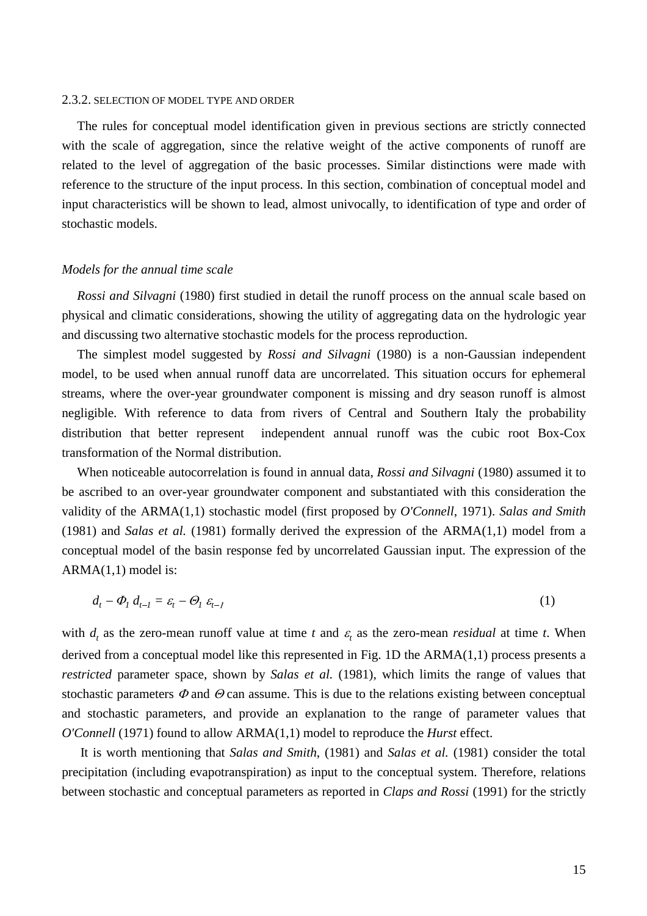### 2.3.2. SELECTION OF MODEL TYPE AND ORDER

The rules for conceptual model identification given in previous sections are strictly connected with the scale of aggregation, since the relative weight of the active components of runoff are related to the level of aggregation of the basic processes. Similar distinctions were made with reference to the structure of the input process. In this section, combination of conceptual model and input characteristics will be shown to lead, almost univocally, to identification of type and order of stochastic models.

*Models for the annual time scale*

*Rossi and Silvagni* (1980) first studied in detail the runoff process on the annual scale based on physical and climatic considerations, showing the utility of aggregating data on the hydrologic year and discussing two alternative stochastic models for the process reproduction.

The simplest model suggested by *Rossi and Silvagni* (1980) is a non-Gaussian independent model, to be used when annual runoff data are uncorrelated. This situation occurs for ephemeral streams, where the over-year groundwater component is missing and dry season runoff is almost negligible. With reference to data from rivers of Central and Southern Italy the probability distribution that better represent independent annual runoff was the cubic root Box-Cox transformation of the Normal distribution.

When noticeable autocorrelation is found in annual data, *Rossi and Silvagni* (1980) assumed it to be ascribed to an over-year groundwater component and substantiated with this consideration the validity of the ARMA(1,1) stochastic model (first proposed by *O'Connell*, 1971). *Salas and Smith* (1981) and *Salas et al.* (1981) formally derived the expression of the ARMA(1,1) model from a conceptual model of the basin response fed by uncorrelated Gaussian input. The expression of the ARMA(1,1) model is:

$$d_t - \Phi_1\, d_{t-1} = \varepsilon_t - \Theta_1\, \varepsilon_{t-1} \qquad (1)$$

with $d_t$ as the zero-mean runoff value at time $t$ and $\varepsilon_t$ as the zero-mean *residual* at time $t$. When derived from a conceptual model like this represented in Fig. 1D the ARMA(1,1) process presents a *restricted* parameter space, shown by *Salas et al.* (1981), which limits the range of values that stochastic parameters $\Phi$ and $\Theta$ can assume. This is due to the relations existing between conceptual and stochastic parameters, and provide an explanation to the range of parameter values that *O'Connell* (1971) found to allow ARMA(1,1) model to reproduce the *Hurst* effect.

It is worth mentioning that *Salas and Smith*, (1981) and *Salas et al.* (1981) consider the total precipitation (including evapotranspiration) as input to the conceptual system. Therefore, relations between stochastic and conceptual parameters as reported in *Claps and Rossi* (1991) for the strictly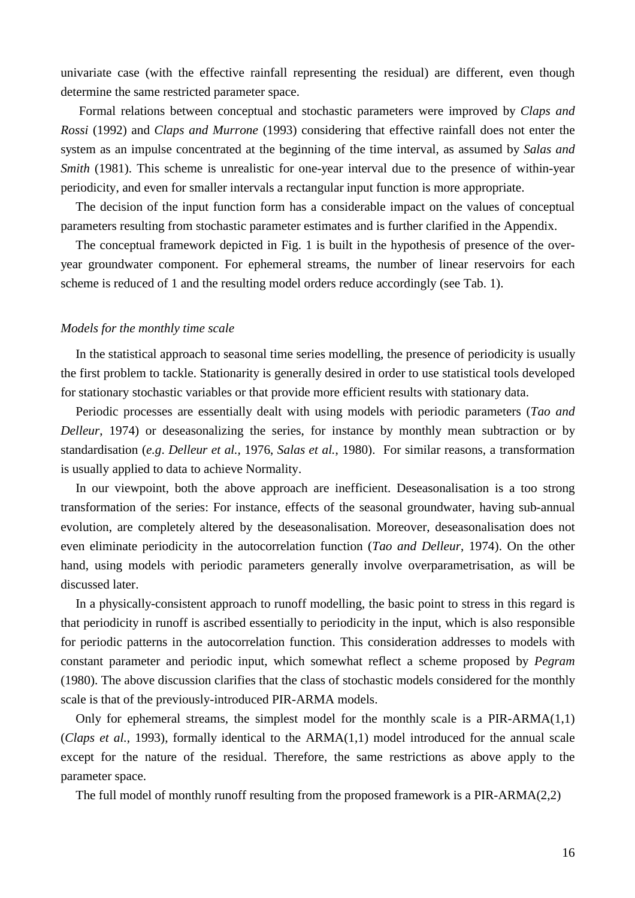univariate case (with the effective rainfall representing the residual) are different, even though determine the same restricted parameter space.

Formal relations between conceptual and stochastic parameters were improved by *Claps and Rossi* (1992) and *Claps and Murrone* (1993) considering that effective rainfall does not enter the system as an impulse concentrated at the beginning of the time interval, as assumed by *Salas and Smith* (1981). This scheme is unrealistic for one-year interval due to the presence of within-year periodicity, and even for smaller intervals a rectangular input function is more appropriate.

The decision of the input function form has a considerable impact on the values of conceptual parameters resulting from stochastic parameter estimates and is further clarified in the Appendix.

The conceptual framework depicted in Fig. 1 is built in the hypothesis of presence of the over-year groundwater component. For ephemeral streams, the number of linear reservoirs for each scheme is reduced of 1 and the resulting model orders reduce accordingly (see Tab. 1).

*Models for the monthly time scale*

In the statistical approach to seasonal time series modelling, the presence of periodicity is usually the first problem to tackle. Stationarity is generally desired in order to use statistical tools developed for stationary stochastic variables or that provide more efficient results with stationary data.

Periodic processes are essentially dealt with using models with periodic parameters (*Tao and Delleur*, 1974) or deseasonalizing the series, for instance by monthly mean subtraction or by standardisation (*e.g. Delleur et al.*, 1976, *Salas et al.*, 1980). For similar reasons, a transformation is usually applied to data to achieve Normality.

In our viewpoint, both the above approach are inefficient. Deseasonalisation is a too strong transformation of the series: For instance, effects of the seasonal groundwater, having sub-annual evolution, are completely altered by the deseasonalisation. Moreover, deseasonalisation does not even eliminate periodicity in the autocorrelation function (*Tao and Delleur*, 1974). On the other hand, using models with periodic parameters generally involve overparametrisation, as will be discussed later.

In a physically-consistent approach to runoff modelling, the basic point to stress in this regard is that periodicity in runoff is ascribed essentially to periodicity in the input, which is also responsible for periodic patterns in the autocorrelation function. This consideration addresses to models with constant parameter and periodic input, which somewhat reflect a scheme proposed by *Pegram* (1980). The above discussion clarifies that the class of stochastic models considered for the monthly scale is that of the previously-introduced PIR-ARMA models.

Only for ephemeral streams, the simplest model for the monthly scale is a PIR-ARMA(1,1) (*Claps et al.*, 1993), formally identical to the ARMA(1,1) model introduced for the annual scale except for the nature of the residual. Therefore, the same restrictions as above apply to the parameter space.

The full model of monthly runoff resulting from the proposed framework is a PIR-ARMA(2,2)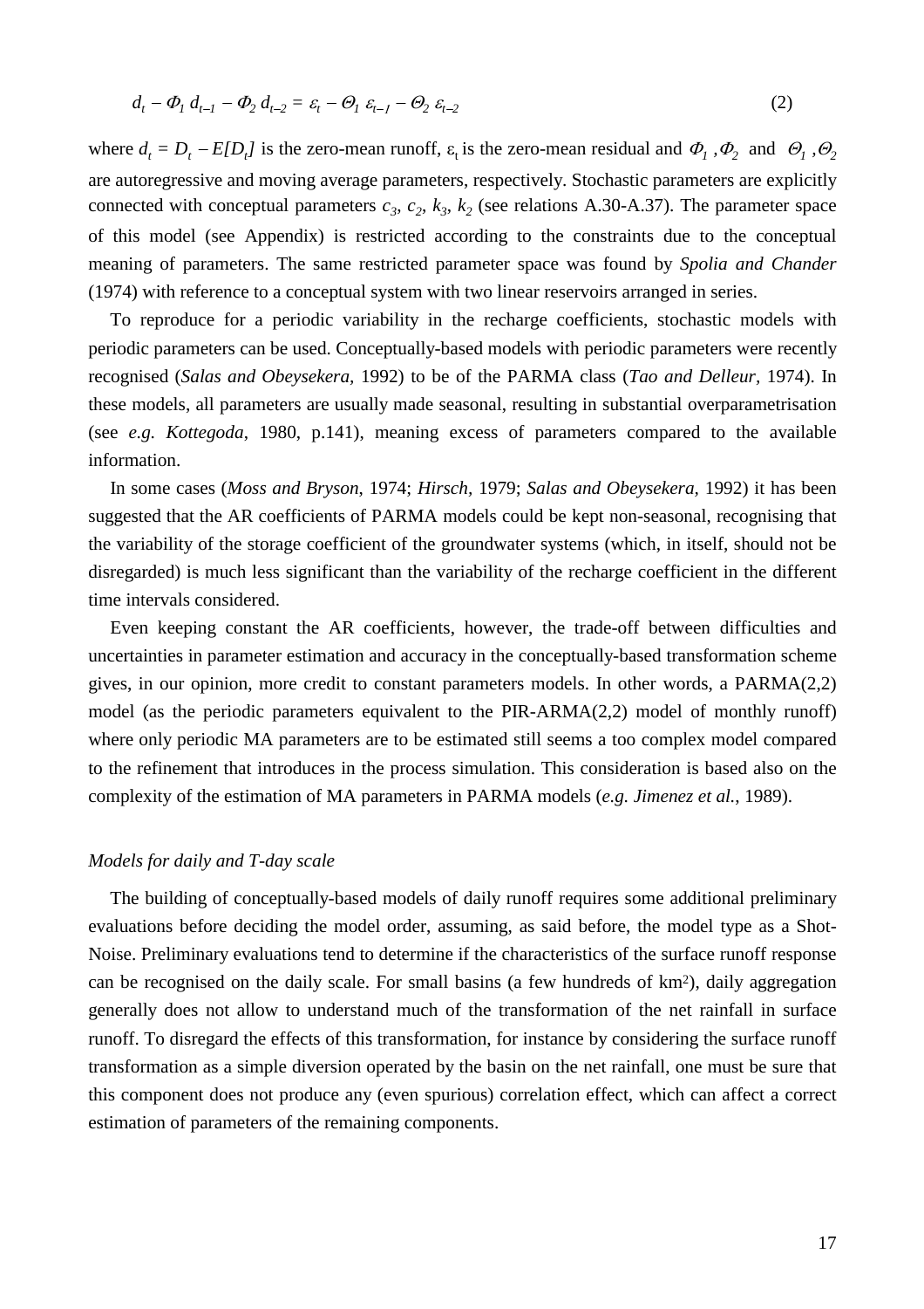$$d_t - \Phi_1\, d_{t-1} - \Phi_2\, d_{t-2} = \varepsilon_t - \Theta_1\, \varepsilon_{t-1} - \Theta_2\, \varepsilon_{t-2} \tag{2}$$

where $d_t = D_t - E[D_t]$ is the zero-mean runoff, $\varepsilon_t$ is the zero-mean residual and $\Phi_1, \Phi_2$ and $\Theta_1, \Theta_2$ are autoregressive and moving average parameters, respectively. Stochastic parameters are explicitly connected with conceptual parameters $c_3$, $c_2$, $k_3$, $k_2$ (see relations A.30-A.37). The parameter space of this model (see Appendix) is restricted according to the constraints due to the conceptual meaning of parameters. The same restricted parameter space was found by *Spolia and Chander* (1974) with reference to a conceptual system with two linear reservoirs arranged in series.

To reproduce for a periodic variability in the recharge coefficients, stochastic models with periodic parameters can be used. Conceptually-based models with periodic parameters were recently recognised (*Salas and Obeysekera*, 1992) to be of the PARMA class (*Tao and Delleur*, 1974). In these models, all parameters are usually made seasonal, resulting in substantial overparametrisation (see *e.g. Kottegoda*, 1980, p.141), meaning excess of parameters compared to the available information.

In some cases (*Moss and Bryson*, 1974; *Hirsch*, 1979; *Salas and Obeysekera*, 1992) it has been suggested that the AR coefficients of PARMA models could be kept non-seasonal, recognising that the variability of the storage coefficient of the groundwater systems (which, in itself, should not be disregarded) is much less significant than the variability of the recharge coefficient in the different time intervals considered.

Even keeping constant the AR coefficients, however, the trade-off between difficulties and uncertainties in parameter estimation and accuracy in the conceptually-based transformation scheme gives, in our opinion, more credit to constant parameters models. In other words, a PARMA(2,2) model (as the periodic parameters equivalent to the PIR-ARMA(2,2) model of monthly runoff) where only periodic MA parameters are to be estimated still seems a too complex model compared to the refinement that introduces in the process simulation. This consideration is based also on the complexity of the estimation of MA parameters in PARMA models (*e.g. Jimenez et al.*, 1989).

### *Models for daily and T-day scale*

The building of conceptually-based models of daily runoff requires some additional preliminary evaluations before deciding the model order, assuming, as said before, the model type as a Shot-Noise. Preliminary evaluations tend to determine if the characteristics of the surface runoff response can be recognised on the daily scale. For small basins (a few hundreds of km$^2$), daily aggregation generally does not allow to understand much of the transformation of the net rainfall in surface runoff. To disregard the effects of this transformation, for instance by considering the surface runoff transformation as a simple diversion operated by the basin on the net rainfall, one must be sure that this component does not produce any (even spurious) correlation effect, which can affect a correct estimation of parameters of the remaining components.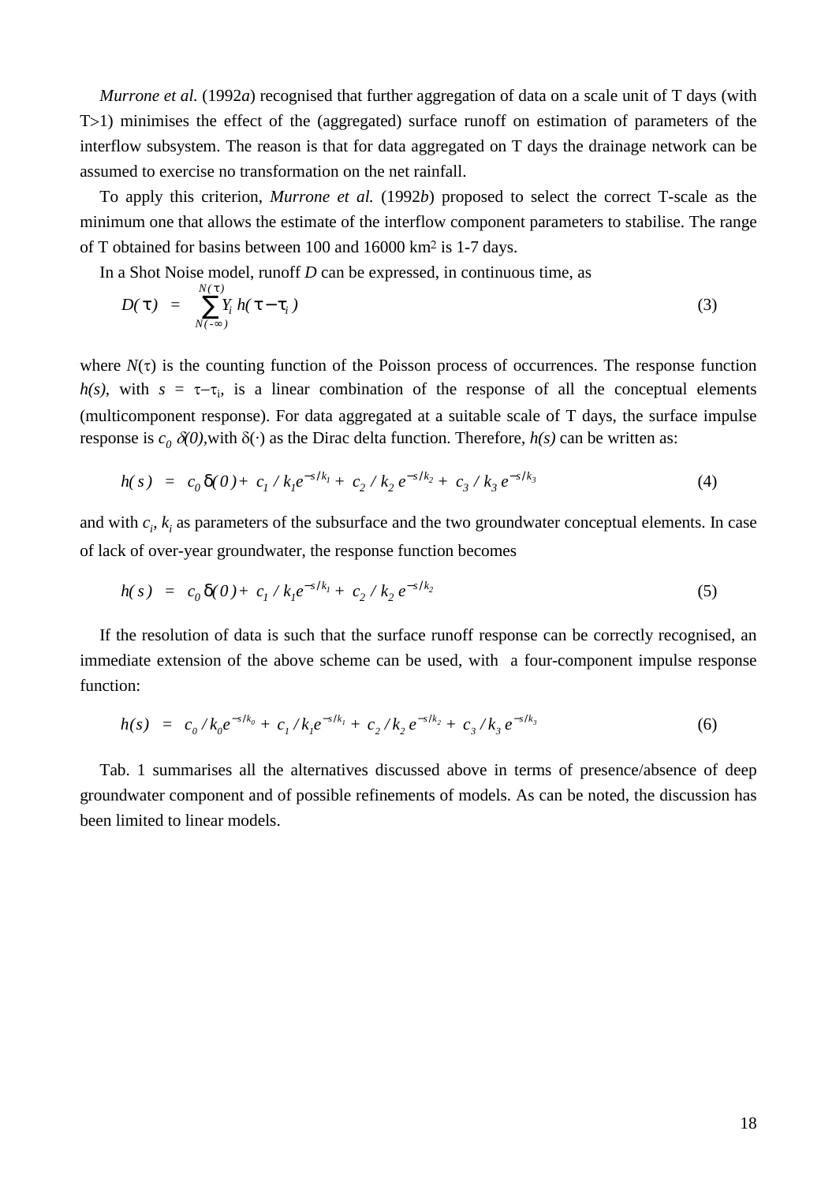*Murrone et al.* (1992*a*) recognised that further aggregation of data on a scale unit of T days (with T>1) minimises the effect of the (aggregated) surface runoff on estimation of parameters of the interflow subsystem. The reason is that for data aggregated on T days the drainage network can be assumed to exercise no transformation on the net rainfall.

To apply this criterion, *Murrone et al.* (1992*b*) proposed to select the correct T-scale as the minimum one that allows the estimate of the interflow component parameters to stabilise. The range of T obtained for basins between 100 and 16000 km$^2$ is 1-7 days.

In a Shot Noise model, runoff *D* can be expressed, in continuous time, as

$$D(\tau) \;=\; \sum_{N(-\infty)}^{N(\tau)} Y_i \, h(\tau - \tau_i) \tag{3}$$

where $N(\tau)$ is the counting function of the Poisson process of occurrences. The response function $h(s)$, with $s = \tau - \tau_i$, is a linear combination of the response of all the conceptual elements (multicomponent response). For data aggregated at a suitable scale of T days, the surface impulse response is $c_0\,\delta(0)$,with $\delta(\cdot)$ as the Dirac delta function. Therefore, $h(s)$ can be written as:

$$h(s) \;=\; c_0 \delta(0) + c_1 / k_1 e^{-s/k_1} + c_2 / k_2 \, e^{-s/k_2} + c_3 / k_3 \, e^{-s/k_3} \tag{4}$$

and with $c_i$, $k_i$ as parameters of the subsurface and the two groundwater conceptual elements. In case of lack of over-year groundwater, the response function becomes

$$h(s) \;=\; c_0 \delta(0) + c_1 / k_1 e^{-s/k_1} + c_2 / k_2 \, e^{-s/k_2} \tag{5}$$

If the resolution of data is such that the surface runoff response can be correctly recognised, an immediate extension of the above scheme can be used, with a four-component impulse response function:

$$h(s) \;=\; c_0 / k_0 e^{-s/k_0} + c_1 / k_1 e^{-s/k_1} + c_2 / k_2 \, e^{-s/k_2} + c_3 / k_3 \, e^{-s/k_3} \tag{6}$$

Tab. 1 summarises all the alternatives discussed above in terms of presence/absence of deep groundwater component and of possible refinements of models. As can be noted, the discussion has been limited to linear models.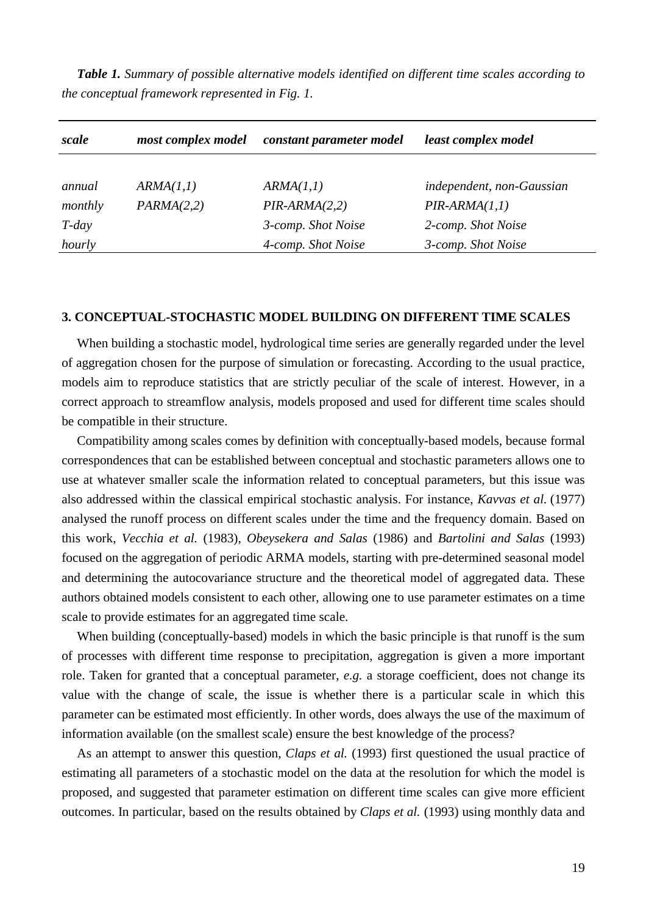***Table 1.*** *Summary of possible alternative models identified on different time scales according to the conceptual framework represented in Fig. 1.*

| *scale* | *most complex model* | *constant parameter model* | *least complex model* |
|---|---|---|---|
| *annual* | *ARMA(1,1)* | *ARMA(1,1)* | *independent, non-Gaussian* |
| *monthly* | *PARMA(2,2)* | *PIR-ARMA(2,2)* | *PIR-ARMA(1,1)* |
| *T-day* | | *3-comp. Shot Noise* | *2-comp. Shot Noise* |
| *hourly* | | *4-comp. Shot Noise* | *3-comp. Shot Noise* |

### 3. CONCEPTUAL-STOCHASTIC MODEL BUILDING ON DIFFERENT TIME SCALES

When building a stochastic model, hydrological time series are generally regarded under the level of aggregation chosen for the purpose of simulation or forecasting. According to the usual practice, models aim to reproduce statistics that are strictly peculiar of the scale of interest. However, in a correct approach to streamflow analysis, models proposed and used for different time scales should be compatible in their structure.

Compatibility among scales comes by definition with conceptually-based models, because formal correspondences that can be established between conceptual and stochastic parameters allows one to use at whatever smaller scale the information related to conceptual parameters, but this issue was also addressed within the classical empirical stochastic analysis. For instance, *Kavvas et al.* (1977) analysed the runoff process on different scales under the time and the frequency domain. Based on this work, *Vecchia et al.* (1983), *Obeysekera and Salas* (1986) and *Bartolini and Salas* (1993) focused on the aggregation of periodic ARMA models, starting with pre-determined seasonal model and determining the autocovariance structure and the theoretical model of aggregated data. These authors obtained models consistent to each other, allowing one to use parameter estimates on a time scale to provide estimates for an aggregated time scale.

When building (conceptually-based) models in which the basic principle is that runoff is the sum of processes with different time response to precipitation, aggregation is given a more important role. Taken for granted that a conceptual parameter, *e.g.* a storage coefficient, does not change its value with the change of scale, the issue is whether there is a particular scale in which this parameter can be estimated most efficiently. In other words, does always the use of the maximum of information available (on the smallest scale) ensure the best knowledge of the process?

As an attempt to answer this question, *Claps et al.* (1993) first questioned the usual practice of estimating all parameters of a stochastic model on the data at the resolution for which the model is proposed, and suggested that parameter estimation on different time scales can give more efficient outcomes. In particular, based on the results obtained by *Claps et al.* (1993) using monthly data and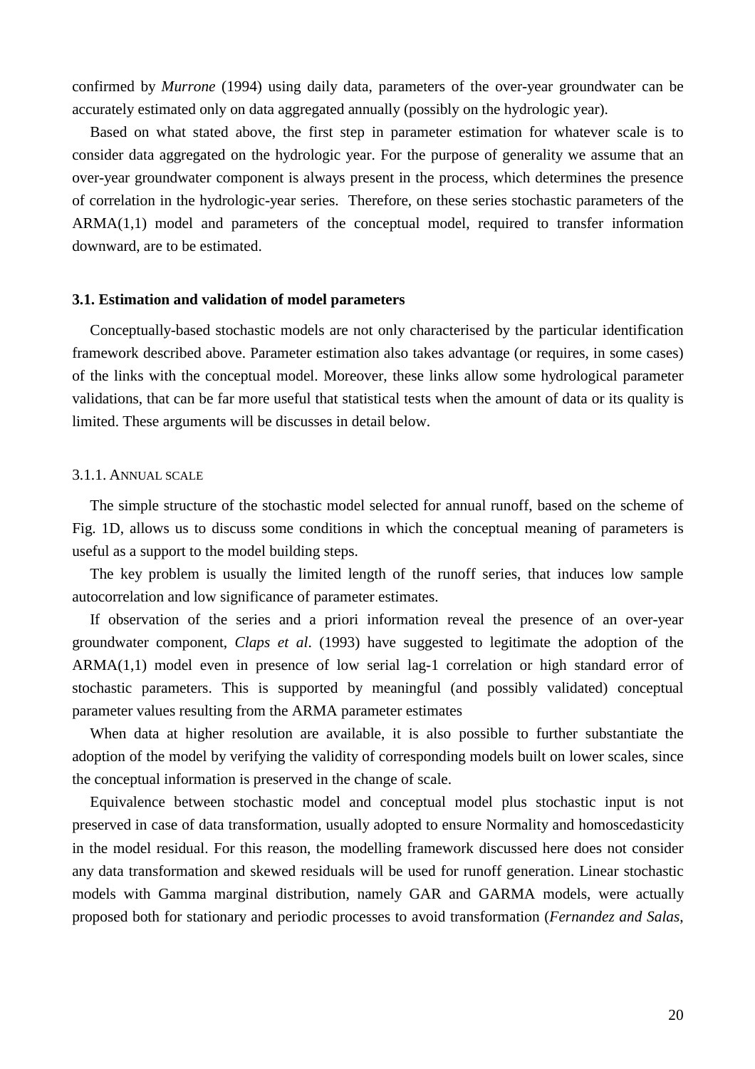confirmed by *Murrone* (1994) using daily data, parameters of the over-year groundwater can be accurately estimated only on data aggregated annually (possibly on the hydrologic year).

Based on what stated above, the first step in parameter estimation for whatever scale is to consider data aggregated on the hydrologic year. For the purpose of generality we assume that an over-year groundwater component is always present in the process, which determines the presence of correlation in the hydrologic-year series. Therefore, on these series stochastic parameters of the ARMA(1,1) model and parameters of the conceptual model, required to transfer information downward, are to be estimated.

### 3.1. Estimation and validation of model parameters

Conceptually-based stochastic models are not only characterised by the particular identification framework described above. Parameter estimation also takes advantage (or requires, in some cases) of the links with the conceptual model. Moreover, these links allow some hydrological parameter validations, that can be far more useful that statistical tests when the amount of data or its quality is limited. These arguments will be discusses in detail below.

#### 3.1.1. Annual scale

The simple structure of the stochastic model selected for annual runoff, based on the scheme of Fig. 1D, allows us to discuss some conditions in which the conceptual meaning of parameters is useful as a support to the model building steps.

The key problem is usually the limited length of the runoff series, that induces low sample autocorrelation and low significance of parameter estimates.

If observation of the series and a priori information reveal the presence of an over-year groundwater component, *Claps et al*. (1993) have suggested to legitimate the adoption of the ARMA(1,1) model even in presence of low serial lag-1 correlation or high standard error of stochastic parameters. This is supported by meaningful (and possibly validated) conceptual parameter values resulting from the ARMA parameter estimates

When data at higher resolution are available, it is also possible to further substantiate the adoption of the model by verifying the validity of corresponding models built on lower scales, since the conceptual information is preserved in the change of scale.

Equivalence between stochastic model and conceptual model plus stochastic input is not preserved in case of data transformation, usually adopted to ensure Normality and homoscedasticity in the model residual. For this reason, the modelling framework discussed here does not consider any data transformation and skewed residuals will be used for runoff generation. Linear stochastic models with Gamma marginal distribution, namely GAR and GARMA models, were actually proposed both for stationary and periodic processes to avoid transformation (*Fernandez and Salas*,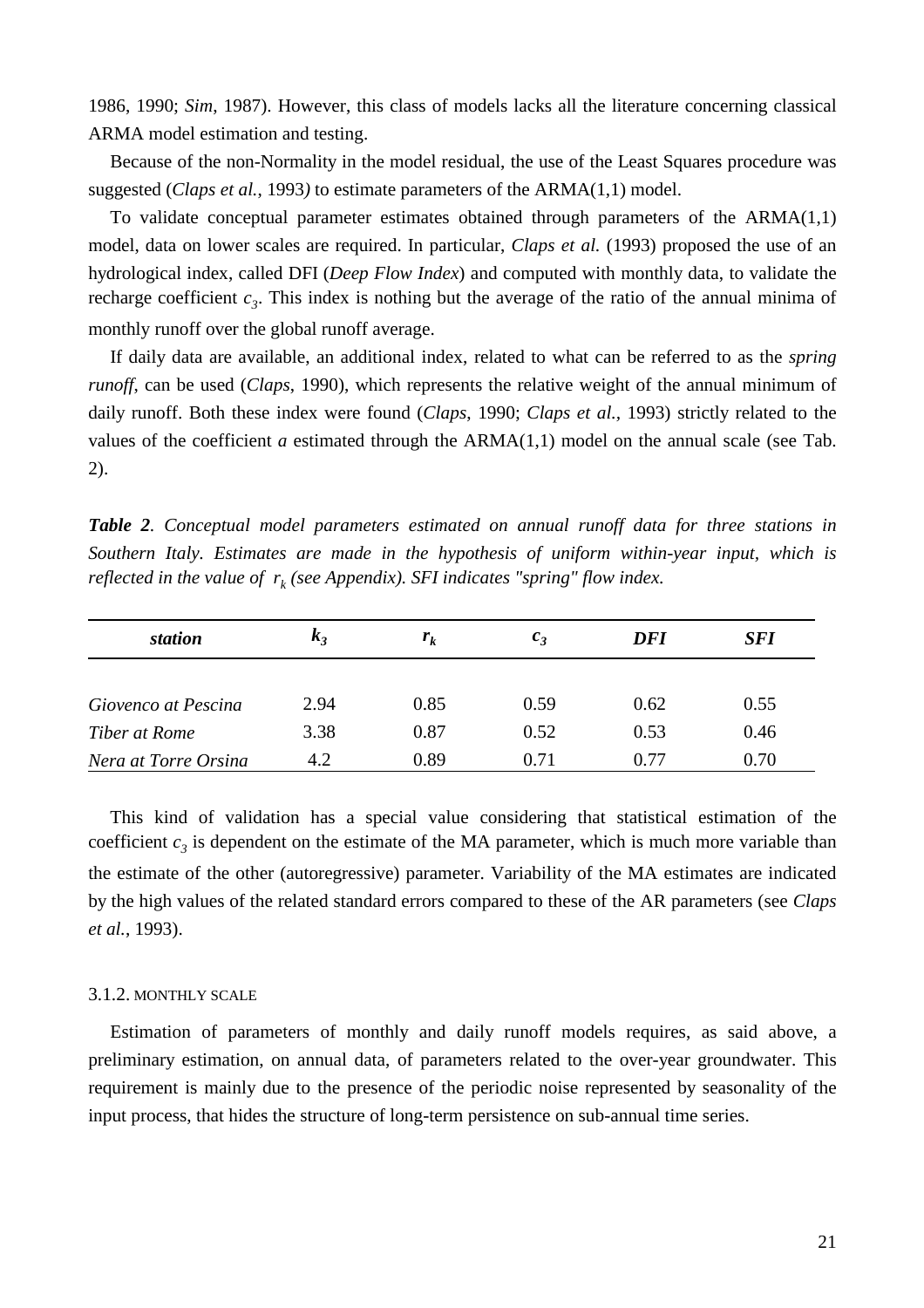1986, 1990; *Sim*, 1987). However, this class of models lacks all the literature concerning classical ARMA model estimation and testing.

Because of the non-Normality in the model residual, the use of the Least Squares procedure was suggested (*Claps et al.*, 1993) to estimate parameters of the ARMA(1,1) model.

To validate conceptual parameter estimates obtained through parameters of the ARMA(1,1) model, data on lower scales are required. In particular, *Claps et al.* (1993) proposed the use of an hydrological index, called DFI (*Deep Flow Index*) and computed with monthly data, to validate the recharge coefficient $c_3$. This index is nothing but the average of the ratio of the annual minima of monthly runoff over the global runoff average.

If daily data are available, an additional index, related to what can be referred to as the *spring runoff*, can be used (*Claps*, 1990), which represents the relative weight of the annual minimum of daily runoff. Both these index were found (*Claps*, 1990; *Claps et al.,* 1993) strictly related to the values of the coefficient $a$ estimated through the ARMA(1,1) model on the annual scale (see Tab. 2).

***Table 2**. Conceptual model parameters estimated on annual runoff data for three stations in Southern Italy. Estimates are made in the hypothesis of uniform within-year input, which is reflected in the value of $r_k$ (see Appendix). SFI indicates "spring" flow index.*

| *station* | $k_3$ | $r_k$ | $c_3$ | *DFI* | *SFI* |
|---|---|---|---|---|---|
| *Giovenco at Pescina* | 2.94 | 0.85 | 0.59 | 0.62 | 0.55 |
| *Tiber at Rome* | 3.38 | 0.87 | 0.52 | 0.53 | 0.46 |
| *Nera at Torre Orsina* | 4.2 | 0.89 | 0.71 | 0.77 | 0.70 |

This kind of validation has a special value considering that statistical estimation of the coefficient $c_3$ is dependent on the estimate of the MA parameter, which is much more variable than the estimate of the other (autoregressive) parameter. Variability of the MA estimates are indicated by the high values of the related standard errors compared to these of the AR parameters (see *Claps et al.*, 1993).

#### 3.1.2. MONTHLY SCALE

Estimation of parameters of monthly and daily runoff models requires, as said above, a preliminary estimation, on annual data, of parameters related to the over-year groundwater. This requirement is mainly due to the presence of the periodic noise represented by seasonality of the input process, that hides the structure of long-term persistence on sub-annual time series.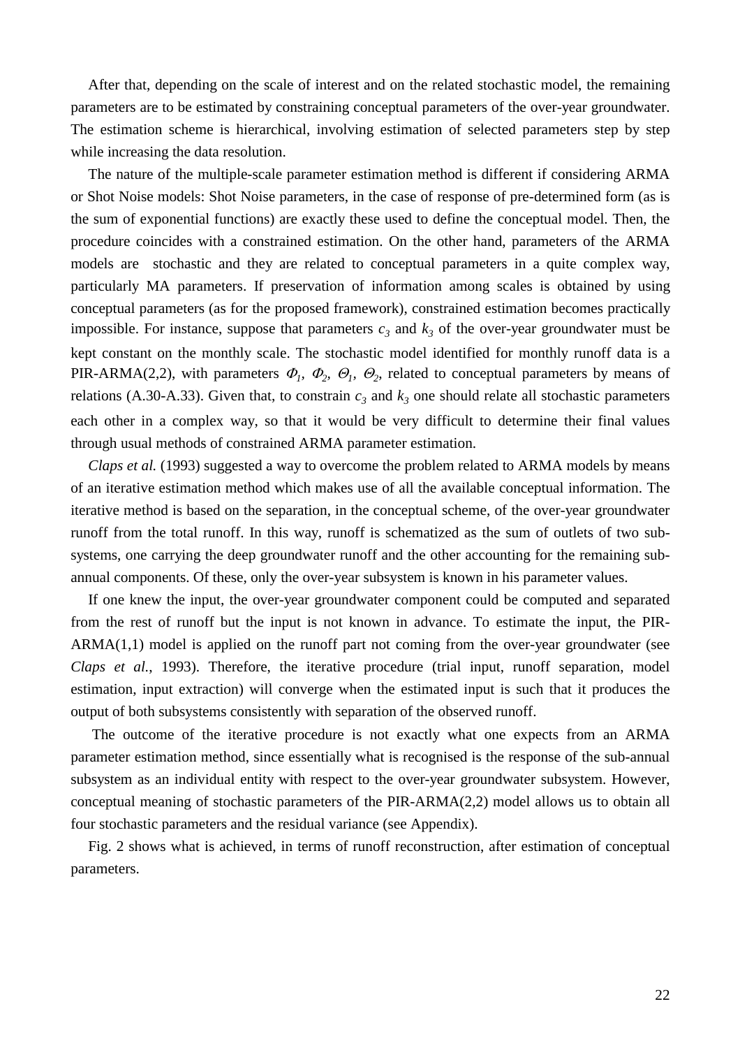After that, depending on the scale of interest and on the related stochastic model, the remaining parameters are to be estimated by constraining conceptual parameters of the over-year groundwater. The estimation scheme is hierarchical, involving estimation of selected parameters step by step while increasing the data resolution.

The nature of the multiple-scale parameter estimation method is different if considering ARMA or Shot Noise models: Shot Noise parameters, in the case of response of pre-determined form (as is the sum of exponential functions) are exactly these used to define the conceptual model. Then, the procedure coincides with a constrained estimation. On the other hand, parameters of the ARMA models are stochastic and they are related to conceptual parameters in a quite complex way, particularly MA parameters. If preservation of information among scales is obtained by using conceptual parameters (as for the proposed framework), constrained estimation becomes practically impossible. For instance, suppose that parameters $c_3$ and $k_3$ of the over-year groundwater must be kept constant on the monthly scale. The stochastic model identified for monthly runoff data is a PIR-ARMA(2,2), with parameters $\Phi_1$, $\Phi_2$, $\Theta_1$, $\Theta_2$, related to conceptual parameters by means of relations (A.30-A.33). Given that, to constrain $c_3$ and $k_3$ one should relate all stochastic parameters each other in a complex way, so that it would be very difficult to determine their final values through usual methods of constrained ARMA parameter estimation.

*Claps et al.* (1993) suggested a way to overcome the problem related to ARMA models by means of an iterative estimation method which makes use of all the available conceptual information. The iterative method is based on the separation, in the conceptual scheme, of the over-year groundwater runoff from the total runoff. In this way, runoff is schematized as the sum of outlets of two sub-systems, one carrying the deep groundwater runoff and the other accounting for the remaining sub-annual components. Of these, only the over-year subsystem is known in his parameter values.

If one knew the input, the over-year groundwater component could be computed and separated from the rest of runoff but the input is not known in advance. To estimate the input, the PIR-ARMA(1,1) model is applied on the runoff part not coming from the over-year groundwater (see *Claps et al.*, 1993). Therefore, the iterative procedure (trial input, runoff separation, model estimation, input extraction) will converge when the estimated input is such that it produces the output of both subsystems consistently with separation of the observed runoff.

The outcome of the iterative procedure is not exactly what one expects from an ARMA parameter estimation method, since essentially what is recognised is the response of the sub-annual subsystem as an individual entity with respect to the over-year groundwater subsystem. However, conceptual meaning of stochastic parameters of the PIR-ARMA(2,2) model allows us to obtain all four stochastic parameters and the residual variance (see Appendix).

Fig. 2 shows what is achieved, in terms of runoff reconstruction, after estimation of conceptual parameters.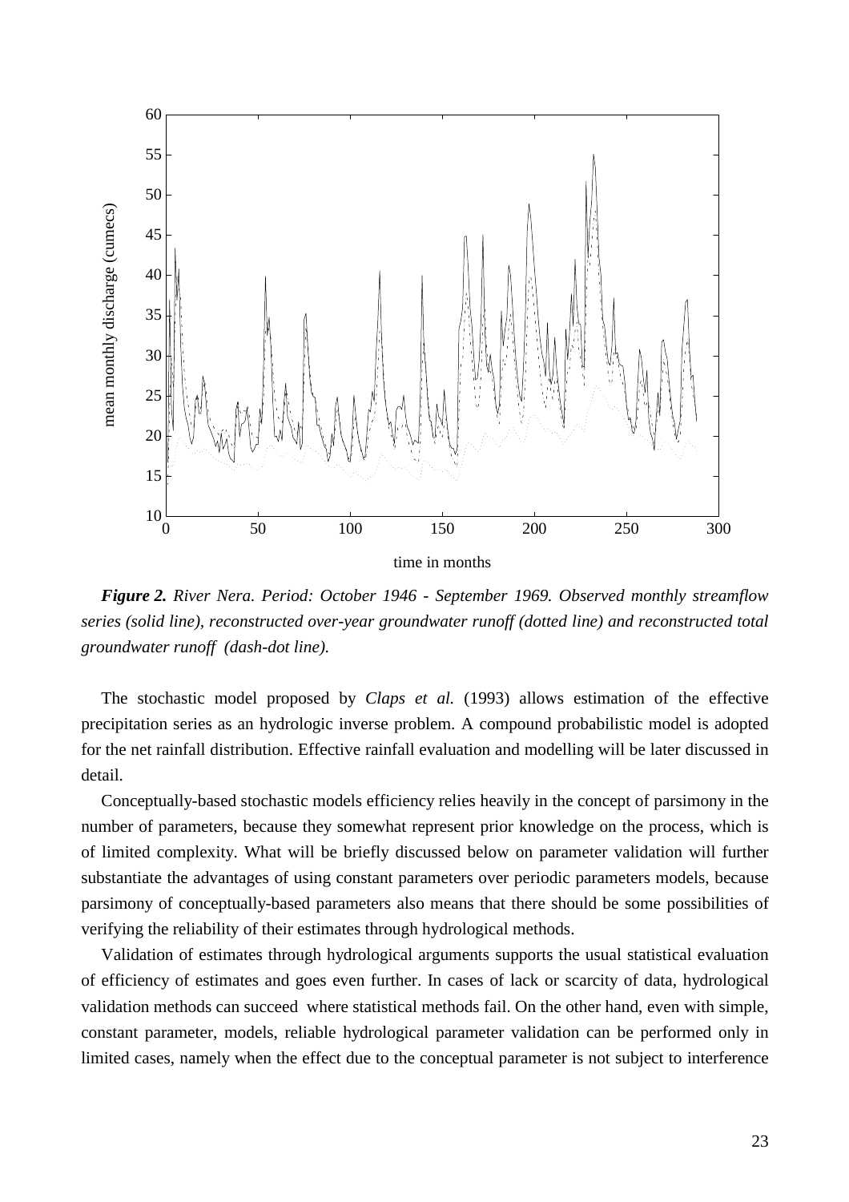***Figure 2.*** *River Nera. Period: October 1946 - September 1969. Observed monthly streamflow series (solid line), reconstructed over-year groundwater runoff (dotted line) and reconstructed total groundwater runoff (dash-dot line).*

The stochastic model proposed by *Claps et al.* (1993) allows estimation of the effective precipitation series as an hydrologic inverse problem. A compound probabilistic model is adopted for the net rainfall distribution. Effective rainfall evaluation and modelling will be later discussed in detail.

Conceptually-based stochastic models efficiency relies heavily in the concept of parsimony in the number of parameters, because they somewhat represent prior knowledge on the process, which is of limited complexity. What will be briefly discussed below on parameter validation will further substantiate the advantages of using constant parameters over periodic parameters models, because parsimony of conceptually-based parameters also means that there should be some possibilities of verifying the reliability of their estimates through hydrological methods.

Validation of estimates through hydrological arguments supports the usual statistical evaluation of efficiency of estimates and goes even further. In cases of lack or scarcity of data, hydrological validation methods can succeed where statistical methods fail. On the other hand, even with simple, constant parameter, models, reliable hydrological parameter validation can be performed only in limited cases, namely when the effect due to the conceptual parameter is not subject to interference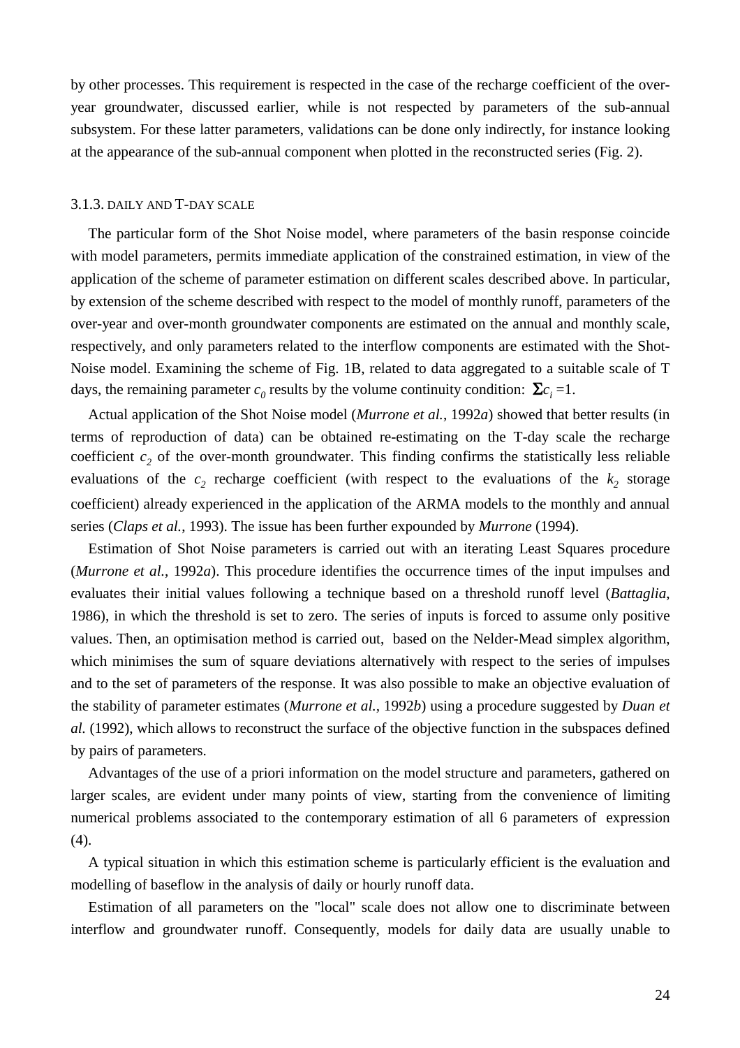by other processes. This requirement is respected in the case of the recharge coefficient of the over-year groundwater, discussed earlier, while is not respected by parameters of the sub-annual subsystem. For these latter parameters, validations can be done only indirectly, for instance looking at the appearance of the sub-annual component when plotted in the reconstructed series (Fig. 2).

### 3.1.3. DAILY AND T-DAY SCALE

The particular form of the Shot Noise model, where parameters of the basin response coincide with model parameters, permits immediate application of the constrained estimation, in view of the application of the scheme of parameter estimation on different scales described above. In particular, by extension of the scheme described with respect to the model of monthly runoff, parameters of the over-year and over-month groundwater components are estimated on the annual and monthly scale, respectively, and only parameters related to the interflow components are estimated with the Shot-Noise model. Examining the scheme of Fig. 1B, related to data aggregated to a suitable scale of T days, the remaining parameter $c_0$ results by the volume continuity condition: $\Sigma c_i = 1$.

Actual application of the Shot Noise model (*Murrone et al.*, 1992*a*) showed that better results (in terms of reproduction of data) can be obtained re-estimating on the T-day scale the recharge coefficient $c_2$ of the over-month groundwater. This finding confirms the statistically less reliable evaluations of the $c_2$ recharge coefficient (with respect to the evaluations of the $k_2$ storage coefficient) already experienced in the application of the ARMA models to the monthly and annual series (*Claps et al.*, 1993). The issue has been further expounded by *Murrone* (1994).

Estimation of Shot Noise parameters is carried out with an iterating Least Squares procedure (*Murrone et al.*, 1992*a*). This procedure identifies the occurrence times of the input impulses and evaluates their initial values following a technique based on a threshold runoff level (*Battaglia*, 1986), in which the threshold is set to zero. The series of inputs is forced to assume only positive values. Then, an optimisation method is carried out, based on the Nelder-Mead simplex algorithm, which minimises the sum of square deviations alternatively with respect to the series of impulses and to the set of parameters of the response. It was also possible to make an objective evaluation of the stability of parameter estimates (*Murrone et al.*, 1992*b*) using a procedure suggested by *Duan et al.* (1992), which allows to reconstruct the surface of the objective function in the subspaces defined by pairs of parameters.

Advantages of the use of a priori information on the model structure and parameters, gathered on larger scales, are evident under many points of view, starting from the convenience of limiting numerical problems associated to the contemporary estimation of all 6 parameters of expression (4).

A typical situation in which this estimation scheme is particularly efficient is the evaluation and modelling of baseflow in the analysis of daily or hourly runoff data.

Estimation of all parameters on the "local" scale does not allow one to discriminate between interflow and groundwater runoff. Consequently, models for daily data are usually unable to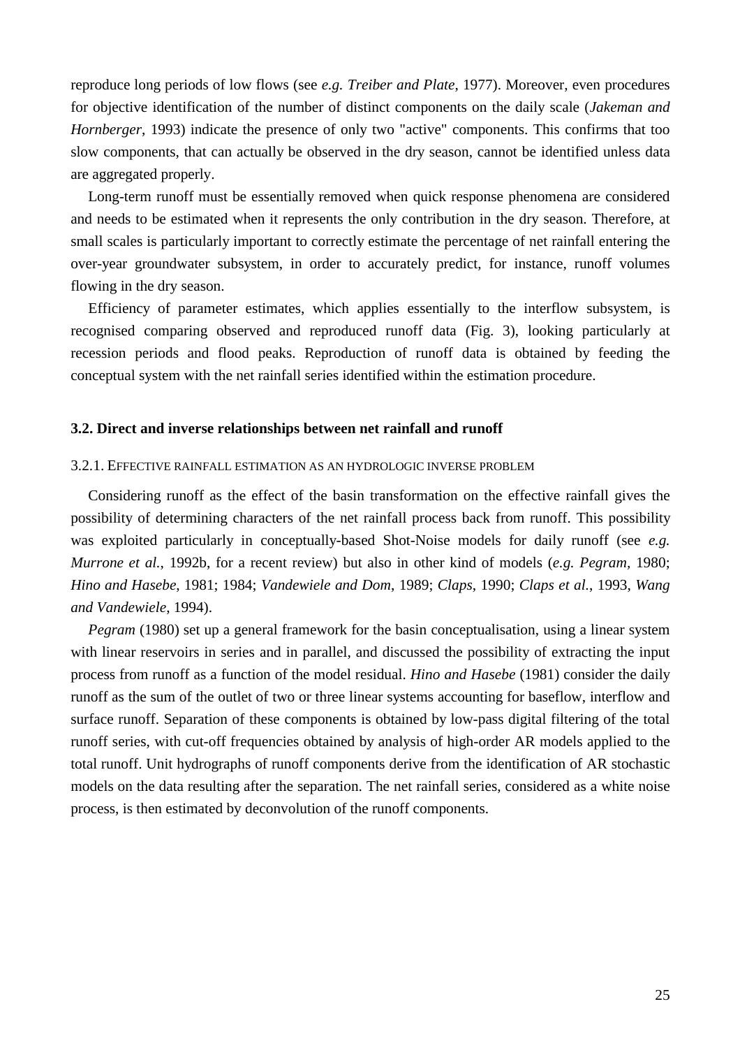reproduce long periods of low flows (see *e.g. Treiber and Plate*, 1977). Moreover, even procedures for objective identification of the number of distinct components on the daily scale (*Jakeman and Hornberger*, 1993) indicate the presence of only two "active" components. This confirms that too slow components, that can actually be observed in the dry season, cannot be identified unless data are aggregated properly.

Long-term runoff must be essentially removed when quick response phenomena are considered and needs to be estimated when it represents the only contribution in the dry season. Therefore, at small scales is particularly important to correctly estimate the percentage of net rainfall entering the over-year groundwater subsystem, in order to accurately predict, for instance, runoff volumes flowing in the dry season.

Efficiency of parameter estimates, which applies essentially to the interflow subsystem, is recognised comparing observed and reproduced runoff data (Fig. 3), looking particularly at recession periods and flood peaks. Reproduction of runoff data is obtained by feeding the conceptual system with the net rainfall series identified within the estimation procedure.

### 3.2. Direct and inverse relationships between net rainfall and runoff

#### 3.2.1. Effective rainfall estimation as an hydrologic inverse problem

Considering runoff as the effect of the basin transformation on the effective rainfall gives the possibility of determining characters of the net rainfall process back from runoff. This possibility was exploited particularly in conceptually-based Shot-Noise models for daily runoff (see *e.g. Murrone et al.*, 1992b, for a recent review) but also in other kind of models (*e.g. Pegram*, 1980; *Hino and Hasebe*, 1981; 1984; *Vandewiele and Dom*, 1989; *Claps*, 1990; *Claps et al.*, 1993, *Wang and Vandewiele*, 1994).

*Pegram* (1980) set up a general framework for the basin conceptualisation, using a linear system with linear reservoirs in series and in parallel, and discussed the possibility of extracting the input process from runoff as a function of the model residual. *Hino and Hasebe* (1981) consider the daily runoff as the sum of the outlet of two or three linear systems accounting for baseflow, interflow and surface runoff. Separation of these components is obtained by low-pass digital filtering of the total runoff series, with cut-off frequencies obtained by analysis of high-order AR models applied to the total runoff. Unit hydrographs of runoff components derive from the identification of AR stochastic models on the data resulting after the separation. The net rainfall series, considered as a white noise process, is then estimated by deconvolution of the runoff components.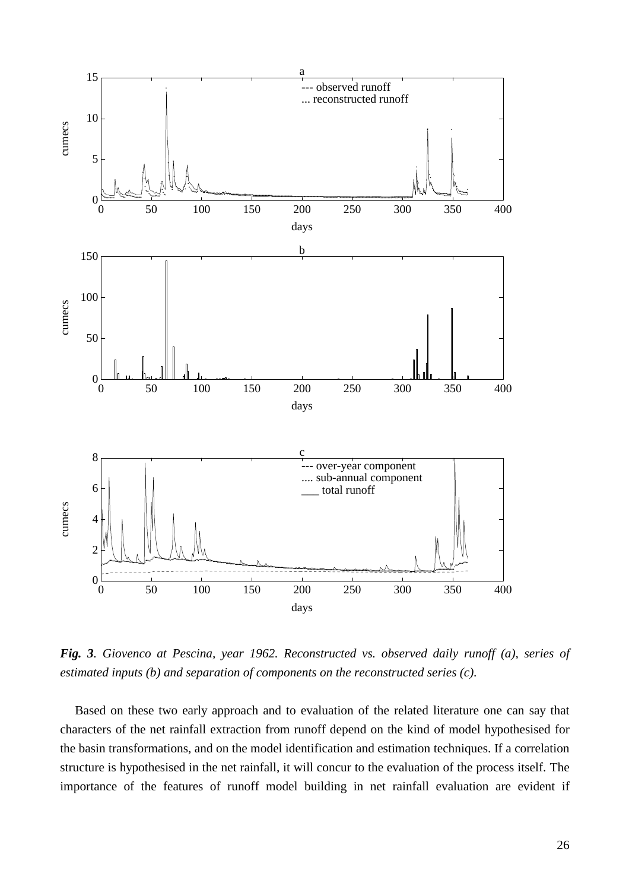***Fig. 3**. Giovenco at Pescina, year 1962. Reconstructed vs. observed daily runoff (a), series of estimated inputs (b) and separation of components on the reconstructed series (c).*

Based on these two early approach and to evaluation of the related literature one can say that characters of the net rainfall extraction from runoff depend on the kind of model hypothesised for the basin transformations, and on the model identification and estimation techniques. If a correlation structure is hypothesised in the net rainfall, it will concur to the evaluation of the process itself. The importance of the features of runoff model building in net rainfall evaluation are evident if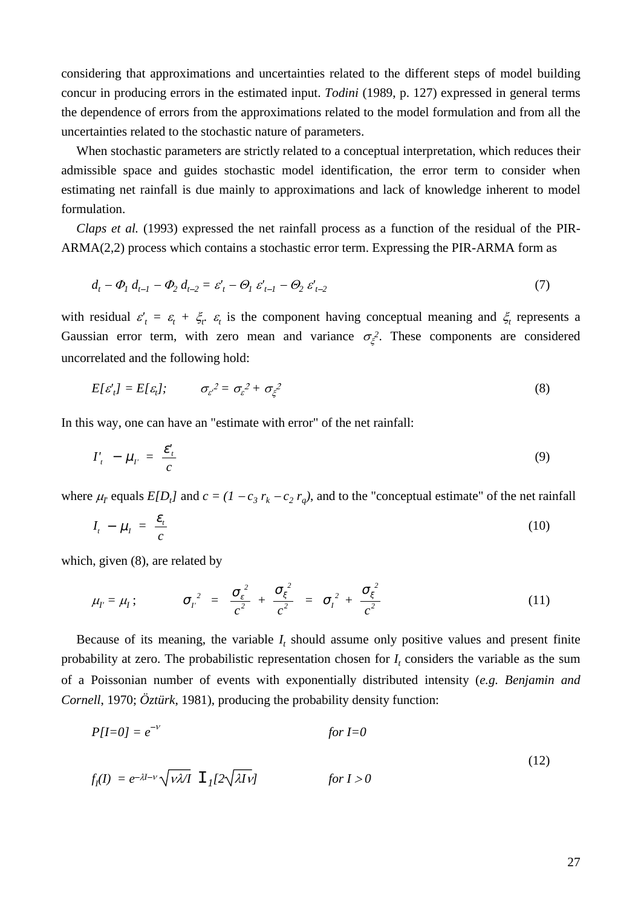considering that approximations and uncertainties related to the different steps of model building concur in producing errors in the estimated input. *Todini* (1989, p. 127) expressed in general terms the dependence of errors from the approximations related to the model formulation and from all the uncertainties related to the stochastic nature of parameters.

When stochastic parameters are strictly related to a conceptual interpretation, which reduces their admissible space and guides stochastic model identification, the error term to consider when estimating net rainfall is due mainly to approximations and lack of knowledge inherent to model formulation.

*Claps et al.* (1993) expressed the net rainfall process as a function of the residual of the PIR-ARMA(2,2) process which contains a stochastic error term. Expressing the PIR-ARMA form as

$$d_t - \Phi_1\, d_{t-1} - \Phi_2\, d_{t-2} = \varepsilon'_t - \Theta_1\, \varepsilon'_{t-1} - \Theta_2\, \varepsilon'_{t-2} \tag{7}$$

with residual $\varepsilon'_t = \varepsilon_t + \xi_t$. $\varepsilon_t$ is the component having conceptual meaning and $\xi_t$ represents a Gaussian error term, with zero mean and variance $\sigma_\xi^2$. These components are considered uncorrelated and the following hold:

$$E[\varepsilon'_t] = E[\varepsilon_t]; \qquad \sigma_{\varepsilon'}^2 = \sigma_\varepsilon^2 + \sigma_\xi^2 \tag{8}$$

In this way, one can have an "estimate with error" of the net rainfall:

$$I'_t - \mu_{I'} = \frac{\varepsilon'_t}{c} \tag{9}$$

where $\mu_{I'}$ equals $E[D_t]$ and $c = (1 - c_3\, r_k - c_2\, r_q)$, and to the "conceptual estimate" of the net rainfall

$$I_t - \mu_I = \frac{\varepsilon_t}{c} \tag{10}$$

which, given (8), are related by

$$\mu_{I'} = \mu_I\, ; \qquad \sigma_{I'}^2 = \frac{\sigma_\varepsilon^2}{c^2} + \frac{\sigma_\xi^2}{c^2} = \sigma_I^2 + \frac{\sigma_\xi^2}{c^2} \tag{11}$$

Because of its meaning, the variable $I_t$ should assume only positive values and present finite probability at zero. The probabilistic representation chosen for $I_t$ considers the variable as the sum of a Poissonian number of events with exponentially distributed intensity (*e.g. Benjamin and Cornell*, 1970; *Öztürk*, 1981), producing the probability density function:

$$\begin{aligned} &P[I=0] = e^{-\nu} && \text{for } I=0 \\ &f_I(I) = e^{-\lambda I-\nu}\sqrt{\nu\lambda/I}\;\, \mathrm{I}_1[2\sqrt{\lambda I \nu}] && \text{for } I > 0 \end{aligned} \tag{12}$$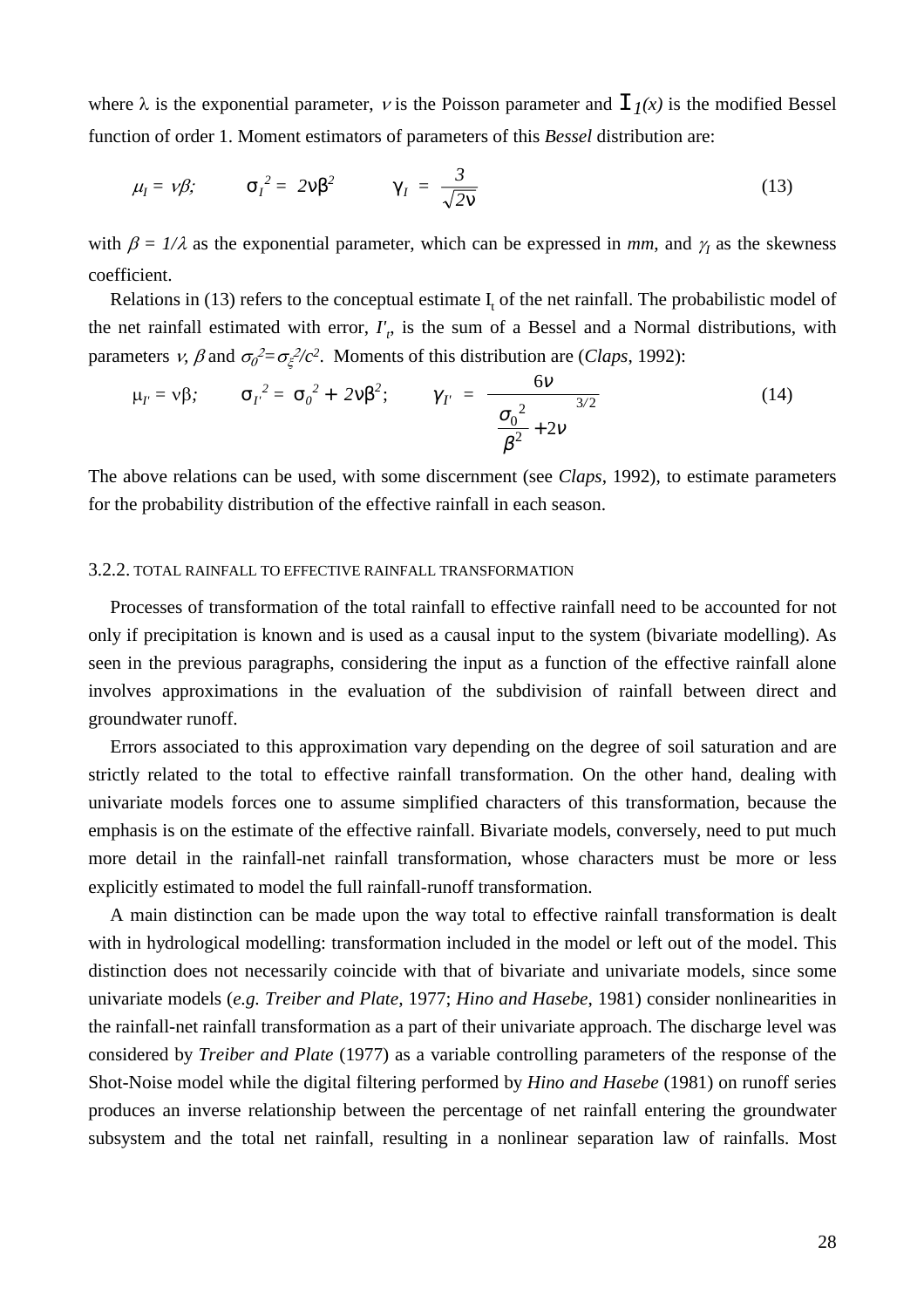where $\lambda$ is the exponential parameter, $\nu$ is the Poisson parameter and $I_1(x)$ is the modified Bessel function of order 1. Moment estimators of parameters of this *Bessel* distribution are:

$$\mu_I = \nu\beta; \qquad \sigma_I^2 = 2\nu\beta^2 \qquad \gamma_I = \frac{3}{\sqrt{2\nu}} \tag{13}$$

with $\beta = 1/\lambda$ as the exponential parameter, which can be expressed in *mm*, and $\gamma_I$ as the skewness coefficient.

Relations in (13) refers to the conceptual estimate $I_t$ of the net rainfall. The probabilistic model of the net rainfall estimated with error, $I'_t$, is the sum of a Bessel and a Normal distributions, with parameters $\nu$, $\beta$ and $\sigma_0^2=\sigma_\xi^2/c^2$. Moments of this distribution are (*Claps*, 1992):

$$\mu_{I'} = \nu\beta; \qquad \sigma_{I'}^2 = \sigma_0^2 + 2\nu\beta^2; \qquad \gamma_{I'} = \frac{6\nu}{\left(\dfrac{\sigma_0^2}{\beta^2} + 2\nu\right)^{3/2}} \tag{14}$$

The above relations can be used, with some discernment (see *Claps*, 1992), to estimate parameters for the probability distribution of the effective rainfall in each season.

### 3.2.2. TOTAL RAINFALL TO EFFECTIVE RAINFALL TRANSFORMATION

Processes of transformation of the total rainfall to effective rainfall need to be accounted for not only if precipitation is known and is used as a causal input to the system (bivariate modelling). As seen in the previous paragraphs, considering the input as a function of the effective rainfall alone involves approximations in the evaluation of the subdivision of rainfall between direct and groundwater runoff.

Errors associated to this approximation vary depending on the degree of soil saturation and are strictly related to the total to effective rainfall transformation. On the other hand, dealing with univariate models forces one to assume simplified characters of this transformation, because the emphasis is on the estimate of the effective rainfall. Bivariate models, conversely, need to put much more detail in the rainfall-net rainfall transformation, whose characters must be more or less explicitly estimated to model the full rainfall-runoff transformation.

A main distinction can be made upon the way total to effective rainfall transformation is dealt with in hydrological modelling: transformation included in the model or left out of the model. This distinction does not necessarily coincide with that of bivariate and univariate models, since some univariate models (*e.g. Treiber and Plate,* 1977; *Hino and Hasebe*, 1981) consider nonlinearities in the rainfall-net rainfall transformation as a part of their univariate approach. The discharge level was considered by *Treiber and Plate* (1977) as a variable controlling parameters of the response of the Shot-Noise model while the digital filtering performed by *Hino and Hasebe* (1981) on runoff series produces an inverse relationship between the percentage of net rainfall entering the groundwater subsystem and the total net rainfall, resulting in a nonlinear separation law of rainfalls. Most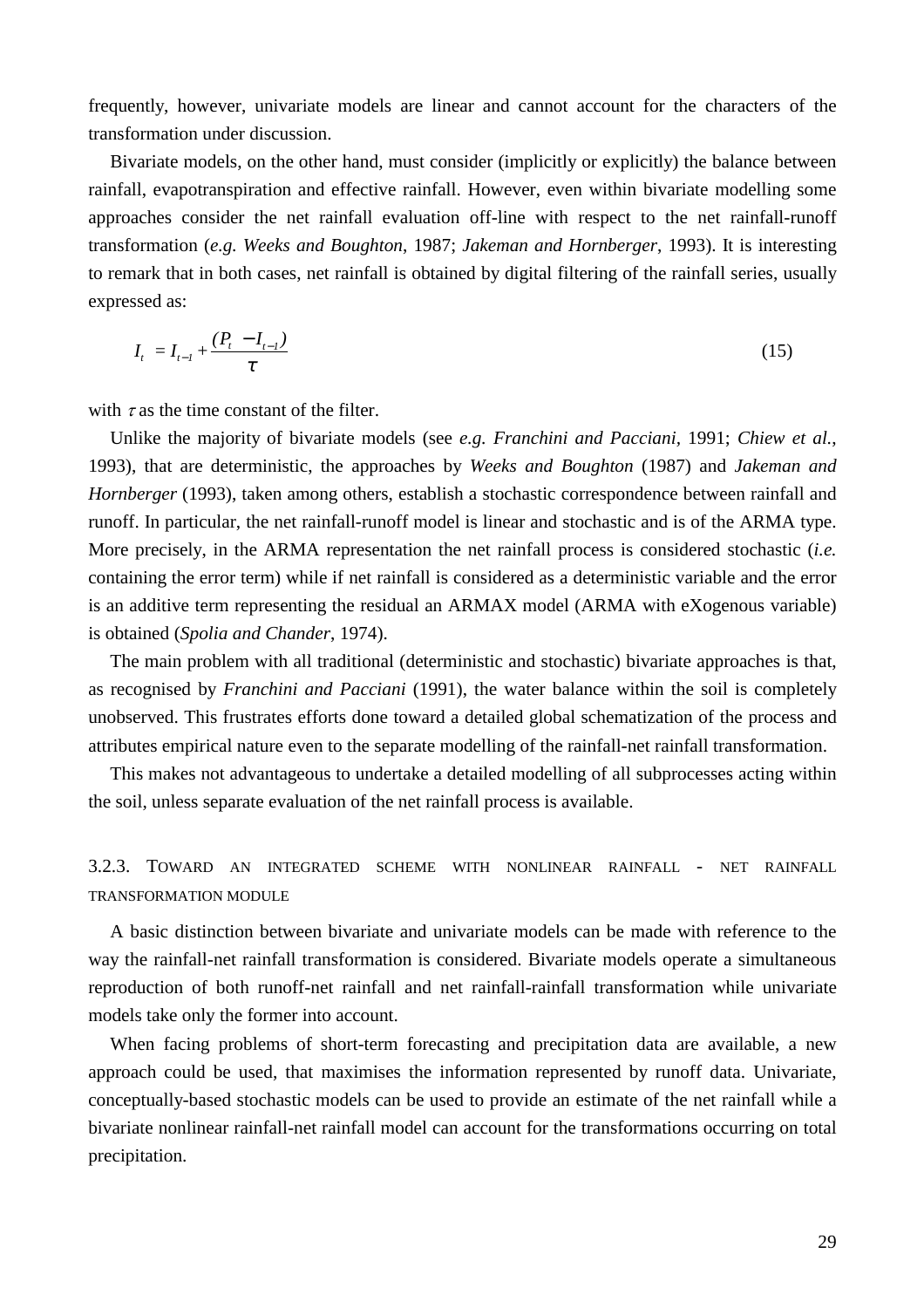frequently, however, univariate models are linear and cannot account for the characters of the transformation under discussion.

Bivariate models, on the other hand, must consider (implicitly or explicitly) the balance between rainfall, evapotranspiration and effective rainfall. However, even within bivariate modelling some approaches consider the net rainfall evaluation off-line with respect to the net rainfall-runoff transformation (*e.g. Weeks and Boughton*, 1987; *Jakeman and Hornberger*, 1993). It is interesting to remark that in both cases, net rainfall is obtained by digital filtering of the rainfall series, usually expressed as:

$$I_t = I_{t-1} + \frac{(P_t - I_{t-1})}{\tau} \tag{15}$$

with $\tau$ as the time constant of the filter.

Unlike the majority of bivariate models (see *e.g. Franchini and Pacciani*, 1991; *Chiew et al.*, 1993), that are deterministic, the approaches by *Weeks and Boughton* (1987) and *Jakeman and Hornberger* (1993), taken among others, establish a stochastic correspondence between rainfall and runoff. In particular, the net rainfall-runoff model is linear and stochastic and is of the ARMA type. More precisely, in the ARMA representation the net rainfall process is considered stochastic (*i.e.* containing the error term) while if net rainfall is considered as a deterministic variable and the error is an additive term representing the residual an ARMAX model (ARMA with eXogenous variable) is obtained (*Spolia and Chander*, 1974).

The main problem with all traditional (deterministic and stochastic) bivariate approaches is that, as recognised by *Franchini and Pacciani* (1991), the water balance within the soil is completely unobserved. This frustrates efforts done toward a detailed global schematization of the process and attributes empirical nature even to the separate modelling of the rainfall-net rainfall transformation.

This makes not advantageous to undertake a detailed modelling of all subprocesses acting within the soil, unless separate evaluation of the net rainfall process is available.

### 3.2.3. Toward an integrated scheme with nonlinear rainfall - net rainfall transformation module

A basic distinction between bivariate and univariate models can be made with reference to the way the rainfall-net rainfall transformation is considered. Bivariate models operate a simultaneous reproduction of both runoff-net rainfall and net rainfall-rainfall transformation while univariate models take only the former into account.

When facing problems of short-term forecasting and precipitation data are available, a new approach could be used, that maximises the information represented by runoff data. Univariate, conceptually-based stochastic models can be used to provide an estimate of the net rainfall while a bivariate nonlinear rainfall-net rainfall model can account for the transformations occurring on total precipitation.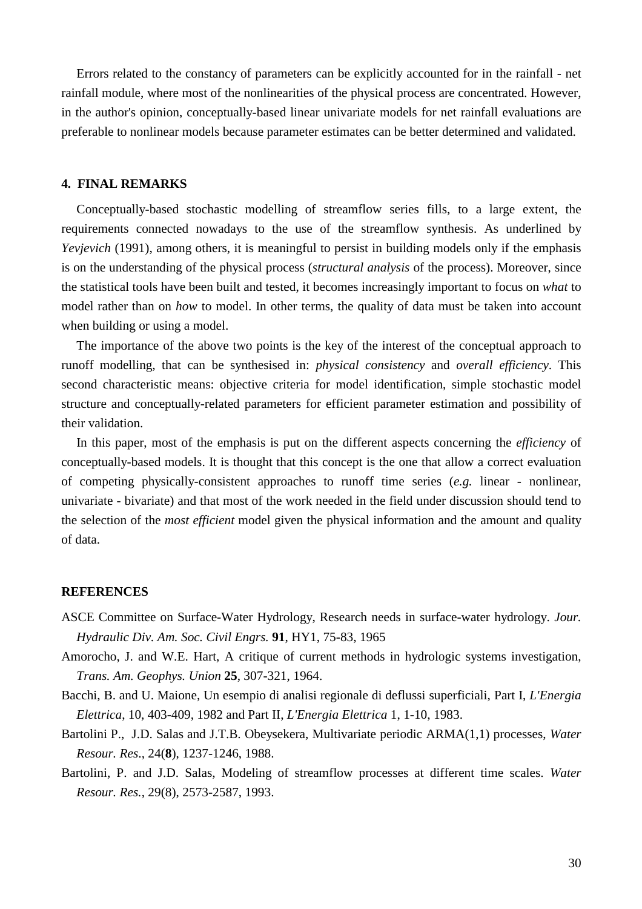Errors related to the constancy of parameters can be explicitly accounted for in the rainfall - net rainfall module, where most of the nonlinearities of the physical process are concentrated. However, in the author's opinion, conceptually-based linear univariate models for net rainfall evaluations are preferable to nonlinear models because parameter estimates can be better determined and validated.

## 4. FINAL REMARKS

Conceptually-based stochastic modelling of streamflow series fills, to a large extent, the requirements connected nowadays to the use of the streamflow synthesis. As underlined by *Yevjevich* (1991), among others, it is meaningful to persist in building models only if the emphasis is on the understanding of the physical process (*structural analysis* of the process). Moreover, since the statistical tools have been built and tested, it becomes increasingly important to focus on *what* to model rather than on *how* to model. In other terms, the quality of data must be taken into account when building or using a model.

The importance of the above two points is the key of the interest of the conceptual approach to runoff modelling, that can be synthesised in: *physical consistency* and *overall efficiency*. This second characteristic means: objective criteria for model identification, simple stochastic model structure and conceptually-related parameters for efficient parameter estimation and possibility of their validation.

In this paper, most of the emphasis is put on the different aspects concerning the *efficiency* of conceptually-based models. It is thought that this concept is the one that allow a correct evaluation of competing physically-consistent approaches to runoff time series (*e.g.* linear - nonlinear, univariate - bivariate) and that most of the work needed in the field under discussion should tend to the selection of the *most efficient* model given the physical information and the amount and quality of data.

## REFERENCES

ASCE Committee on Surface-Water Hydrology, Research needs in surface-water hydrology. *Jour. Hydraulic Div. Am. Soc. Civil Engrs.* **91**, HY1, 75-83, 1965

Amorocho, J. and W.E. Hart, A critique of current methods in hydrologic systems investigation, *Trans. Am. Geophys. Union* **25**, 307-321, 1964.

Bacchi, B. and U. Maione, Un esempio di analisi regionale di deflussi superficiali, Part I, *L'Energia Elettrica*, 10, 403-409, 1982 and Part II, *L'Energia Elettrica* 1, 1-10, 1983.

Bartolini P., J.D. Salas and J.T.B. Obeysekera, Multivariate periodic ARMA(1,1) processes, *Water Resour. Res*., 24(**8**), 1237-1246, 1988.

Bartolini, P. and J.D. Salas, Modeling of streamflow processes at different time scales. *Water Resour. Res.*, 29(8), 2573-2587, 1993.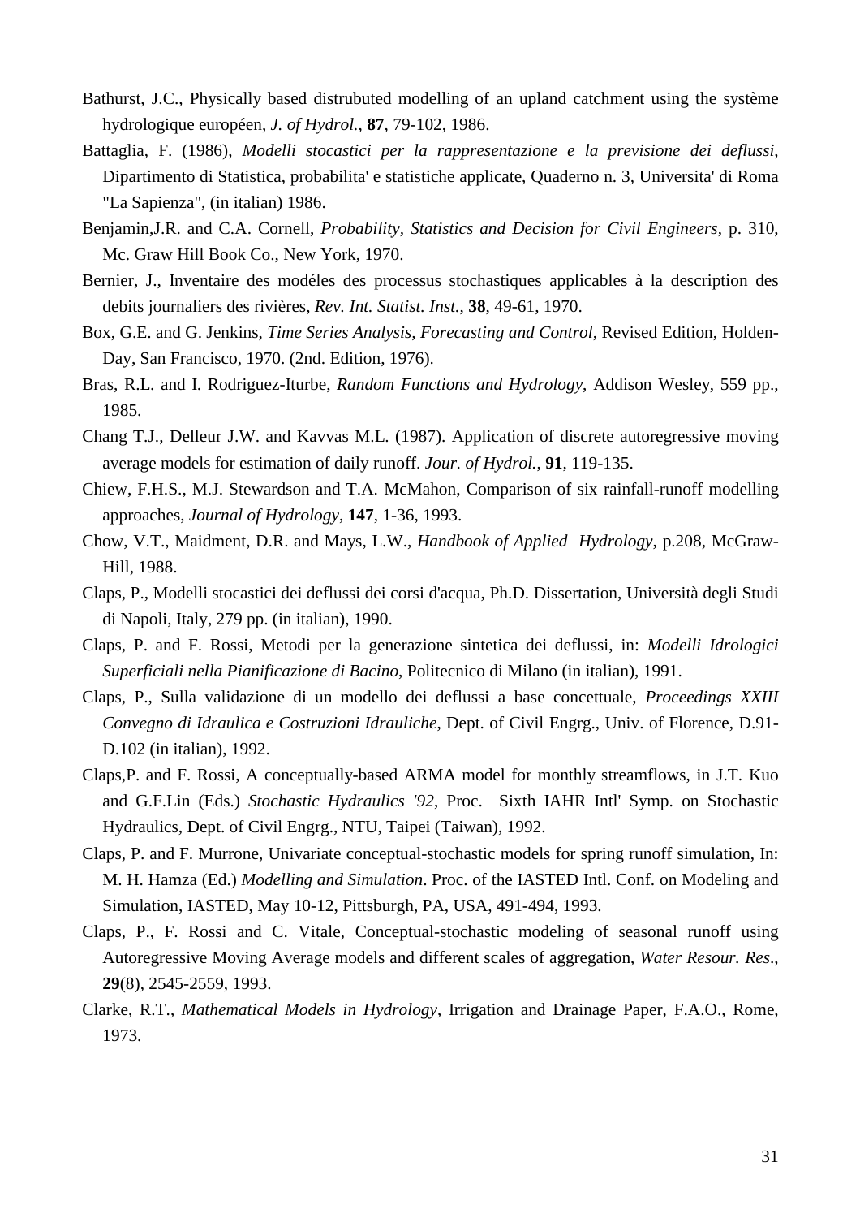Bathurst, J.C., Physically based distrubuted modelling of an upland catchment using the système hydrologique européen, *J. of Hydrol.*, **87**, 79-102, 1986.

Battaglia, F. (1986), *Modelli stocastici per la rappresentazione e la previsione dei deflussi*, Dipartimento di Statistica, probabilita' e statistiche applicate, Quaderno n. 3, Universita' di Roma "La Sapienza", (in italian) 1986.

Benjamin,J.R. and C.A. Cornell, *Probability, Statistics and Decision for Civil Engineers*, p. 310, Mc. Graw Hill Book Co., New York, 1970.

Bernier, J., Inventaire des modéles des processus stochastiques applicables à la description des debits journaliers des rivières, *Rev. Int. Statist. Inst.*, **38**, 49-61, 1970.

Box, G.E. and G. Jenkins, *Time Series Analysis, Forecasting and Control*, Revised Edition, Holden-Day, San Francisco, 1970. (2nd. Edition, 1976).

Bras, R.L. and I. Rodriguez-Iturbe, *Random Functions and Hydrology*, Addison Wesley, 559 pp., 1985.

Chang T.J., Delleur J.W. and Kavvas M.L. (1987). Application of discrete autoregressive moving average models for estimation of daily runoff. *Jour. of Hydrol.*, **91**, 119-135.

Chiew, F.H.S., M.J. Stewardson and T.A. McMahon, Comparison of six rainfall-runoff modelling approaches, *Journal of Hydrology*, **147**, 1-36, 1993.

Chow, V.T., Maidment, D.R. and Mays, L.W., *Handbook of Applied Hydrology*, p.208, McGraw-Hill, 1988.

Claps, P., Modelli stocastici dei deflussi dei corsi d'acqua, Ph.D. Dissertation, Università degli Studi di Napoli, Italy, 279 pp. (in italian), 1990.

Claps, P. and F. Rossi, Metodi per la generazione sintetica dei deflussi, in: *Modelli Idrologici Superficiali nella Pianificazione di Bacino*, Politecnico di Milano (in italian), 1991.

Claps, P., Sulla validazione di un modello dei deflussi a base concettuale, *Proceedings XXIII Convegno di Idraulica e Costruzioni Idrauliche*, Dept. of Civil Engrg., Univ. of Florence, D.91-D.102 (in italian), 1992.

Claps,P. and F. Rossi, A conceptually-based ARMA model for monthly streamflows, in J.T. Kuo and G.F.Lin (Eds.) *Stochastic Hydraulics '92*, Proc. Sixth IAHR Intl' Symp. on Stochastic Hydraulics, Dept. of Civil Engrg., NTU, Taipei (Taiwan), 1992.

Claps, P. and F. Murrone, Univariate conceptual-stochastic models for spring runoff simulation, In: M. H. Hamza (Ed.) *Modelling and Simulation*. Proc. of the IASTED Intl. Conf. on Modeling and Simulation, IASTED, May 10-12, Pittsburgh, PA, USA, 491-494, 1993.

Claps, P., F. Rossi and C. Vitale, Conceptual-stochastic modeling of seasonal runoff using Autoregressive Moving Average models and different scales of aggregation, *Water Resour. Res.*, **29**(8), 2545-2559, 1993.

Clarke, R.T., *Mathematical Models in Hydrology*, Irrigation and Drainage Paper, F.A.O., Rome, 1973.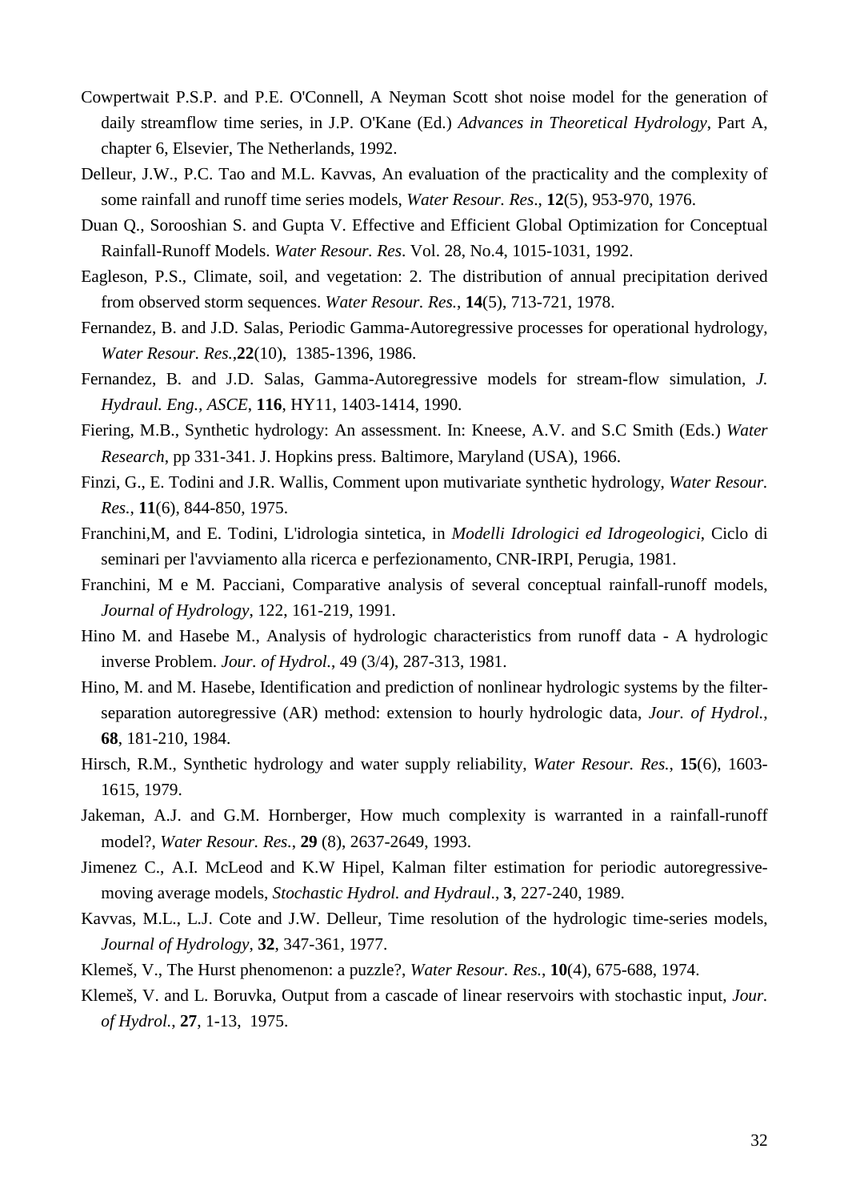Cowpertwait P.S.P. and P.E. O'Connell, A Neyman Scott shot noise model for the generation of daily streamflow time series, in J.P. O'Kane (Ed.) *Advances in Theoretical Hydrology*, Part A, chapter 6, Elsevier, The Netherlands, 1992.

Delleur, J.W., P.C. Tao and M.L. Kavvas, An evaluation of the practicality and the complexity of some rainfall and runoff time series models, *Water Resour. Res*., **12**(5), 953-970, 1976.

Duan Q., Sorooshian S. and Gupta V. Effective and Efficient Global Optimization for Conceptual Rainfall-Runoff Models. *Water Resour. Res*. Vol. 28, No.4, 1015-1031, 1992.

Eagleson, P.S., Climate, soil, and vegetation: 2. The distribution of annual precipitation derived from observed storm sequences. *Water Resour. Res.*, **14**(5), 713-721, 1978.

Fernandez, B. and J.D. Salas, Periodic Gamma-Autoregressive processes for operational hydrology, *Water Resour. Res.*,**22**(10), 1385-1396, 1986.

Fernandez, B. and J.D. Salas, Gamma-Autoregressive models for stream-flow simulation, *J. Hydraul. Eng., ASCE*, **116**, HY11, 1403-1414, 1990.

Fiering, M.B., Synthetic hydrology: An assessment. In: Kneese, A.V. and S.C Smith (Eds.) *Water Research*, pp 331-341. J. Hopkins press. Baltimore, Maryland (USA), 1966.

Finzi, G., E. Todini and J.R. Wallis, Comment upon mutivariate synthetic hydrology, *Water Resour. Res.*, **11**(6), 844-850, 1975.

Franchini,M, and E. Todini, L'idrologia sintetica, in *Modelli Idrologici ed Idrogeologici*, Ciclo di seminari per l'avviamento alla ricerca e perfezionamento, CNR-IRPI, Perugia, 1981.

Franchini, M e M. Pacciani, Comparative analysis of several conceptual rainfall-runoff models, *Journal of Hydrology*, 122, 161-219, 1991.

Hino M. and Hasebe M., Analysis of hydrologic characteristics from runoff data - A hydrologic inverse Problem. *Jour. of Hydrol.*, 49 (3/4), 287-313, 1981.

Hino, M. and M. Hasebe, Identification and prediction of nonlinear hydrologic systems by the filter-separation autoregressive (AR) method: extension to hourly hydrologic data, *Jour. of Hydrol.*, **68**, 181-210, 1984.

Hirsch, R.M., Synthetic hydrology and water supply reliability, *Water Resour. Res.*, **15**(6), 1603-1615, 1979.

Jakeman, A.J. and G.M. Hornberger, How much complexity is warranted in a rainfall-runoff model?, *Water Resour. Res.*, **29** (8), 2637-2649, 1993.

Jimenez C., A.I. McLeod and K.W Hipel, Kalman filter estimation for periodic autoregressive-moving average models, *Stochastic Hydrol. and Hydraul.*, **3**, 227-240, 1989.

Kavvas, M.L., L.J. Cote and J.W. Delleur, Time resolution of the hydrologic time-series models, *Journal of Hydrology*, **32**, 347-361, 1977.

Klemeš, V., The Hurst phenomenon: a puzzle?, *Water Resour. Res.*, **10**(4), 675-688, 1974.

Klemeš, V. and L. Boruvka, Output from a cascade of linear reservoirs with stochastic input, *Jour. of Hydrol.*, **27**, 1-13, 1975.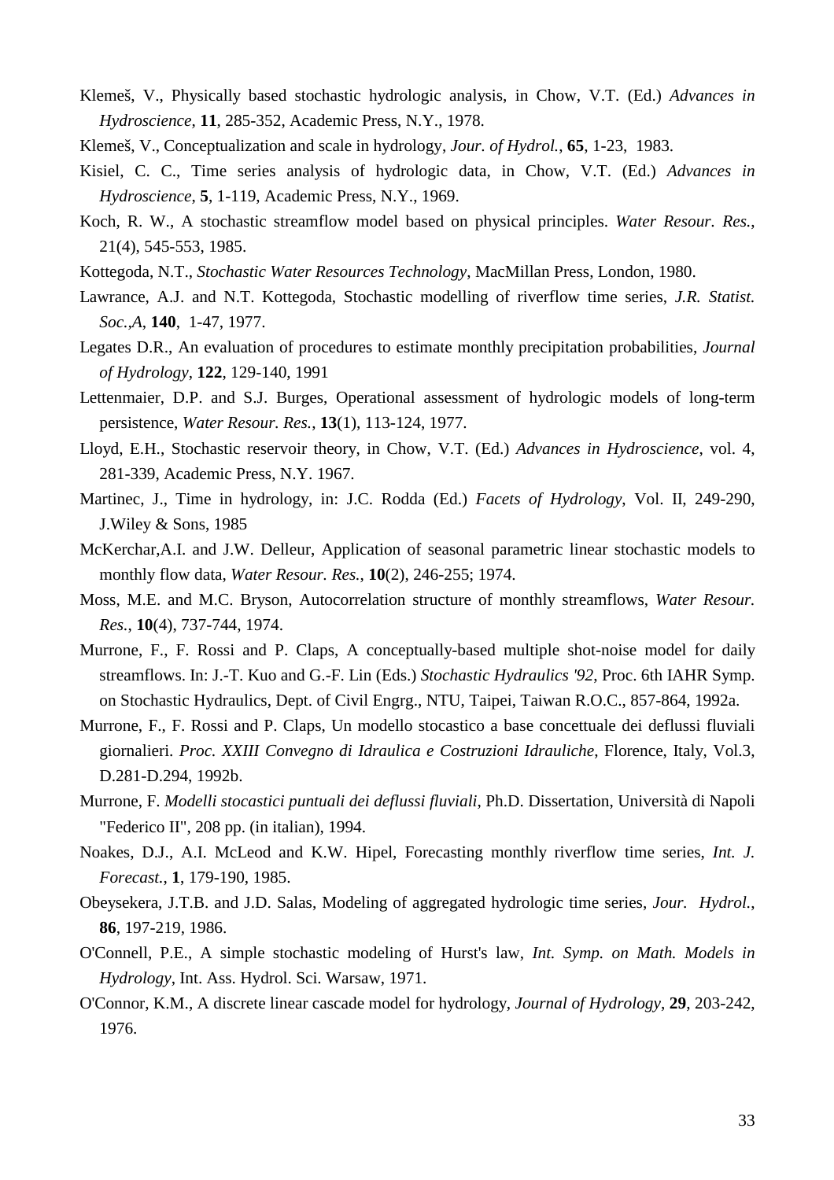Klemeš, V., Physically based stochastic hydrologic analysis, in Chow, V.T. (Ed.) *Advances in Hydroscience*, **11**, 285-352, Academic Press, N.Y., 1978.

Klemeš, V., Conceptualization and scale in hydrology, *Jour. of Hydrol.*, **65**, 1-23, 1983.

Kisiel, C. C., Time series analysis of hydrologic data, in Chow, V.T. (Ed.) *Advances in Hydroscience*, **5**, 1-119, Academic Press, N.Y., 1969.

Koch, R. W., A stochastic streamflow model based on physical principles. *Water Resour. Res.*, 21(4), 545-553, 1985.

Kottegoda, N.T., *Stochastic Water Resources Technology*, MacMillan Press, London, 1980.

Lawrance, A.J. and N.T. Kottegoda, Stochastic modelling of riverflow time series, *J.R. Statist. Soc.,A*, **140**, 1-47, 1977.

Legates D.R., An evaluation of procedures to estimate monthly precipitation probabilities, *Journal of Hydrology*, **122**, 129-140, 1991

Lettenmaier, D.P. and S.J. Burges, Operational assessment of hydrologic models of long-term persistence, *Water Resour. Res.*, **13**(1), 113-124, 1977.

Lloyd, E.H., Stochastic reservoir theory, in Chow, V.T. (Ed.) *Advances in Hydroscience*, vol. 4, 281-339, Academic Press, N.Y. 1967.

Martinec, J., Time in hydrology, in: J.C. Rodda (Ed.) *Facets of Hydrology*, Vol. II, 249-290, J.Wiley & Sons, 1985

McKerchar,A.I. and J.W. Delleur, Application of seasonal parametric linear stochastic models to monthly flow data, *Water Resour. Res.*, **10**(2), 246-255; 1974.

Moss, M.E. and M.C. Bryson, Autocorrelation structure of monthly streamflows, *Water Resour. Res.*, **10**(4), 737-744, 1974.

Murrone, F., F. Rossi and P. Claps, A conceptually-based multiple shot-noise model for daily streamflows. In: J.-T. Kuo and G.-F. Lin (Eds.) *Stochastic Hydraulics '92*, Proc. 6th IAHR Symp. on Stochastic Hydraulics, Dept. of Civil Engrg., NTU, Taipei, Taiwan R.O.C., 857-864, 1992a.

Murrone, F., F. Rossi and P. Claps, Un modello stocastico a base concettuale dei deflussi fluviali giornalieri. *Proc. XXIII Convegno di Idraulica e Costruzioni Idrauliche*, Florence, Italy, Vol.3, D.281-D.294, 1992b.

Murrone, F. *Modelli stocastici puntuali dei deflussi fluviali*, Ph.D. Dissertation, Università di Napoli "Federico II", 208 pp. (in italian), 1994.

Noakes, D.J., A.I. McLeod and K.W. Hipel, Forecasting monthly riverflow time series, *Int. J. Forecast.*, **1**, 179-190, 1985.

Obeysekera, J.T.B. and J.D. Salas, Modeling of aggregated hydrologic time series, *Jour. Hydrol.*, **86**, 197-219, 1986.

O'Connell, P.E., A simple stochastic modeling of Hurst's law, *Int. Symp. on Math. Models in Hydrology*, Int. Ass. Hydrol. Sci. Warsaw, 1971.

O'Connor, K.M., A discrete linear cascade model for hydrology, *Journal of Hydrology*, **29**, 203-242, 1976.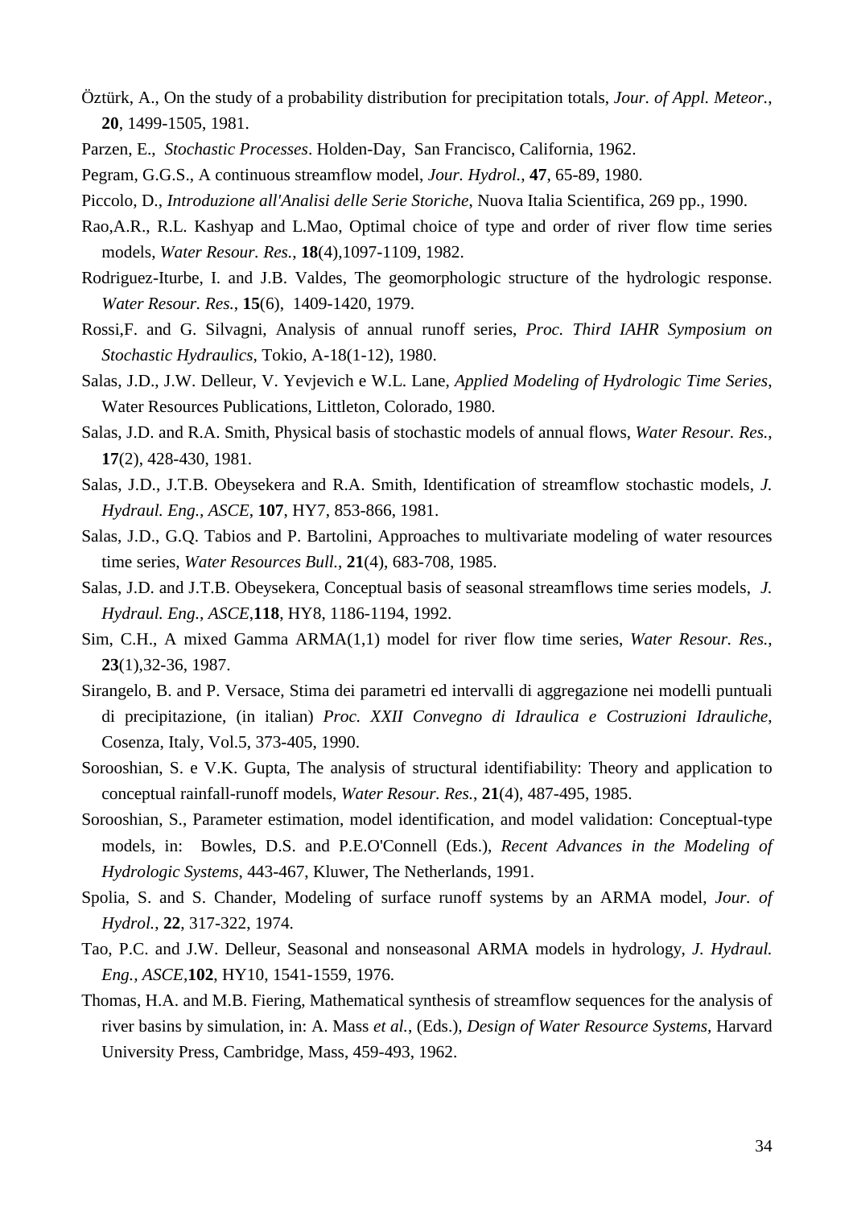Öztürk, A., On the study of a probability distribution for precipitation totals, *Jour. of Appl. Meteor.*, **20**, 1499-1505, 1981.

Parzen, E., *Stochastic Processes*. Holden-Day, San Francisco, California, 1962.

Pegram, G.G.S., A continuous streamflow model, *Jour. Hydrol.*, **47**, 65-89, 1980.

Piccolo, D., *Introduzione all'Analisi delle Serie Storiche*, Nuova Italia Scientifica, 269 pp., 1990.

Rao,A.R., R.L. Kashyap and L.Mao, Optimal choice of type and order of river flow time series models, *Water Resour. Res.*, **18**(4),1097-1109, 1982.

Rodriguez-Iturbe, I. and J.B. Valdes, The geomorphologic structure of the hydrologic response. *Water Resour. Res.*, **15**(6), 1409-1420, 1979.

Rossi,F. and G. Silvagni, Analysis of annual runoff series, *Proc. Third IAHR Symposium on Stochastic Hydraulics*, Tokio, A-18(1-12), 1980.

Salas, J.D., J.W. Delleur, V. Yevjevich e W.L. Lane, *Applied Modeling of Hydrologic Time Series*, Water Resources Publications, Littleton, Colorado, 1980.

Salas, J.D. and R.A. Smith, Physical basis of stochastic models of annual flows, *Water Resour. Res.*, **17**(2), 428-430, 1981.

Salas, J.D., J.T.B. Obeysekera and R.A. Smith, Identification of streamflow stochastic models, *J. Hydraul. Eng., ASCE*, **107**, HY7, 853-866, 1981.

Salas, J.D., G.Q. Tabios and P. Bartolini, Approaches to multivariate modeling of water resources time series, *Water Resources Bull.*, **21**(4), 683-708, 1985.

Salas, J.D. and J.T.B. Obeysekera, Conceptual basis of seasonal streamflows time series models, *J. Hydraul. Eng., ASCE*,**118**, HY8, 1186-1194, 1992.

Sim, C.H., A mixed Gamma ARMA(1,1) model for river flow time series, *Water Resour. Res.*, **23**(1),32-36, 1987.

Sirangelo, B. and P. Versace, Stima dei parametri ed intervalli di aggregazione nei modelli puntuali di precipitazione, (in italian) *Proc. XXII Convegno di Idraulica e Costruzioni Idrauliche*, Cosenza, Italy, Vol.5, 373-405, 1990.

Sorooshian, S. e V.K. Gupta, The analysis of structural identifiability: Theory and application to conceptual rainfall-runoff models, *Water Resour. Res.*, **21**(4), 487-495, 1985.

Sorooshian, S., Parameter estimation, model identification, and model validation: Conceptual-type models, in: Bowles, D.S. and P.E.O'Connell (Eds.), *Recent Advances in the Modeling of Hydrologic Systems*, 443-467, Kluwer, The Netherlands, 1991.

Spolia, S. and S. Chander, Modeling of surface runoff systems by an ARMA model, *Jour. of Hydrol.*, **22**, 317-322, 1974.

Tao, P.C. and J.W. Delleur, Seasonal and nonseasonal ARMA models in hydrology, *J. Hydraul. Eng., ASCE*,**102**, HY10, 1541-1559, 1976.

Thomas, H.A. and M.B. Fiering, Mathematical synthesis of streamflow sequences for the analysis of river basins by simulation, in: A. Mass *et al.*, (Eds.), *Design of Water Resource Systems*, Harvard University Press, Cambridge, Mass, 459-493, 1962.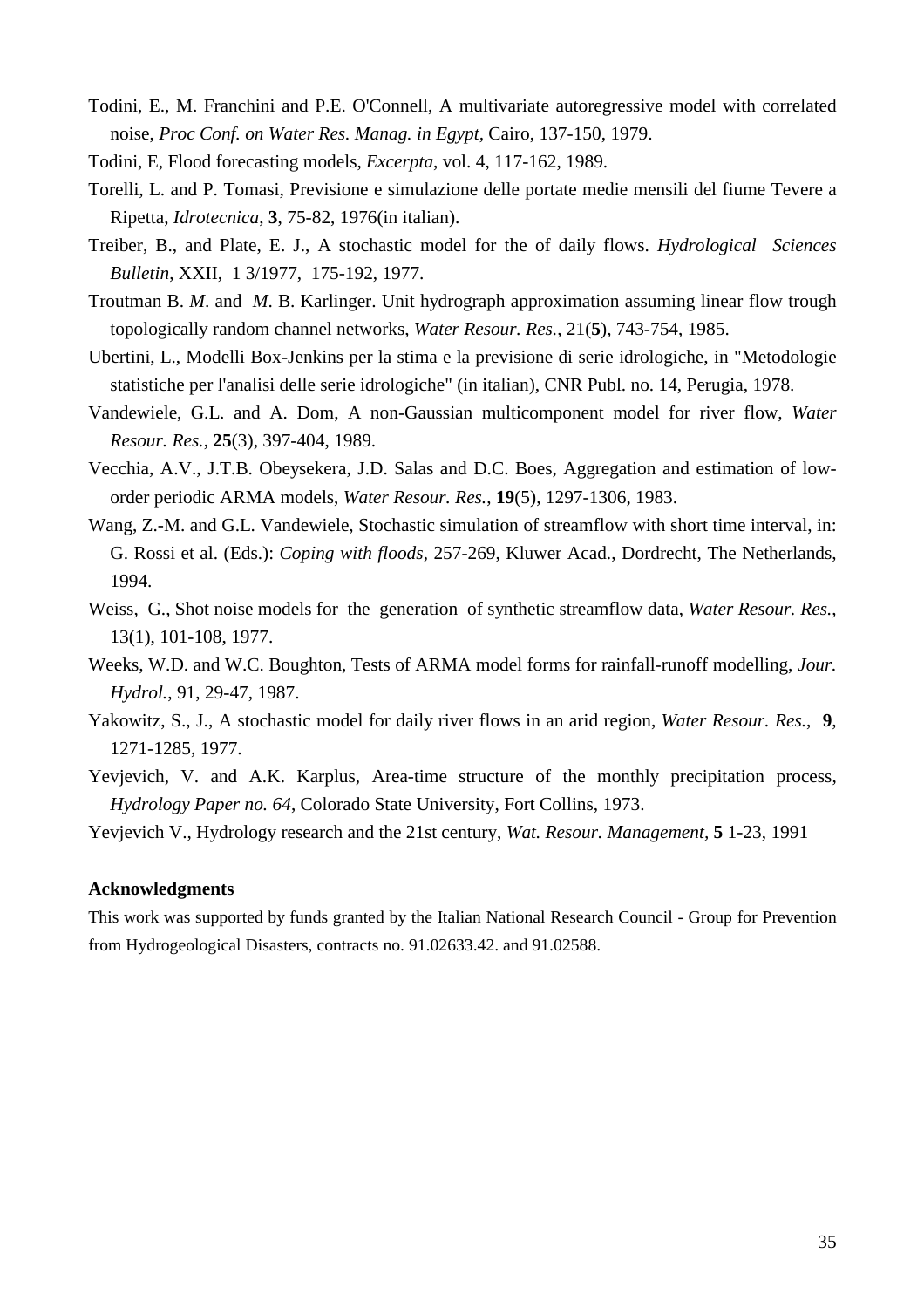Todini, E., M. Franchini and P.E. O'Connell, A multivariate autoregressive model with correlated noise, *Proc Conf. on Water Res. Manag. in Egypt*, Cairo, 137-150, 1979.

Todini, E, Flood forecasting models, *Excerpta*, vol. 4, 117-162, 1989.

Torelli, L. and P. Tomasi, Previsione e simulazione delle portate medie mensili del fiume Tevere a Ripetta, *Idrotecnica*, **3**, 75-82, 1976(in italian).

Treiber, B., and Plate, E. J., A stochastic model for the of daily flows. *Hydrological Sciences Bulletin*, XXII, 1 3/1977, 175-192, 1977.

Troutman B. *M*. and *M*. B. Karlinger. Unit hydrograph approximation assuming linear flow trough topologically random channel networks, *Water Resour. Res.*, 21(**5**), 743-754, 1985.

Ubertini, L., Modelli Box-Jenkins per la stima e la previsione di serie idrologiche, in "Metodologie statistiche per l'analisi delle serie idrologiche" (in italian), CNR Publ. no. 14, Perugia, 1978.

Vandewiele, G.L. and A. Dom, A non-Gaussian multicomponent model for river flow, *Water Resour. Res.*, **25**(3), 397-404, 1989.

Vecchia, A.V., J.T.B. Obeysekera, J.D. Salas and D.C. Boes, Aggregation and estimation of low-order periodic ARMA models, *Water Resour. Res.*, **19**(5), 1297-1306, 1983.

Wang, Z.-M. and G.L. Vandewiele, Stochastic simulation of streamflow with short time interval, in: G. Rossi et al. (Eds.): *Coping with floods*, 257-269, Kluwer Acad., Dordrecht, The Netherlands, 1994.

Weiss, G., Shot noise models for the generation of synthetic streamflow data, *Water Resour. Res.*, 13(1), 101-108, 1977.

Weeks, W.D. and W.C. Boughton, Tests of ARMA model forms for rainfall-runoff modelling, *Jour. Hydrol.*, 91, 29-47, 1987.

Yakowitz, S., J., A stochastic model for daily river flows in an arid region, *Water Resour. Res.*, **9**, 1271-1285, 1977.

Yevjevich, V. and A.K. Karplus, Area-time structure of the monthly precipitation process, *Hydrology Paper no. 64*, Colorado State University, Fort Collins, 1973.

Yevjevich V., Hydrology research and the 21st century, *Wat. Resour. Management*, **5** 1-23, 1991

**Acknowledgments**

This work was supported by funds granted by the Italian National Research Council - Group for Prevention from Hydrogeological Disasters, contracts no. 91.02633.42. and 91.02588.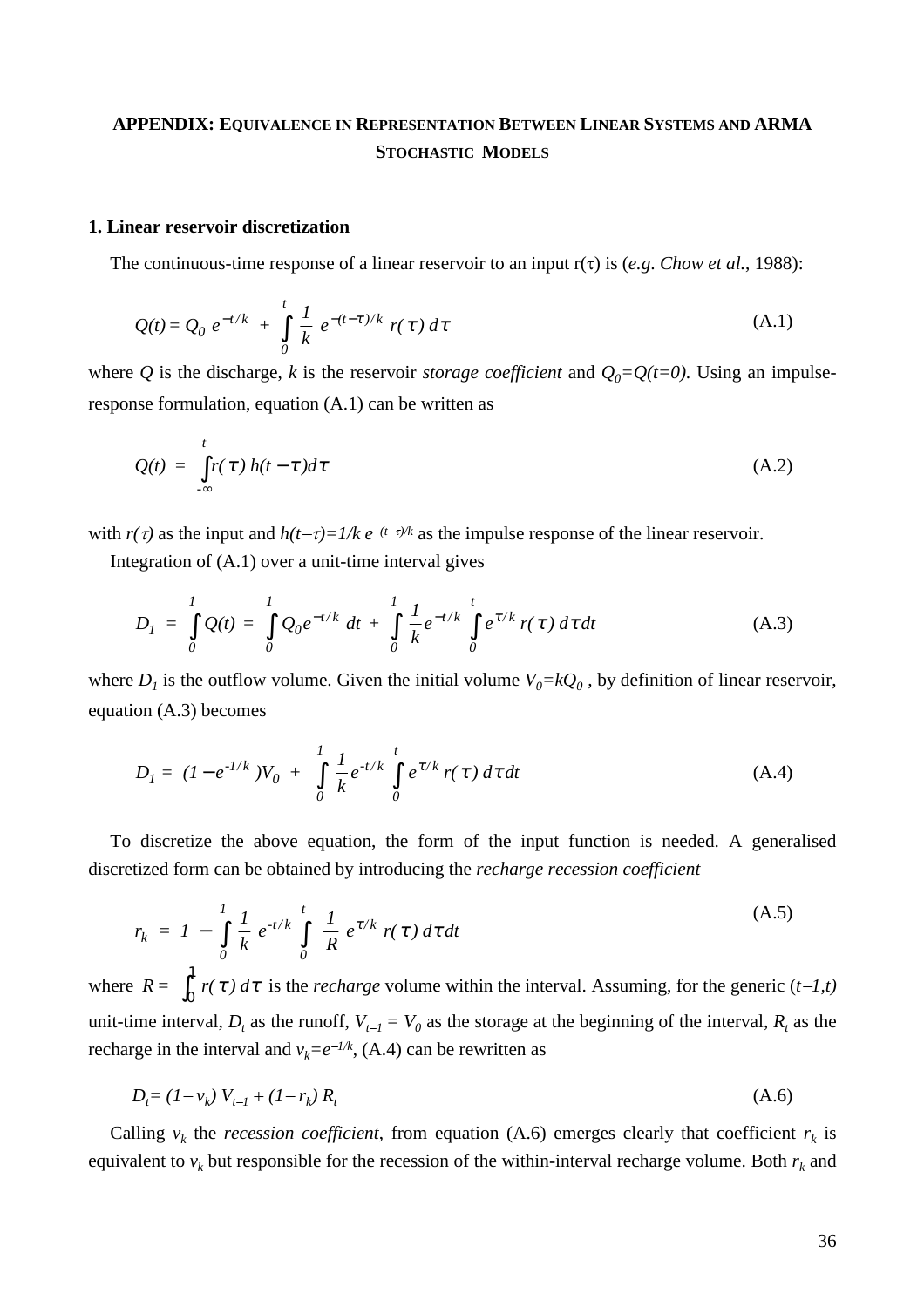## APPENDIX: EQUIVALENCE IN REPRESENTATION BETWEEN LINEAR SYSTEMS AND ARMA STOCHASTIC MODELS

### 1. Linear reservoir discretization

The continuous-time response of a linear reservoir to an input r(τ) is (*e.g. Chow et al.*, 1988):

$$Q(t) = Q_0\, e^{-t/k} + \int_0^t \frac{1}{k}\, e^{-(t-\tau)/k}\, r(\tau)\, d\tau \tag{A.1}$$

where $Q$ is the discharge, $k$ is the reservoir *storage coefficient* and $Q_0=Q(t=0)$. Using an impulse-response formulation, equation (A.1) can be written as

$$Q(t) = \int_{-\infty}^{t} r(\tau)\, h(t-\tau) d\tau \tag{A.2}$$

with $r(\tau)$ as the input and $h(t-\tau)=1/k\, e^{-(t-\tau)/k}$ as the impulse response of the linear reservoir.

Integration of (A.1) over a unit-time interval gives

$$D_1 = \int_0^1 Q(t) = \int_0^1 Q_0 e^{-t/k}\, dt + \int_0^1 \frac{1}{k} e^{-t/k} \int_0^t e^{\tau/k}\, r(\tau)\, d\tau dt \tag{A.3}$$

where $D_1$ is the outflow volume. Given the initial volume $V_0=kQ_0$, by definition of linear reservoir, equation (A.3) becomes

$$D_1 = (1-e^{-1/k})V_0 + \int_0^1 \frac{1}{k} e^{-t/k} \int_0^t e^{\tau/k}\, r(\tau)\, d\tau dt \tag{A.4}$$

To discretize the above equation, the form of the input function is needed. A generalised discretized form can be obtained by introducing the *recharge recession coefficient*

$$r_k = 1 - \int_0^1 \frac{1}{k}\, e^{-t/k} \int_0^t \frac{1}{R}\, e^{\tau/k}\, r(\tau)\, d\tau dt \tag{A.5}$$

where $R = \int_0^1 r(\tau)\, d\tau$ is the *recharge* volume within the interval. Assuming, for the generic $(t-1,t)$ unit-time interval, $D_t$ as the runoff, $V_{t-1} = V_0$ as the storage at the beginning of the interval, $R_t$ as the recharge in the interval and $v_k=e^{-1/k}$, (A.4) can be rewritten as

$$D_t= (1-v_k)\, V_{t-1} + (1-r_k)\, R_t \tag{A.6}$$

Calling $v_k$ the *recession coefficient*, from equation (A.6) emerges clearly that coefficient $r_k$ is equivalent to $v_k$ but responsible for the recession of the within-interval recharge volume. Both $r_k$ and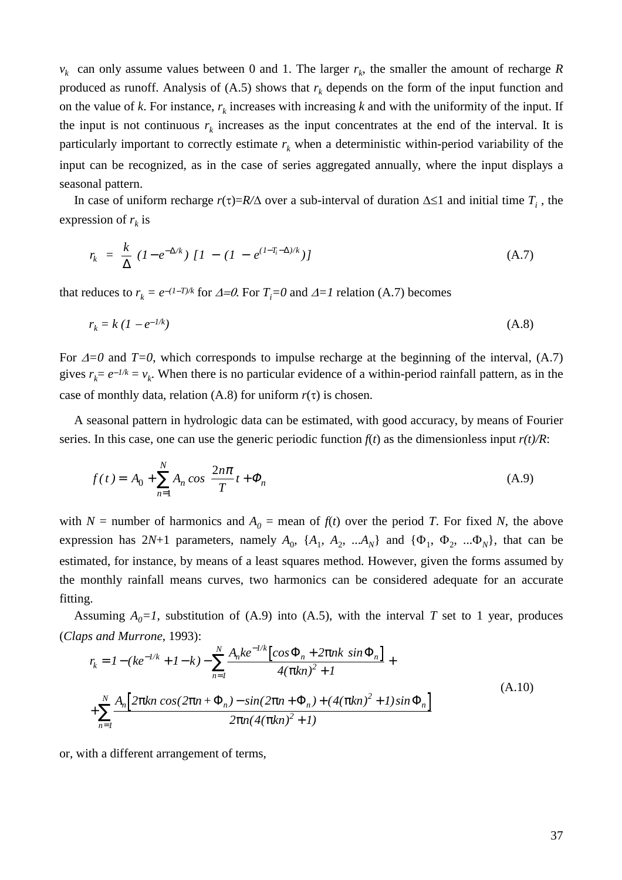$v_k$ can only assume values between 0 and 1. The larger $r_k$, the smaller the amount of recharge $R$ produced as runoff. Analysis of (A.5) shows that $r_k$ depends on the form of the input function and on the value of $k$. For instance, $r_k$ increases with increasing $k$ and with the uniformity of the input. If the input is not continuous $r_k$ increases as the input concentrates at the end of the interval. It is particularly important to correctly estimate $r_k$ when a deterministic within-period variability of the input can be recognized, as in the case of series aggregated annually, where the input displays a seasonal pattern.

In case of uniform recharge $r(\tau)=R/\Delta$ over a sub-interval of duration $\Delta \leq 1$ and initial time $T_i$, the expression of $r_k$ is

$$r_k = \frac{k}{\Delta} \, (1 - e^{-\Delta/k}) \; [1 \; - (1 \; - e^{(1-T_i-\Delta)/k})] \tag{A.7}$$

that reduces to $r_k = e^{-(1-T)/k}$ for $\Delta=0$. For $T_i=0$ and $\Delta=1$ relation (A.7) becomes

$$r_k = k\,(1 - e^{-1/k}) \tag{A.8}$$

For $\Delta=0$ and $T=0$, which corresponds to impulse recharge at the beginning of the interval, (A.7) gives $r_k = e^{-1/k} = v_k$. When there is no particular evidence of a within-period rainfall pattern, as in the case of monthly data, relation (A.8) for uniform $r(\tau)$ is chosen.

A seasonal pattern in hydrologic data can be estimated, with good accuracy, by means of Fourier series. In this case, one can use the generic periodic function $f(t)$ as the dimensionless input $r(t)/R$:

$$f(t) = A_0 + \sum_{n=1}^{N} A_n \cos\left(\frac{2n\pi}{T} t + \Phi_n\right) \tag{A.9}$$

with $N$ = number of harmonics and $A_0$ = mean of $f(t)$ over the period $T$. For fixed $N$, the above expression has $2N+1$ parameters, namely $A_0$, $\{A_1, A_2, \ldots A_N\}$ and $\{\Phi_1, \Phi_2, \ldots \Phi_N\}$, that can be estimated, for instance, by means of a least squares method. However, given the forms assumed by the monthly rainfall means curves, two harmonics can be considered adequate for an accurate fitting.

Assuming $A_0=1$, substitution of (A.9) into (A.5), with the interval $T$ set to 1 year, produces (*Claps and Murrone*, 1993):

$$\begin{aligned} r_k = {} & 1 - (ke^{-1/k} + 1 - k) - \sum_{n=1}^{N} \frac{A_n k e^{-1/k}\left[\cos\Phi_n + 2\pi nk \sin\Phi_n\right]}{4(\pi kn)^2 + 1} + \\ & + \sum_{n=1}^{N} \frac{A_n\left[2\pi kn \cos(2\pi n + \Phi_n) - \sin(2\pi n + \Phi_n) + (4(\pi kn)^2 + 1)\sin\Phi_n\right]}{2\pi n(4(\pi kn)^2 + 1)} \end{aligned} \tag{A.10}$$

or, with a different arrangement of terms,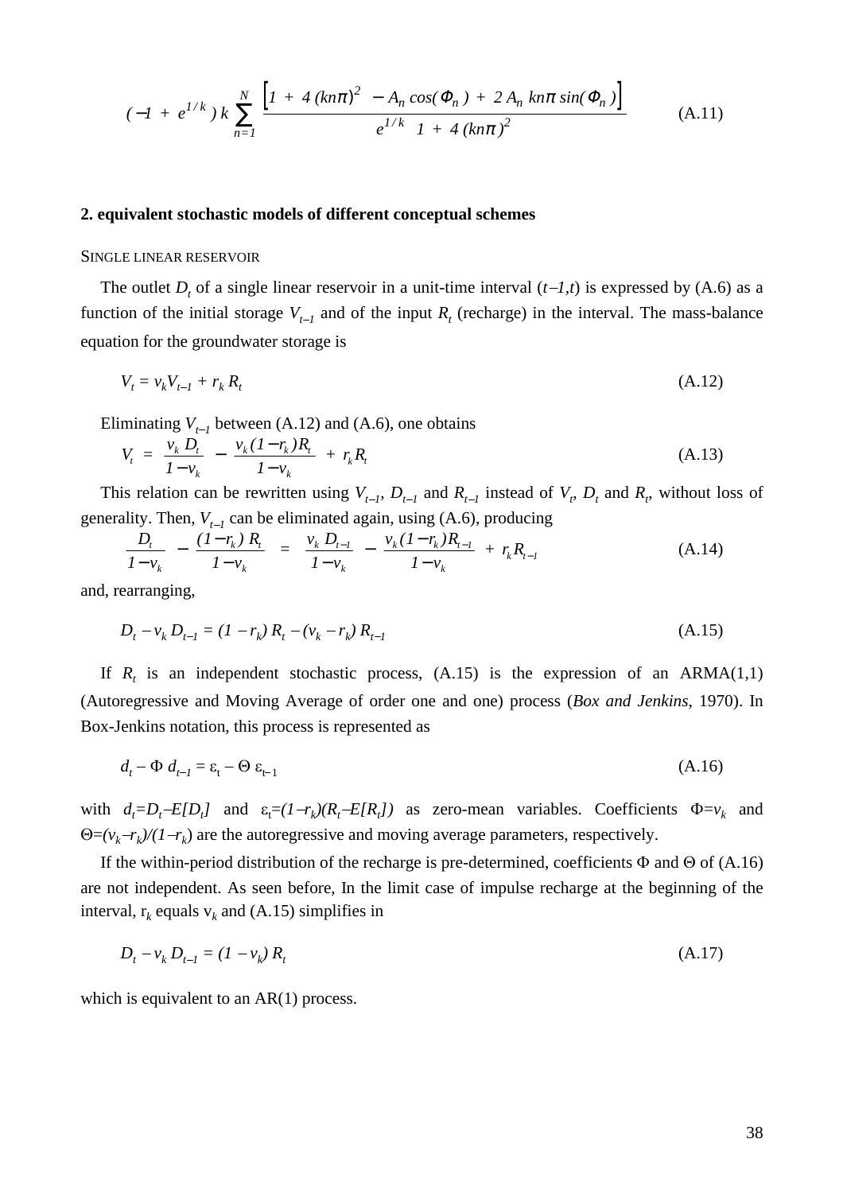$$(-1 + e^{1/k})\, k \sum_{n=1}^{N} \frac{\left[1 + 4\,(kn\pi)^2 - A_n \cos(\Phi_n) + 2\,A_n\, kn\pi \sin(\Phi_n)\right]}{e^{1/k}\;\; 1 + 4\,(kn\pi)^2} \tag{A.11}$$

## 2. equivalent stochastic models of different conceptual schemes

### SINGLE LINEAR RESERVOIR

The outlet $D_t$ of a single linear reservoir in a unit-time interval $(t-1,t)$ is expressed by (A.6) as a function of the initial storage $V_{t-1}$ and of the input $R_t$ (recharge) in the interval. The mass-balance equation for the groundwater storage is

$$V_t = v_k V_{t-1} + r_k\, R_t \tag{A.12}$$

Eliminating $V_{t-1}$ between (A.12) and (A.6), one obtains

$$V_t = \frac{v_k\, D_t}{1-v_k} - \frac{v_k\,(1-r_k) R_t}{1-v_k} + r_k R_t \tag{A.13}$$

This relation can be rewritten using $V_{t-1}$, $D_{t-1}$ and $R_{t-1}$ instead of $V_t$, $D_t$ and $R_t$, without loss of generality. Then, $V_{t-1}$ can be eliminated again, using (A.6), producing

$$\frac{D_t}{1-v_k} - \frac{(1-r_k)\, R_t}{1-v_k} = \frac{v_k\, D_{t-1}}{1-v_k} - \frac{v_k\,(1-r_k) R_{t-1}}{1-v_k} + r_k R_{t-1} \tag{A.14}$$

and, rearranging,

$$D_t - v_k\, D_{t-1} = (1 - r_k)\, R_t - (v_k - r_k)\, R_{t-1} \tag{A.15}$$

If $R_t$ is an independent stochastic process, (A.15) is the expression of an ARMA(1,1) (Autoregressive and Moving Average of order one and one) process (*Box and Jenkins*, 1970). In Box-Jenkins notation, this process is represented as

$$d_t - \Phi\, d_{t-1} = \varepsilon_t - \Theta\, \varepsilon_{t-1} \tag{A.16}$$

with $d_t=D_t-E[D_t]$ and $\varepsilon_t=(1-r_k)(R_t-E[R_t])$ as zero-mean variables. Coefficients $\Phi=v_k$ and $\Theta=(v_k-r_k)/(1-r_k)$ are the autoregressive and moving average parameters, respectively.

If the within-period distribution of the recharge is pre-determined, coefficients $\Phi$ and $\Theta$ of (A.16) are not independent. As seen before, In the limit case of impulse recharge at the beginning of the interval, $r_k$ equals $v_k$ and (A.15) simplifies in

$$D_t - v_k\, D_{t-1} = (1 - v_k)\, R_t \tag{A.17}$$

which is equivalent to an AR(1) process.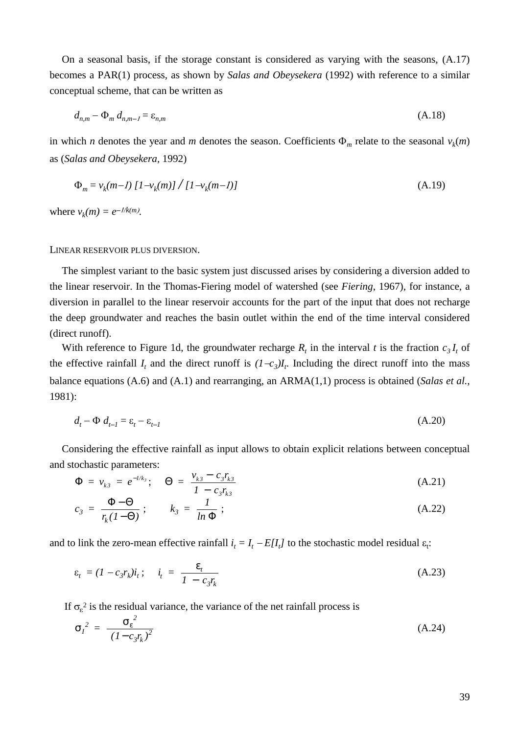On a seasonal basis, if the storage constant is considered as varying with the seasons, (A.17) becomes a PAR(1) process, as shown by *Salas and Obeysekera* (1992) with reference to a similar conceptual scheme, that can be written as

$$d_{n,m} - \Phi_m \, d_{n,m-1} = \varepsilon_{n,m} \tag{A.18}$$

in which $n$ denotes the year and $m$ denotes the season. Coefficients $\Phi_m$ relate to the seasonal $v_k(m)$ as (*Salas and Obeysekera*, 1992)

$$\Phi_m = v_k(m-1)\, [1-v_k(m)] \,/\, [1-v_k(m-1)] \tag{A.19}$$

where $v_k(m) = e^{-1/k(m)}$.

LINEAR RESERVOIR PLUS DIVERSION.

The simplest variant to the basic system just discussed arises by considering a diversion added to the linear reservoir. In the Thomas-Fiering model of watershed (see *Fiering*, 1967), for instance, a diversion in parallel to the linear reservoir accounts for the part of the input that does not recharge the deep groundwater and reaches the basin outlet within the end of the time interval considered (direct runoff).

With reference to Figure 1d, the groundwater recharge $R_t$ in the interval $t$ is the fraction $c_3 I_t$ of the effective rainfall $I_t$ and the direct runoff is $(1-c_3)I_t$. Including the direct runoff into the mass balance equations (A.6) and (A.1) and rearranging, an ARMA(1,1) process is obtained (*Salas et al.*, 1981):

$$d_t - \Phi \, d_{t-1} = \varepsilon_t - \varepsilon_{t-1} \tag{A.20}$$

Considering the effective rainfall as input allows to obtain explicit relations between conceptual and stochastic parameters:

$$\Phi = v_{k3} = e^{-1/k_3}\,; \qquad \Theta = \frac{v_{k3} - c_3 r_{k3}}{1 - c_3 r_{k3}} \tag{A.21}$$

$$c_3 = \frac{\Phi - \Theta}{r_k (1 - \Theta)}\,; \qquad k_3 = \frac{1}{\ln \Phi}\,; \tag{A.22}$$

and to link the zero-mean effective rainfall $i_t = I_t - E[I_t]$ to the stochastic model residual $\varepsilon_t$:

$$\varepsilon_t = (1 - c_3 r_k) i_t\,; \qquad i_t = \frac{\varepsilon_t}{1 - c_3 r_k} \tag{A.23}$$

If $\sigma_\varepsilon^2$ is the residual variance, the variance of the net rainfall process is

$$\sigma_I^2 = \frac{\sigma_\varepsilon^2}{(1 - c_3 r_k)^2} \tag{A.24}$$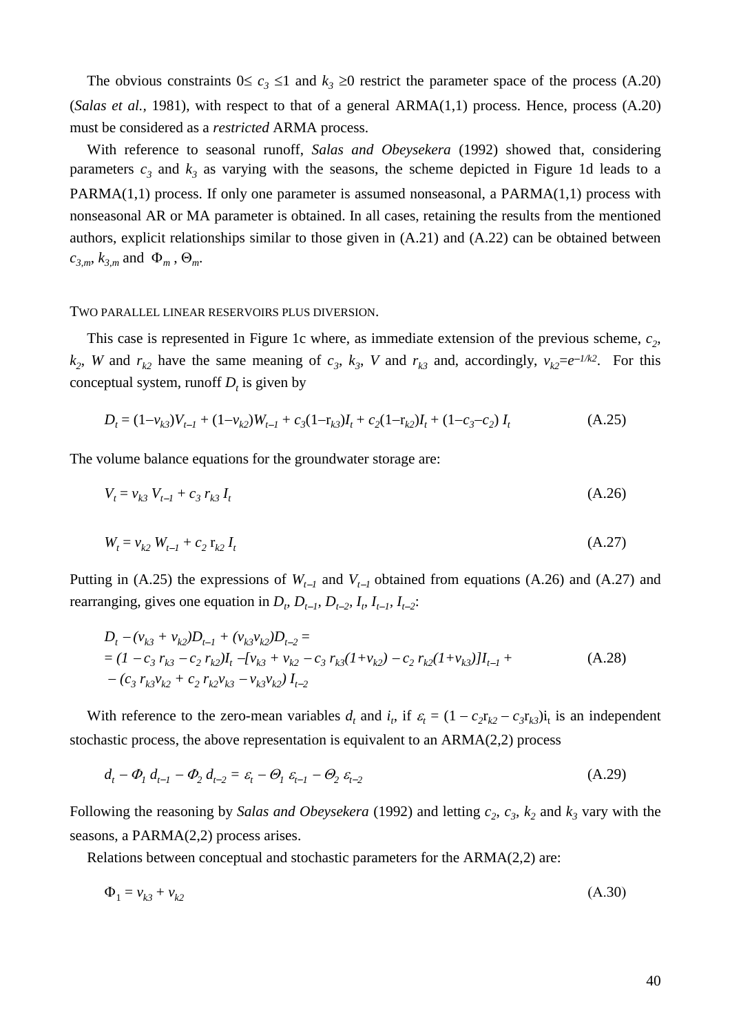The obvious constraints $0 \le c_3 \le 1$ and $k_3 \ge 0$ restrict the parameter space of the process (A.20) (*Salas et al.*, 1981), with respect to that of a general ARMA(1,1) process. Hence, process (A.20) must be considered as a *restricted* ARMA process.

With reference to seasonal runoff, *Salas and Obeysekera* (1992) showed that, considering parameters $c_3$ and $k_3$ as varying with the seasons, the scheme depicted in Figure 1d leads to a PARMA(1,1) process. If only one parameter is assumed nonseasonal, a PARMA(1,1) process with nonseasonal AR or MA parameter is obtained. In all cases, retaining the results from the mentioned authors, explicit relationships similar to those given in (A.21) and (A.22) can be obtained between $c_{3,m}$, $k_{3,m}$ and $\Phi_m$, $\Theta_m$.

TWO PARALLEL LINEAR RESERVOIRS PLUS DIVERSION.

This case is represented in Figure 1c where, as immediate extension of the previous scheme, $c_2$, $k_2$, $W$ and $r_{k2}$ have the same meaning of $c_3$, $k_3$, $V$ and $r_{k3}$ and, accordingly, $v_{k2}=e^{-1/k2}$. For this conceptual system, runoff $D_t$ is given by

$$D_t = (1-v_{k3})V_{t-1} + (1-v_{k2})W_{t-1} + c_3(1-r_{k3})I_t + c_2(1-r_{k2})I_t + (1-c_3-c_2)\, I_t \qquad \text{(A.25)}$$

The volume balance equations for the groundwater storage are:

$$V_t = v_{k3}\, V_{t-1} + c_3\, r_{k3}\, I_t \qquad \text{(A.26)}$$

$$W_t = v_{k2}\, W_{t-1} + c_2\, r_{k2}\, I_t \qquad \text{(A.27)}$$

Putting in (A.25) the expressions of $W_{t-1}$ and $V_{t-1}$ obtained from equations (A.26) and (A.27) and rearranging, gives one equation in $D_t$, $D_{t-1}$, $D_{t-2}$, $I_t$, $I_{t-1}$, $I_{t-2}$:

$$\begin{aligned} &D_t - (v_{k3} + v_{k2})D_{t-1} + (v_{k3}v_{k2})D_{t-2} = \\ &= (1 - c_3\, r_{k3} - c_2\, r_{k2})I_t - [v_{k3} + v_{k2} - c_3\, r_{k3}(1+v_{k2}) - c_2\, r_{k2}(1+v_{k3})]I_{t-1} + \\ &\quad - (c_3\, r_{k3}v_{k2} + c_2\, r_{k2}v_{k3} - v_{k3}v_{k2})\, I_{t-2} \end{aligned} \qquad \text{(A.28)}$$

With reference to the zero-mean variables $d_t$ and $i_t$, if $\varepsilon_t = (1 - c_2 r_{k2} - c_3 r_{k3}) i_t$ is an independent stochastic process, the above representation is equivalent to an ARMA(2,2) process

$$d_t - \Phi_1\, d_{t-1} - \Phi_2\, d_{t-2} = \varepsilon_t - \Theta_1\, \varepsilon_{t-1} - \Theta_2\, \varepsilon_{t-2} \qquad \text{(A.29)}$$

Following the reasoning by *Salas and Obeysekera* (1992) and letting $c_2$, $c_3$, $k_2$ and $k_3$ vary with the seasons, a PARMA(2,2) process arises.

Relations between conceptual and stochastic parameters for the ARMA(2,2) are:

$$\Phi_1 = v_{k3} + v_{k2} \qquad \text{(A.30)}$$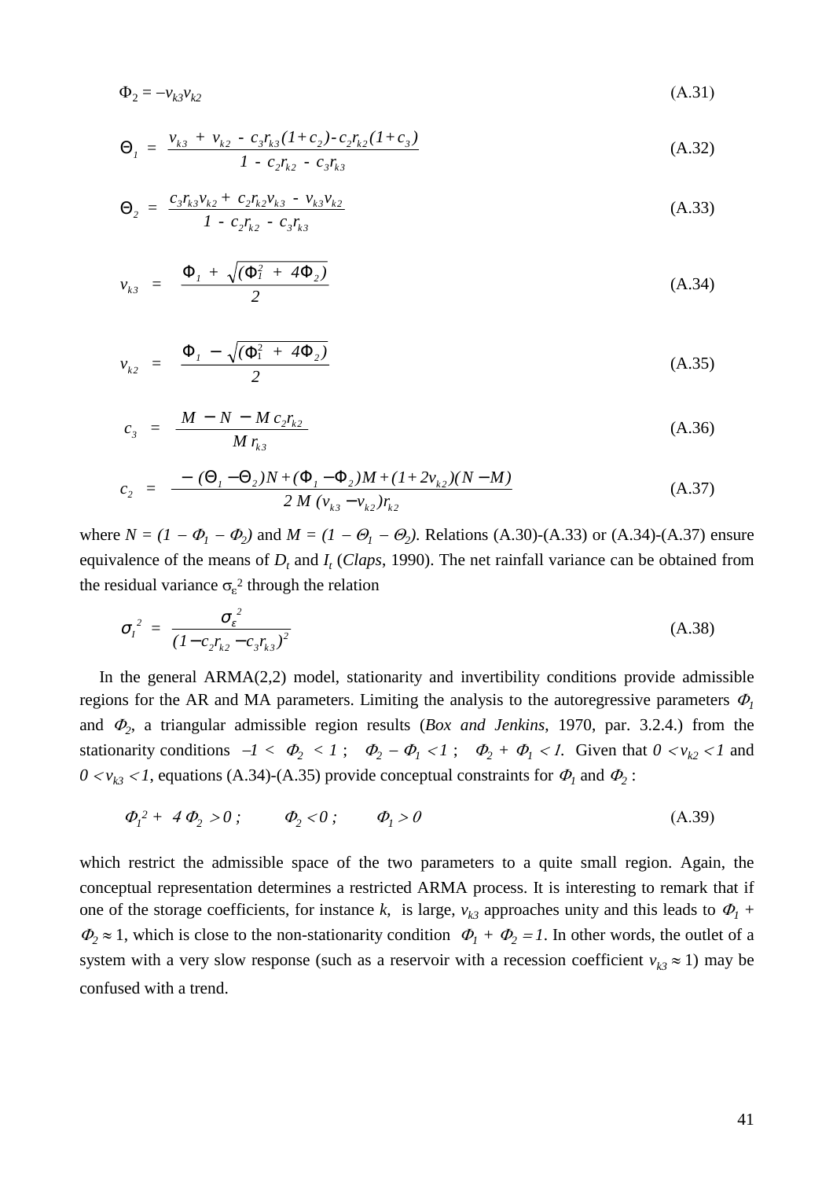$$\Phi_2 = -v_{k3}v_{k2} \tag{A.31}$$

$$\Theta_1 = \frac{v_{k3} + v_{k2} - c_3 r_{k3}(1+c_2) - c_2 r_{k2}(1+c_3)}{1 - c_2 r_{k2} - c_3 r_{k3}} \tag{A.32}$$

$$\Theta_2 = \frac{c_3 r_{k3} v_{k2} + c_2 r_{k2} v_{k3} - v_{k3} v_{k2}}{1 - c_2 r_{k2} - c_3 r_{k3}} \tag{A.33}$$

$$v_{k3} = \frac{\Phi_1 + \sqrt{(\Phi_1^2 + 4\Phi_2)}}{2} \tag{A.34}$$

$$v_{k2} = \frac{\Phi_1 - \sqrt{(\Phi_1^2 + 4\Phi_2)}}{2} \tag{A.35}$$

$$c_3 = \frac{M - N - M\, c_2 r_{k2}}{M\, r_{k3}} \tag{A.36}$$

$$c_2 = \frac{-(\Theta_1 - \Theta_2)N + (\Phi_1 - \Phi_2)M + (1 + 2v_{k2})(N - M)}{2\, M\, (v_{k3} - v_{k2}) r_{k2}} \tag{A.37}$$

where $N = (1 - \Phi_1 - \Phi_2)$ and $M = (1 - \Theta_1 - \Theta_2)$. Relations (A.30)-(A.33) or (A.34)-(A.37) ensure equivalence of the means of $D_t$ and $I_t$ (*Claps*, 1990). The net rainfall variance can be obtained from the residual variance $\sigma_\varepsilon^2$ through the relation

$$\sigma_I^2 = \frac{\sigma_\varepsilon^2}{(1 - c_2 r_{k2} - c_3 r_{k3})^2} \tag{A.38}$$

In the general ARMA(2,2) model, stationarity and invertibility conditions provide admissible regions for the AR and MA parameters. Limiting the analysis to the autoregressive parameters $\Phi_1$ and $\Phi_2$, a triangular admissible region results (*Box and Jenkins*, 1970, par. 3.2.4.) from the stationarity conditions $-1 < \Phi_2 < 1$ ; $\Phi_2 - \Phi_1 < 1$ ; $\Phi_2 + \Phi_1 < 1$. Given that $0 < v_{k2} < 1$ and $0 < v_{k3} < 1$, equations (A.34)-(A.35) provide conceptual constraints for $\Phi_1$ and $\Phi_2$ :

$$\Phi_1^2 + 4\,\Phi_2 > 0\,; \qquad \Phi_2 < 0\,; \qquad \Phi_1 > 0 \tag{A.39}$$

which restrict the admissible space of the two parameters to a quite small region. Again, the conceptual representation determines a restricted ARMA process. It is interesting to remark that if one of the storage coefficients, for instance $k$, is large, $v_{k3}$ approaches unity and this leads to $\Phi_1 + \Phi_2 \approx 1$, which is close to the non-stationarity condition $\Phi_1 + \Phi_2 = 1$. In other words, the outlet of a system with a very slow response (such as a reservoir with a recession coefficient $v_{k3} \approx 1$) may be confused with a trend.